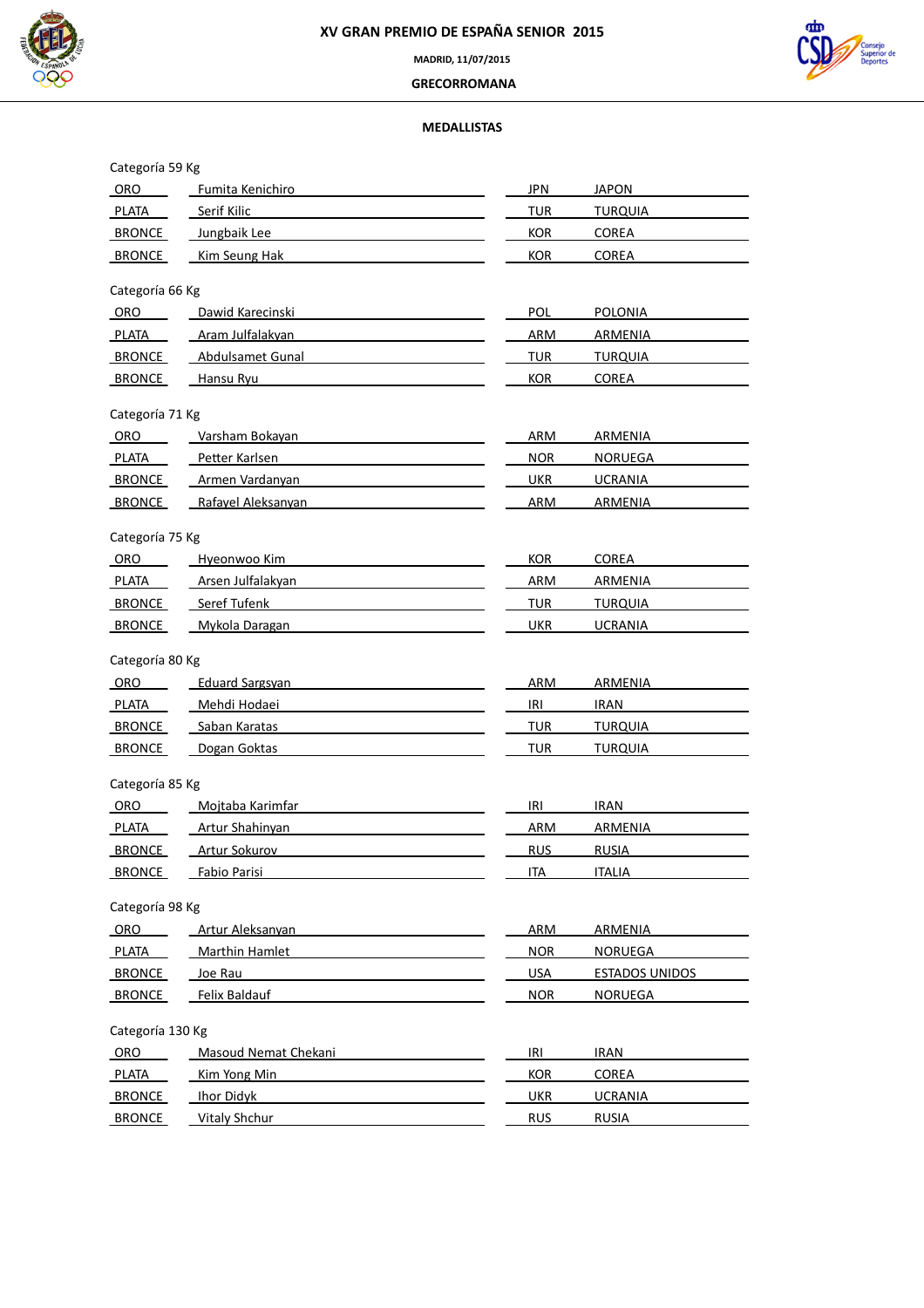# XV GRAN PREMIO DE ESPAÑA SENIOR 2015

**MADRID, 11/07/2015**

**GRECORROMANA**

## MEDALLISTAS

Categoría 59 Kg

| | | | |
|---|---|---|---|
| ORO | Fumita Kenichiro | JPN | JAPON |
| PLATA | Serif Kilic | TUR | TURQUIA |
| BRONCE | Jungbaik Lee | KOR | COREA |
| BRONCE | Kim Seung Hak | KOR | COREA |

Categoría 66 Kg

| | | | |
|---|---|---|---|
| ORO | Dawid Karecinski | POL | POLONIA |
| PLATA | Aram Julfalakyan | ARM | ARMENIA |
| BRONCE | Abdulsamet Gunal | TUR | TURQUIA |
| BRONCE | Hansu Ryu | KOR | COREA |

Categoría 71 Kg

| | | | |
|---|---|---|---|
| ORO | Varsham Bokayan | ARM | ARMENIA |
| PLATA | Petter Karlsen | NOR | NORUEGA |
| BRONCE | Armen Vardanyan | UKR | UCRANIA |
| BRONCE | Rafayel Aleksanyan | ARM | ARMENIA |

Categoría 75 Kg

| | | | |
|---|---|---|---|
| ORO | Hyeonwoo Kim | KOR | COREA |
| PLATA | Arsen Julfalakyan | ARM | ARMENIA |
| BRONCE | Seref Tufenk | TUR | TURQUIA |
| BRONCE | Mykola Daragan | UKR | UCRANIA |

Categoría 80 Kg

| | | | |
|---|---|---|---|
| ORO | Eduard Sargsyan | ARM | ARMENIA |
| PLATA | Mehdi Hodaei | IRI | IRAN |
| BRONCE | Saban Karatas | TUR | TURQUIA |
| BRONCE | Dogan Goktas | TUR | TURQUIA |

Categoría 85 Kg

| | | | |
|---|---|---|---|
| ORO | Mojtaba Karimfar | IRI | IRAN |
| PLATA | Artur Shahinyan | ARM | ARMENIA |
| BRONCE | Artur Sokurov | RUS | RUSIA |
| BRONCE | Fabio Parisi | ITA | ITALIA |

Categoría 98 Kg

| | | | |
|---|---|---|---|
| ORO | Artur Aleksanyan | ARM | ARMENIA |
| PLATA | Marthin Hamlet | NOR | NORUEGA |
| BRONCE | Joe Rau | USA | ESTADOS UNIDOS |
| BRONCE | Felix Baldauf | NOR | NORUEGA |

Categoría 130 Kg

| | | | |
|---|---|---|---|
| ORO | Masoud Nemat Chekani | IRI | IRAN |
| PLATA | Kim Yong Min | KOR | COREA |
| BRONCE | Ihor Didyk | UKR | UCRANIA |
| BRONCE | Vitaly Shchur | RUS | RUSIA |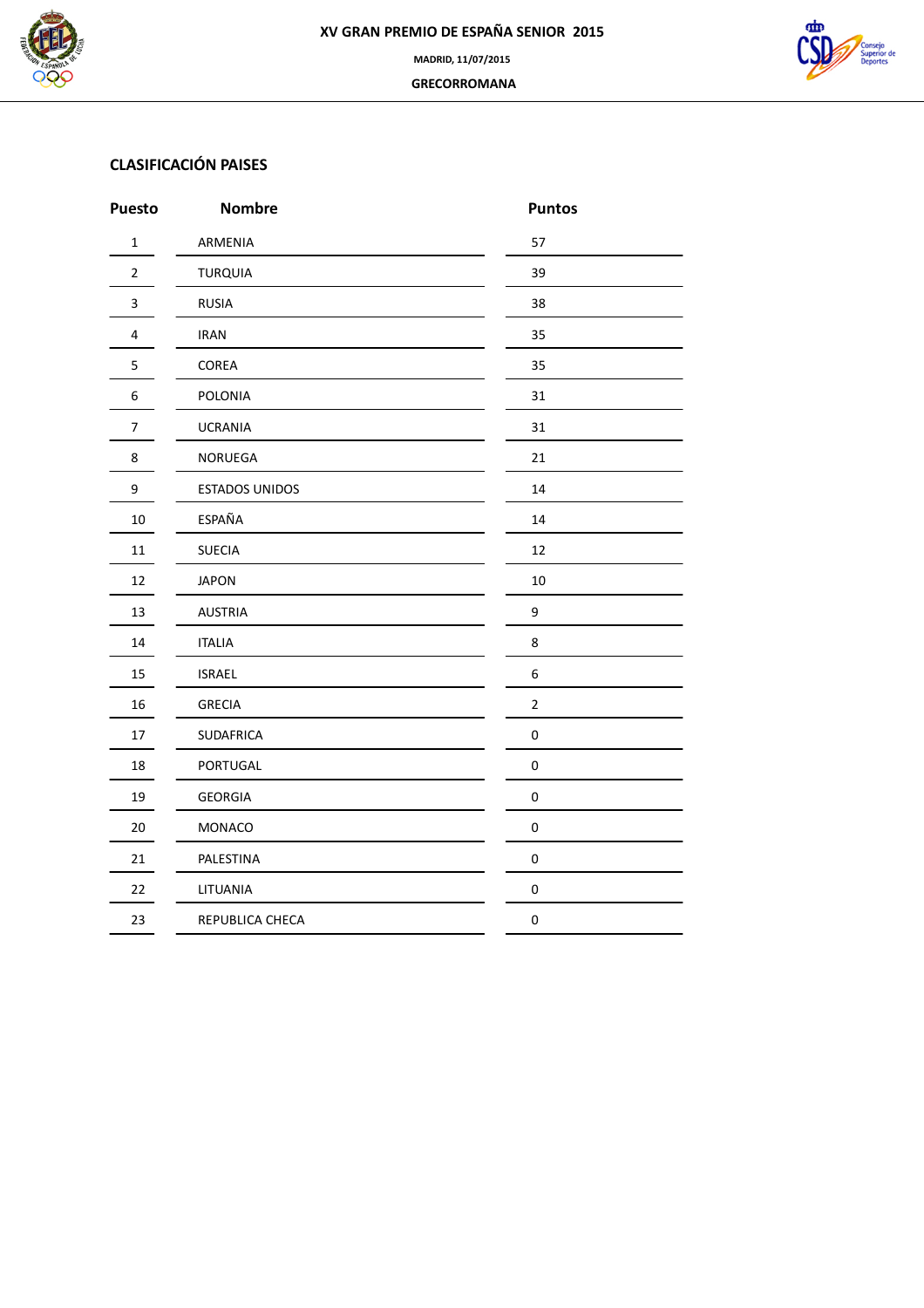# XV GRAN PREMIO DE ESPAÑA SENIOR 2015

MADRID, 11/07/2015

GRECORROMANA

## CLASIFICACIÓN PAISES

| Puesto | Nombre | Puntos |
|---|---|---|
| 1 | ARMENIA | 57 |
| 2 | TURQUIA | 39 |
| 3 | RUSIA | 38 |
| 4 | IRAN | 35 |
| 5 | COREA | 35 |
| 6 | POLONIA | 31 |
| 7 | UCRANIA | 31 |
| 8 | NORUEGA | 21 |
| 9 | ESTADOS UNIDOS | 14 |
| 10 | ESPAÑA | 14 |
| 11 | SUECIA | 12 |
| 12 | JAPON | 10 |
| 13 | AUSTRIA | 9 |
| 14 | ITALIA | 8 |
| 15 | ISRAEL | 6 |
| 16 | GRECIA | 2 |
| 17 | SUDAFRICA | 0 |
| 18 | PORTUGAL | 0 |
| 19 | GEORGIA | 0 |
| 20 | MONACO | 0 |
| 21 | PALESTINA | 0 |
| 22 | LITUANIA | 0 |
| 23 | REPUBLICA CHECA | 0 |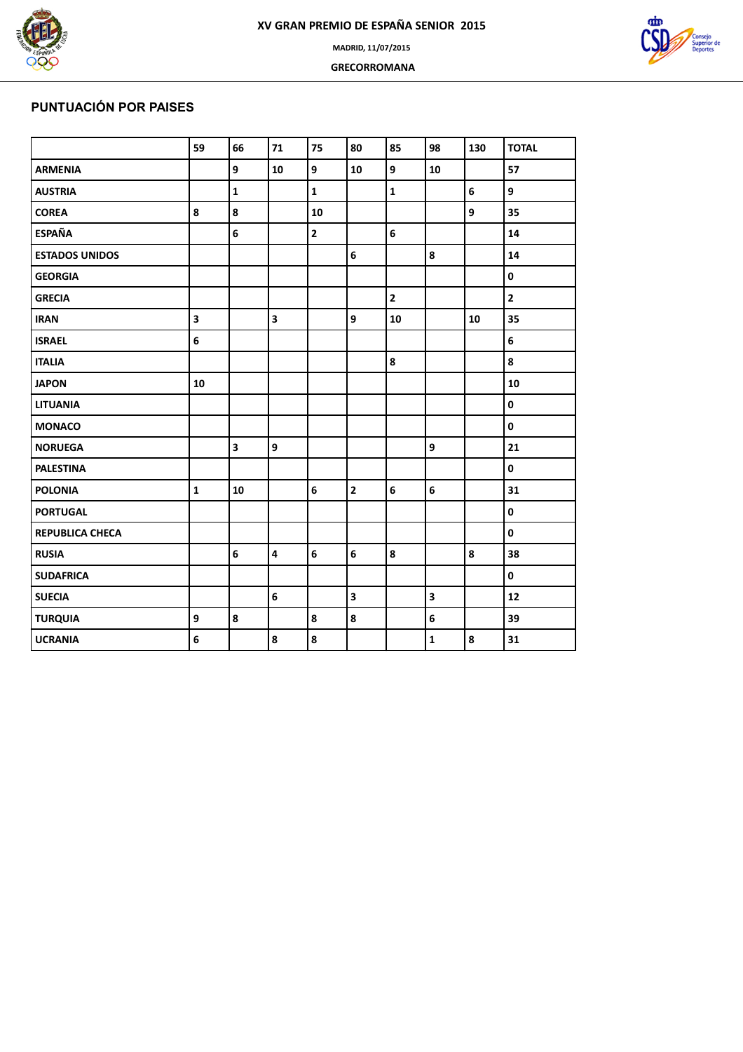XV GRAN PREMIO DE ESPAÑA SENIOR 2015

MADRID, 11/07/2015

GRECORROMANA

## PUNTUACIÓN POR PAISES

| | 59 | 66 | 71 | 75 | 80 | 85 | 98 | 130 | TOTAL |
|---|---|---|---|---|---|---|---|---|---|
| ARMENIA | | 9 | 10 | 9 | 10 | 9 | 10 | | 57 |
| AUSTRIA | | 1 | | 1 | | 1 | | 6 | 9 |
| COREA | 8 | 8 | | 10 | | | | 9 | 35 |
| ESPAÑA | | 6 | | 2 | | 6 | | | 14 |
| ESTADOS UNIDOS | | | | | 6 | | 8 | | 14 |
| GEORGIA | | | | | | | | | 0 |
| GRECIA | | | | | | 2 | | | 2 |
| IRAN | 3 | | 3 | | 9 | 10 | | 10 | 35 |
| ISRAEL | 6 | | | | | | | | 6 |
| ITALIA | | | | | | 8 | | | 8 |
| JAPON | 10 | | | | | | | | 10 |
| LITUANIA | | | | | | | | | 0 |
| MONACO | | | | | | | | | 0 |
| NORUEGA | | 3 | 9 | | | | 9 | | 21 |
| PALESTINA | | | | | | | | | 0 |
| POLONIA | 1 | 10 | | 6 | 2 | 6 | 6 | | 31 |
| PORTUGAL | | | | | | | | | 0 |
| REPUBLICA CHECA | | | | | | | | | 0 |
| RUSIA | | 6 | 4 | 6 | 6 | 8 | | 8 | 38 |
| SUDAFRICA | | | | | | | | | 0 |
| SUECIA | | | 6 | | 3 | | 3 | | 12 |
| TURQUIA | 9 | 8 | | 8 | 8 | | 6 | | 39 |
| UCRANIA | 6 | | 8 | 8 | | | 1 | 8 | 31 |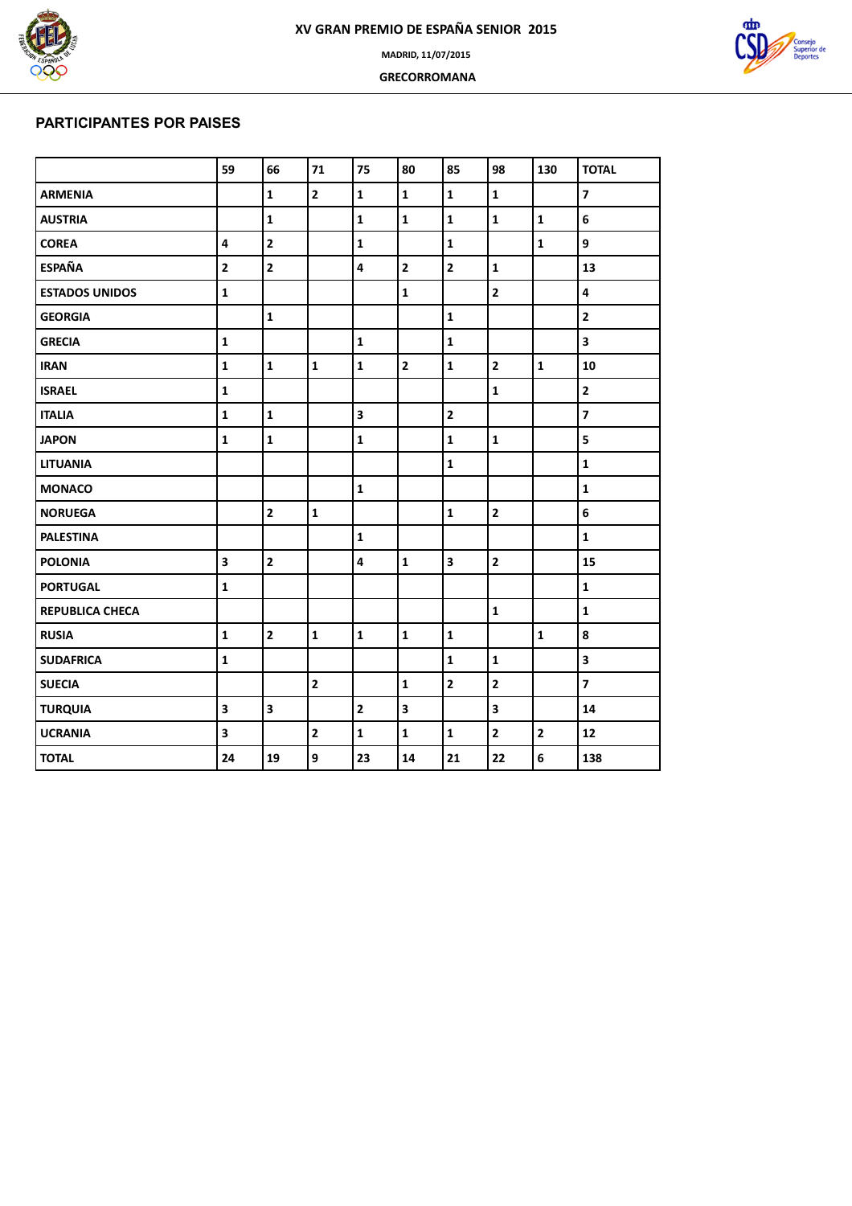XV GRAN PREMIO DE ESPAÑA SENIOR 2015

MADRID, 11/07/2015

GRECORROMANA

## PARTICIPANTES POR PAISES

| | 59 | 66 | 71 | 75 | 80 | 85 | 98 | 130 | TOTAL |
|---|---|---|---|---|---|---|---|---|---|
| **ARMENIA** | | 1 | 2 | 1 | 1 | 1 | 1 | | 7 |
| **AUSTRIA** | | 1 | | 1 | 1 | 1 | 1 | 1 | 6 |
| **COREA** | 4 | 2 | | 1 | | 1 | | 1 | 9 |
| **ESPAÑA** | 2 | 2 | | 4 | 2 | 2 | 1 | | 13 |
| **ESTADOS UNIDOS** | 1 | | | | 1 | | 2 | | 4 |
| **GEORGIA** | | 1 | | | | 1 | | | 2 |
| **GRECIA** | 1 | | | 1 | | 1 | | | 3 |
| **IRAN** | 1 | 1 | 1 | 1 | 2 | 1 | 2 | 1 | 10 |
| **ISRAEL** | 1 | | | | | | 1 | | 2 |
| **ITALIA** | 1 | 1 | | 3 | | 2 | | | 7 |
| **JAPON** | 1 | 1 | | 1 | | 1 | 1 | | 5 |
| **LITUANIA** | | | | | | 1 | | | 1 |
| **MONACO** | | | | 1 | | | | | 1 |
| **NORUEGA** | | 2 | 1 | | | 1 | 2 | | 6 |
| **PALESTINA** | | | | 1 | | | | | 1 |
| **POLONIA** | 3 | 2 | | 4 | 1 | 3 | 2 | | 15 |
| **PORTUGAL** | 1 | | | | | | | | 1 |
| **REPUBLICA CHECA** | | | | | | | 1 | | 1 |
| **RUSIA** | 1 | 2 | 1 | 1 | 1 | 1 | | 1 | 8 |
| **SUDAFRICA** | 1 | | | | | 1 | 1 | | 3 |
| **SUECIA** | | | 2 | | 1 | 2 | 2 | | 7 |
| **TURQUIA** | 3 | 3 | | 2 | 3 | | 3 | | 14 |
| **UCRANIA** | 3 | | 2 | 1 | 1 | 1 | 2 | 2 | 12 |
| **TOTAL** | 24 | 19 | 9 | 23 | 14 | 21 | 22 | 6 | 138 |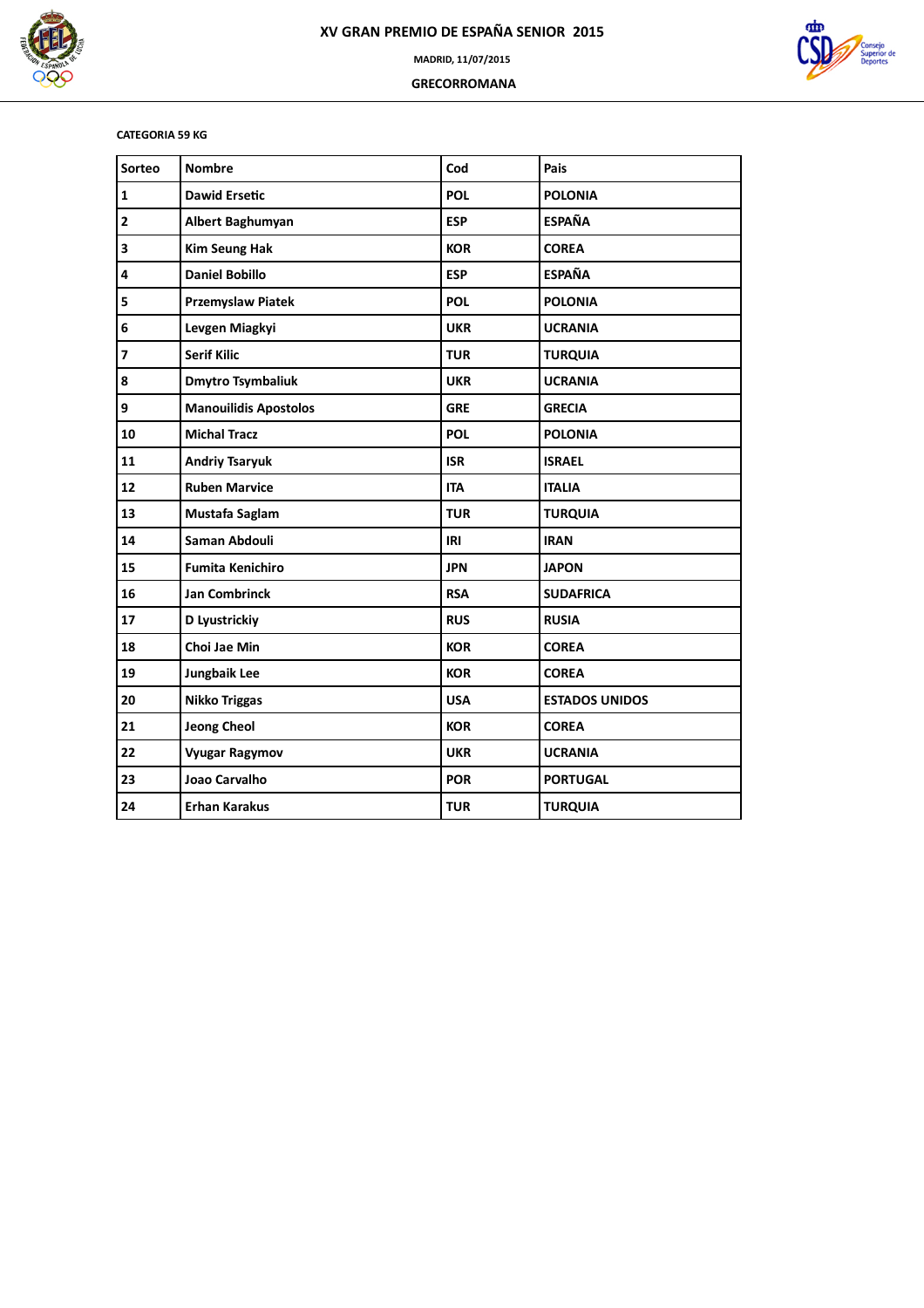# XV GRAN PREMIO DE ESPAÑA SENIOR 2015

MADRID, 11/07/2015

GRECORROMANA

CATEGORIA 59 KG

| Sorteo | Nombre | Cod | Pais |
|---|---|---|---|
| 1 | Dawid Ersetic | POL | POLONIA |
| 2 | Albert Baghumyan | ESP | ESPAÑA |
| 3 | Kim Seung Hak | KOR | COREA |
| 4 | Daniel Bobillo | ESP | ESPAÑA |
| 5 | Przemyslaw Piatek | POL | POLONIA |
| 6 | Levgen Miagkyi | UKR | UCRANIA |
| 7 | Serif Kilic | TUR | TURQUIA |
| 8 | Dmytro Tsymbaliuk | UKR | UCRANIA |
| 9 | Manouilidis Apostolos | GRE | GRECIA |
| 10 | Michal Tracz | POL | POLONIA |
| 11 | Andriy Tsaryuk | ISR | ISRAEL |
| 12 | Ruben Marvice | ITA | ITALIA |
| 13 | Mustafa Saglam | TUR | TURQUIA |
| 14 | Saman Abdouli | IRI | IRAN |
| 15 | Fumita Kenichiro | JPN | JAPON |
| 16 | Jan Combrinck | RSA | SUDAFRICA |
| 17 | D Lyustrickiy | RUS | RUSIA |
| 18 | Choi Jae Min | KOR | COREA |
| 19 | Jungbaik Lee | KOR | COREA |
| 20 | Nikko Triggas | USA | ESTADOS UNIDOS |
| 21 | Jeong Cheol | KOR | COREA |
| 22 | Vyugar Ragymov | UKR | UCRANIA |
| 23 | Joao Carvalho | POR | PORTUGAL |
| 24 | Erhan Karakus | TUR | TURQUIA |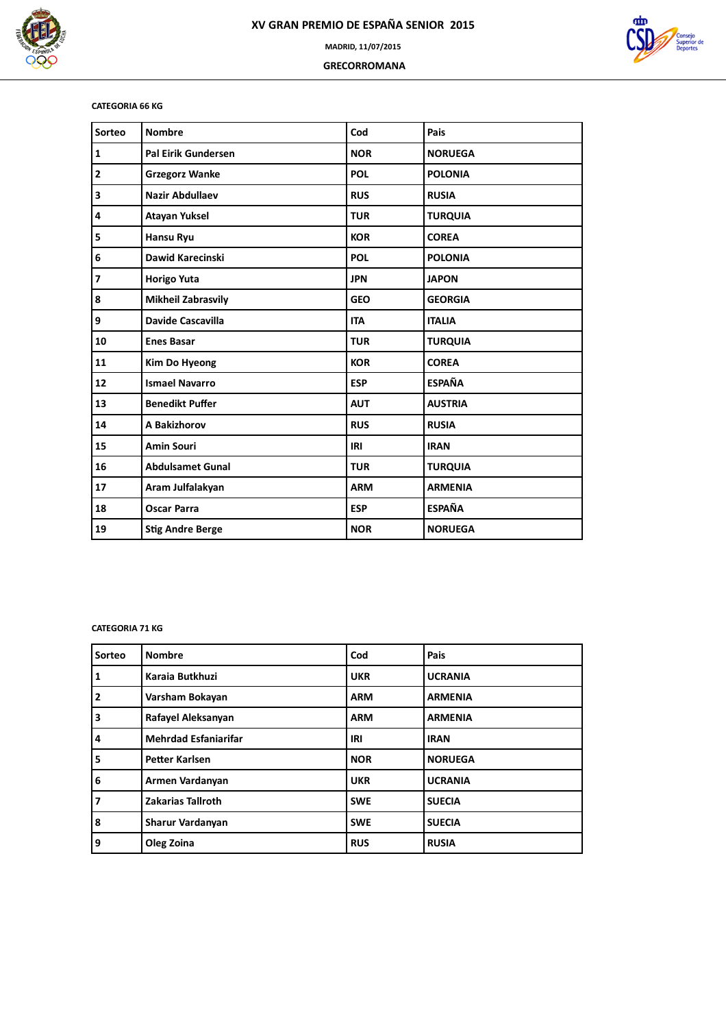# XV GRAN PREMIO DE ESPAÑA SENIOR 2015

MADRID, 11/07/2015

GRECORROMANA

CATEGORIA 66 KG

| Sorteo | Nombre | Cod | Pais |
|---|---|---|---|
| 1 | Pal Eirik Gundersen | NOR | NORUEGA |
| 2 | Grzegorz Wanke | POL | POLONIA |
| 3 | Nazir Abdullaev | RUS | RUSIA |
| 4 | Atayan Yuksel | TUR | TURQUIA |
| 5 | Hansu Ryu | KOR | COREA |
| 6 | Dawid Karecinski | POL | POLONIA |
| 7 | Horigo Yuta | JPN | JAPON |
| 8 | Mikheil Zabrasvily | GEO | GEORGIA |
| 9 | Davide Cascavilla | ITA | ITALIA |
| 10 | Enes Basar | TUR | TURQUIA |
| 11 | Kim Do Hyeong | KOR | COREA |
| 12 | Ismael Navarro | ESP | ESPAÑA |
| 13 | Benedikt Puffer | AUT | AUSTRIA |
| 14 | A Bakizhorov | RUS | RUSIA |
| 15 | Amin Souri | IRI | IRAN |
| 16 | Abdulsamet Gunal | TUR | TURQUIA |
| 17 | Aram Julfalakyan | ARM | ARMENIA |
| 18 | Oscar Parra | ESP | ESPAÑA |
| 19 | Stig Andre Berge | NOR | NORUEGA |

CATEGORIA 71 KG

| Sorteo | Nombre | Cod | Pais |
|---|---|---|---|
| 1 | Karaia Butkhuzi | UKR | UCRANIA |
| 2 | Varsham Bokayan | ARM | ARMENIA |
| 3 | Rafayel Aleksanyan | ARM | ARMENIA |
| 4 | Mehrdad Esfaniarifar | IRI | IRAN |
| 5 | Petter Karlsen | NOR | NORUEGA |
| 6 | Armen Vardanyan | UKR | UCRANIA |
| 7 | Zakarias Tallroth | SWE | SUECIA |
| 8 | Sharur Vardanyan | SWE | SUECIA |
| 9 | Oleg Zoina | RUS | RUSIA |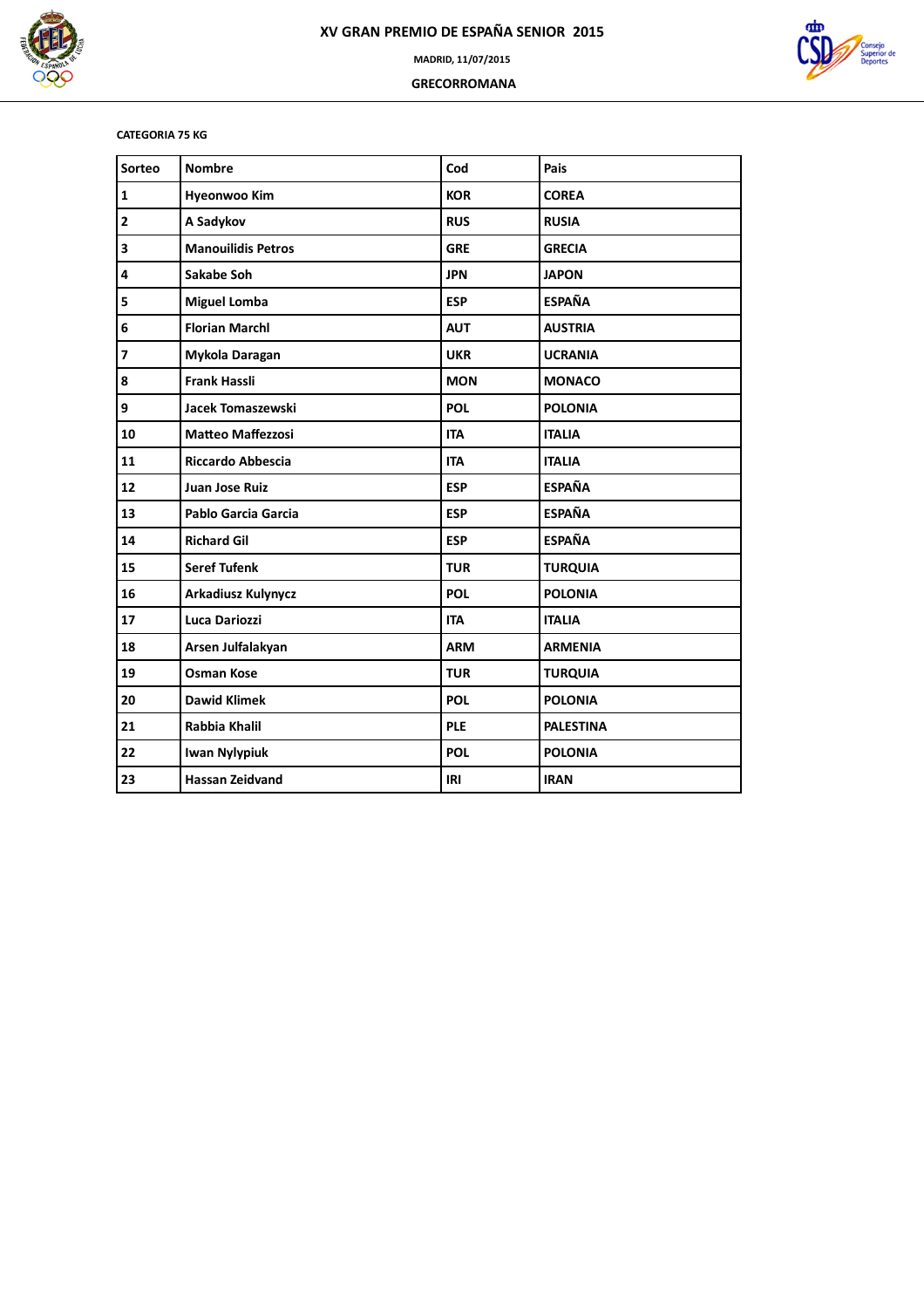# XV GRAN PREMIO DE ESPAÑA SENIOR 2015

MADRID, 11/07/2015

GRECORROMANA

CATEGORIA 75 KG

| Sorteo | Nombre | Cod | Pais |
|---|---|---|---|
| 1 | Hyeonwoo Kim | KOR | COREA |
| 2 | A Sadykov | RUS | RUSIA |
| 3 | Manouilidis Petros | GRE | GRECIA |
| 4 | Sakabe Soh | JPN | JAPON |
| 5 | Miguel Lomba | ESP | ESPAÑA |
| 6 | Florian Marchl | AUT | AUSTRIA |
| 7 | Mykola Daragan | UKR | UCRANIA |
| 8 | Frank Hassli | MON | MONACO |
| 9 | Jacek Tomaszewski | POL | POLONIA |
| 10 | Matteo Maffezzosi | ITA | ITALIA |
| 11 | Riccardo Abbescia | ITA | ITALIA |
| 12 | Juan Jose Ruiz | ESP | ESPAÑA |
| 13 | Pablo Garcia Garcia | ESP | ESPAÑA |
| 14 | Richard Gil | ESP | ESPAÑA |
| 15 | Seref Tufenk | TUR | TURQUIA |
| 16 | Arkadiusz Kulynycz | POL | POLONIA |
| 17 | Luca Dariozzi | ITA | ITALIA |
| 18 | Arsen Julfalakyan | ARM | ARMENIA |
| 19 | Osman Kose | TUR | TURQUIA |
| 20 | Dawid Klimek | POL | POLONIA |
| 21 | Rabbia Khalil | PLE | PALESTINA |
| 22 | Iwan Nylypiuk | POL | POLONIA |
| 23 | Hassan Zeidvand | IRI | IRAN |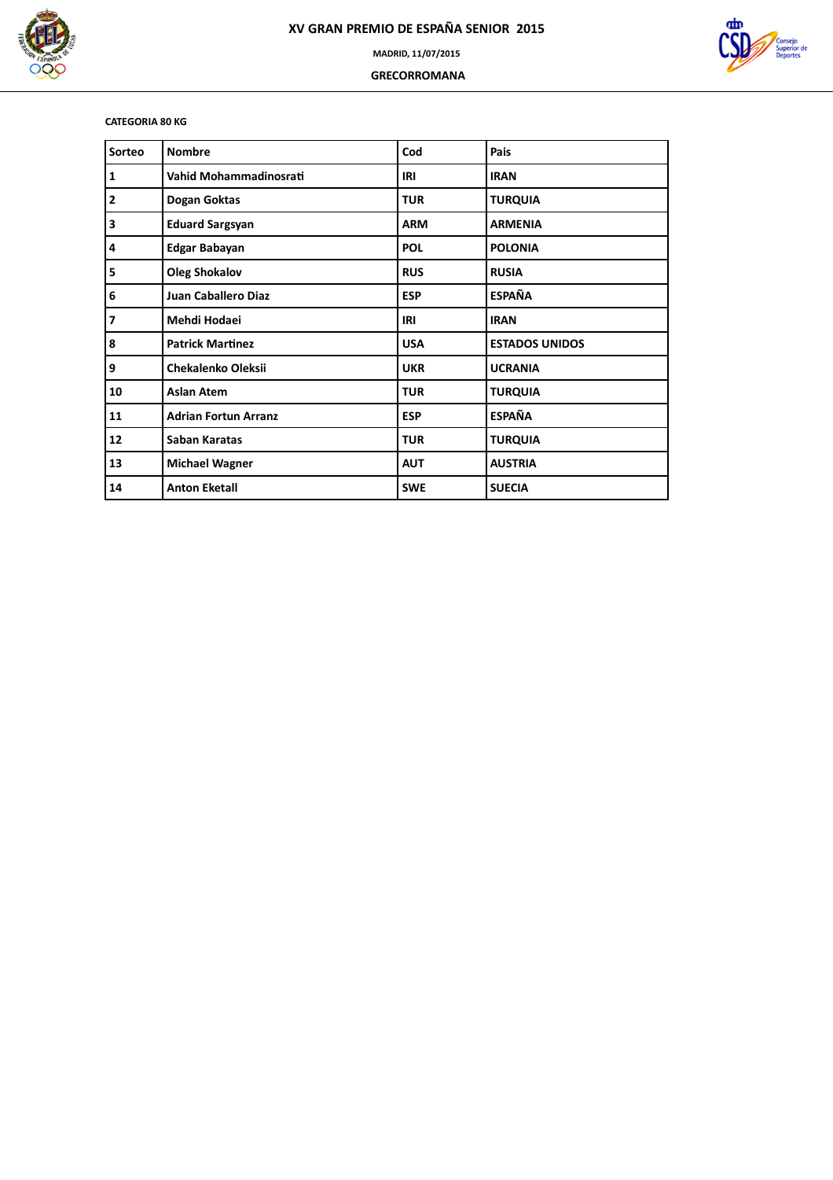# XV GRAN PREMIO DE ESPAÑA SENIOR 2015

MADRID, 11/07/2015

GRECORROMANA

**CATEGORIA 80 KG**

| Sorteo | Nombre | Cod | Pais |
|---|---|---|---|
| 1 | Vahid Mohammadinosrati | IRI | IRAN |
| 2 | Dogan Goktas | TUR | TURQUIA |
| 3 | Eduard Sargsyan | ARM | ARMENIA |
| 4 | Edgar Babayan | POL | POLONIA |
| 5 | Oleg Shokalov | RUS | RUSIA |
| 6 | Juan Caballero Diaz | ESP | ESPAÑA |
| 7 | Mehdi Hodaei | IRI | IRAN |
| 8 | Patrick Martinez | USA | ESTADOS UNIDOS |
| 9 | Chekalenko Oleksii | UKR | UCRANIA |
| 10 | Aslan Atem | TUR | TURQUIA |
| 11 | Adrian Fortun Arranz | ESP | ESPAÑA |
| 12 | Saban Karatas | TUR | TURQUIA |
| 13 | Michael Wagner | AUT | AUSTRIA |
| 14 | Anton Eketall | SWE | SUECIA |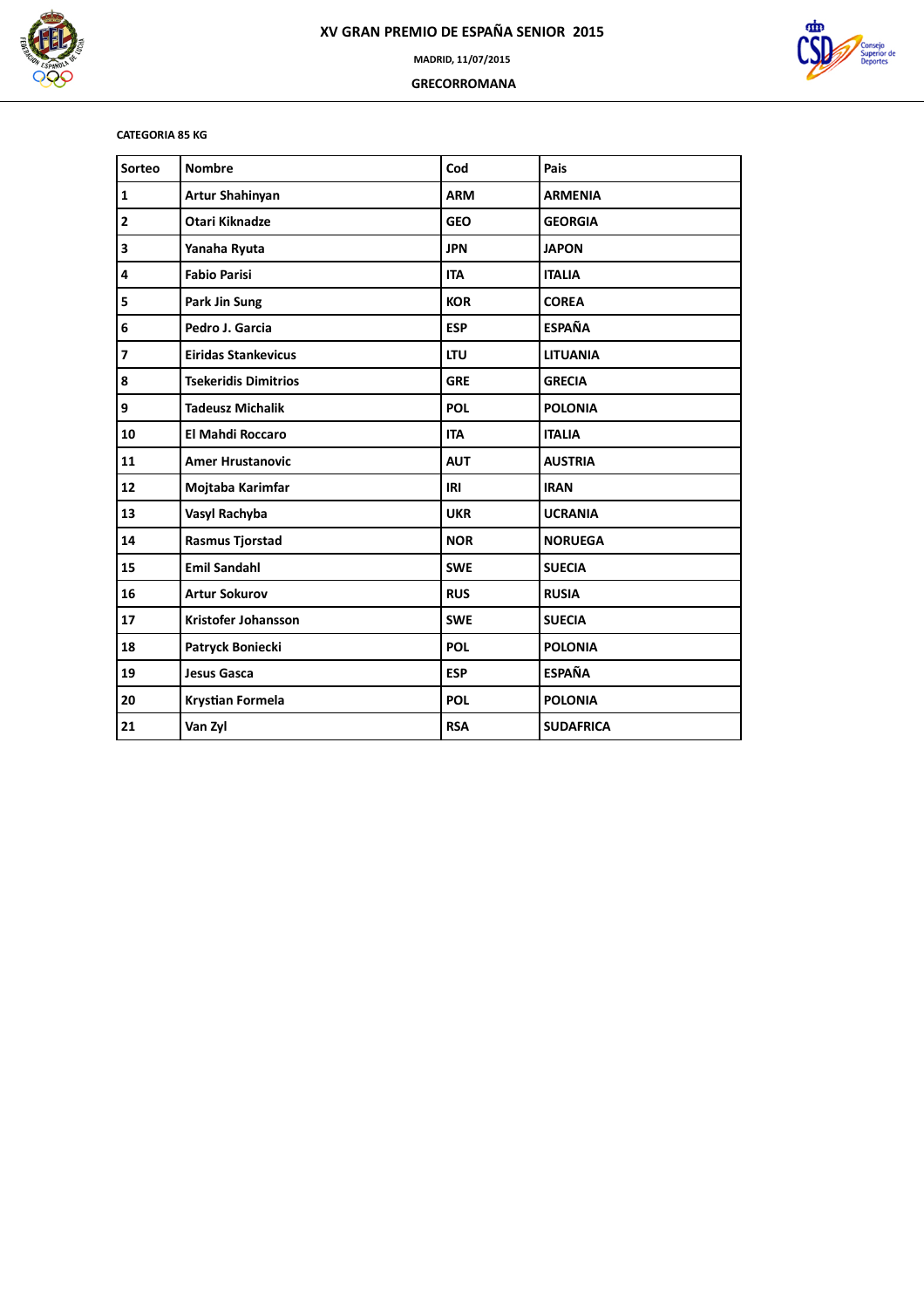# XV GRAN PREMIO DE ESPAÑA SENIOR 2015

**MADRID, 11/07/2015**

**GRECORROMANA**

**CATEGORIA 85 KG**

| Sorteo | Nombre | Cod | Pais |
|---|---|---|---|
| 1 | Artur Shahinyan | ARM | ARMENIA |
| 2 | Otari Kiknadze | GEO | GEORGIA |
| 3 | Yanaha Ryuta | JPN | JAPON |
| 4 | Fabio Parisi | ITA | ITALIA |
| 5 | Park Jin Sung | KOR | COREA |
| 6 | Pedro J. Garcia | ESP | ESPAÑA |
| 7 | Eiridas Stankevicus | LTU | LITUANIA |
| 8 | Tsekeridis Dimitrios | GRE | GRECIA |
| 9 | Tadeusz Michalik | POL | POLONIA |
| 10 | El Mahdi Roccaro | ITA | ITALIA |
| 11 | Amer Hrustanovic | AUT | AUSTRIA |
| 12 | Mojtaba Karimfar | IRI | IRAN |
| 13 | Vasyl Rachyba | UKR | UCRANIA |
| 14 | Rasmus Tjorstad | NOR | NORUEGA |
| 15 | Emil Sandahl | SWE | SUECIA |
| 16 | Artur Sokurov | RUS | RUSIA |
| 17 | Kristofer Johansson | SWE | SUECIA |
| 18 | Patryck Boniecki | POL | POLONIA |
| 19 | Jesus Gasca | ESP | ESPAÑA |
| 20 | Krystian Formela | POL | POLONIA |
| 21 | Van Zyl | RSA | SUDAFRICA |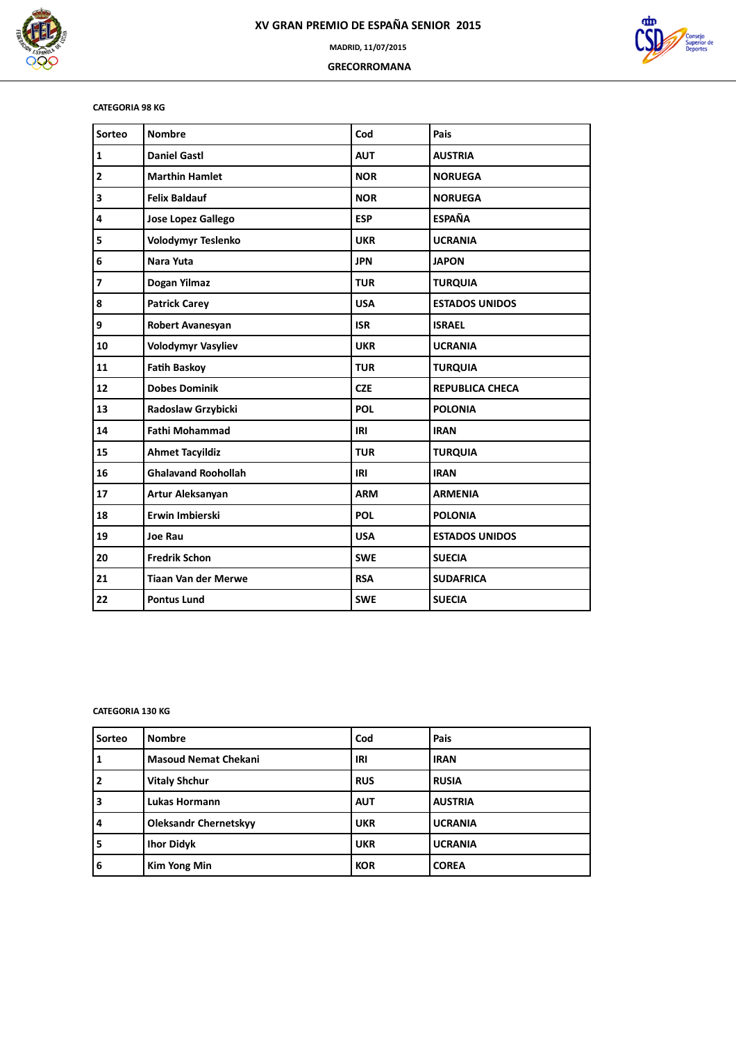# XV GRAN PREMIO DE ESPAÑA SENIOR 2015

MADRID, 11/07/2015

GRECORROMANA

**CATEGORIA 98 KG**

| Sorteo | Nombre | Cod | Pais |
|---|---|---|---|
| 1 | Daniel Gastl | AUT | AUSTRIA |
| 2 | Marthin Hamlet | NOR | NORUEGA |
| 3 | Felix Baldauf | NOR | NORUEGA |
| 4 | Jose Lopez Gallego | ESP | ESPAÑA |
| 5 | Volodymyr Teslenko | UKR | UCRANIA |
| 6 | Nara Yuta | JPN | JAPON |
| 7 | Dogan Yilmaz | TUR | TURQUIA |
| 8 | Patrick Carey | USA | ESTADOS UNIDOS |
| 9 | Robert Avanesyan | ISR | ISRAEL |
| 10 | Volodymyr Vasyliev | UKR | UCRANIA |
| 11 | Fatih Baskoy | TUR | TURQUIA |
| 12 | Dobes Dominik | CZE | REPUBLICA CHECA |
| 13 | Radoslaw Grzybicki | POL | POLONIA |
| 14 | Fathi Mohammad | IRI | IRAN |
| 15 | Ahmet Tacyildiz | TUR | TURQUIA |
| 16 | Ghalavand Roohollah | IRI | IRAN |
| 17 | Artur Aleksanyan | ARM | ARMENIA |
| 18 | Erwin Imbierski | POL | POLONIA |
| 19 | Joe Rau | USA | ESTADOS UNIDOS |
| 20 | Fredrik Schon | SWE | SUECIA |
| 21 | Tiaan Van der Merwe | RSA | SUDAFRICA |
| 22 | Pontus Lund | SWE | SUECIA |

**CATEGORIA 130 KG**

| Sorteo | Nombre | Cod | Pais |
|---|---|---|---|
| 1 | Masoud Nemat Chekani | IRI | IRAN |
| 2 | Vitaly Shchur | RUS | RUSIA |
| 3 | Lukas Hormann | AUT | AUSTRIA |
| 4 | Oleksandr Chernetskyy | UKR | UCRANIA |
| 5 | Ihor Didyk | UKR | UCRANIA |
| 6 | Kim Yong Min | KOR | COREA |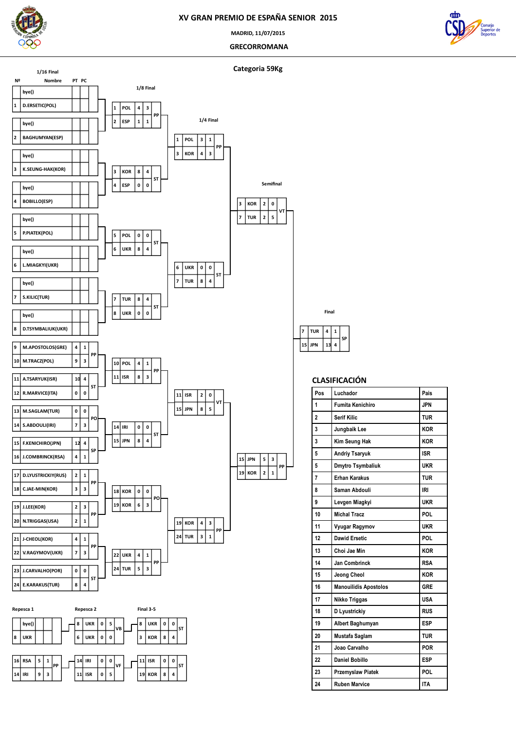# XV GRAN PREMIO DE ESPAÑA SENIOR 2015

MADRID, 11/07/2015

GRECORROMANA

## Categoria 59Kg

### 1/16 Final

| Nº | Nombre | PT | PC | Result |
|---|---|---|---|---|
| | bye() | | | |
| 1 | D.ERSETIC(POL) | | | |
| | bye() | | | |
| 2 | BAGHUMYAN(ESP) | | | |
| | bye() | | | |
| 3 | K.SEUNG-HAK(KOR) | | | |
| | bye() | | | |
| 4 | BOBILLO(ESP) | | | |
| | bye() | | | |
| 5 | P.PIATEK(POL) | | | |
| | bye() | | | |
| 6 | L.MIAGKYI(UKR) | | | |
| | bye() | | | |
| 7 | S.KILIC(TUR) | | | |
| | bye() | | | |
| 8 | D.TSYMBALIUK(UKR) | | | |
| 9 | M.APOSTOLOS(GRE) | 4 | 1 | PP |
| 10 | M.TRACZ(POL) | 9 | 3 | |
| 11 | A.TSARYUK(ISR) | 10 | 4 | ST |
| 12 | R.MARVICE(ITA) | 0 | 0 | |
| 13 | M.SAGLAM(TUR) | 0 | 0 | PO |
| 14 | S.ABDOULI(IRI) | 7 | 3 | |
| 15 | F.KENICHIRO(JPN) | 12 | 4 | SP |
| 16 | J.COMBRINCK(RSA) | 4 | 1 | |
| 17 | D.LYUSTRICKIY(RUS) | 2 | 1 | PP |
| 18 | C.JAE-MIN(KOR) | 3 | 3 | |
| 19 | J.LEE(KOR) | 2 | 3 | PP |
| 20 | N.TRIGGAS(USA) | 2 | 1 | |
| 21 | J-CHEOL(KOR) | 4 | 1 | PP |
| 22 | V.RAGYMOV(UKR) | 7 | 3 | |
| 23 | J.CARVALHO(POR) | 0 | 0 | ST |
| 24 | E.KARAKUS(TUR) | 8 | 4 | |

### 1/8 Final

| Nº | País | PT | PC | Result |
|---|---|---|---|---|
| 1 | POL | 4 | 3 | PP |
| 2 | ESP | 1 | 1 | |
| 3 | KOR | 8 | 4 | ST |
| 4 | ESP | 0 | 0 | |
| 5 | POL | 0 | 0 | ST |
| 6 | UKR | 8 | 4 | |
| 7 | TUR | 8 | 4 | ST |
| 8 | UKR | 0 | 0 | |
| 10 | POL | 4 | 1 | PP |
| 11 | ISR | 8 | 3 | |
| 14 | IRI | 0 | 0 | ST |
| 15 | JPN | 8 | 4 | |
| 18 | KOR | 0 | 0 | PO |
| 19 | KOR | 6 | 3 | |
| 22 | UKR | 4 | 1 | PP |
| 24 | TUR | 5 | 3 | |

### 1/4 Final

| Nº | País | PT | PC | Result |
|---|---|---|---|---|
| 1 | POL | 3 | 1 | PP |
| 3 | KOR | 4 | 3 | |
| 6 | UKR | 0 | 0 | ST |
| 7 | TUR | 8 | 4 | |
| 11 | ISR | 2 | 0 | VT |
| 15 | JPN | 8 | 5 | |
| 19 | KOR | 4 | 3 | PP |
| 24 | TUR | 3 | 1 | |

### Semifinal

| Nº | País | PT | PC | Result |
|---|---|---|---|---|
| 3 | KOR | 2 | 0 | VT |
| 7 | TUR | 2 | 5 | |
| 15 | JPN | 5 | 3 | PP |
| 19 | KOR | 2 | 1 | |

### Final

| Nº | País | PT | PC | Result |
|---|---|---|---|---|
| 7 | TUR | 4 | 1 | SP |
| 15 | JPN | 13 | 4 | |

### Repesca 1

| Nº | País | PT | PC | Result |
|---|---|---|---|---|
| | bye() | | | |
| 8 | UKR | | | |
| 16 | RSA | 5 | 1 | PP |
| 14 | IRI | 9 | 3 | |

### Repesca 2

| Nº | País | PT | PC | Result |
|---|---|---|---|---|
| 8 | UKR | 0 | 5 | VB |
| 6 | UKR | 0 | 0 | |
| 14 | IRI | 0 | 0 | VF |
| 11 | ISR | 0 | 5 | |

### Final 3-5

| Nº | País | PT | PC | Result |
|---|---|---|---|---|
| 8 | UKR | 0 | 0 | ST |
| 3 | KOR | 8 | 4 | |
| 11 | ISR | 0 | 0 | ST |
| 19 | KOR | 8 | 4 | |

## CLASIFICACIÓN

| Pos | Luchador | Pais |
|---|---|---|
| 1 | Fumita Kenichiro | JPN |
| 2 | Serif Kilic | TUR |
| 3 | Jungbaik Lee | KOR |
| 3 | Kim Seung Hak | KOR |
| 5 | Andriy Tsaryuk | ISR |
| 5 | Dmytro Tsymbaliuk | UKR |
| 7 | Erhan Karakus | TUR |
| 8 | Saman Abdouli | IRI |
| 9 | Levgen Miagkyi | UKR |
| 10 | Michal Tracz | POL |
| 11 | Vyugar Ragymov | UKR |
| 12 | Dawid Ersetic | POL |
| 13 | Choi Jae Min | KOR |
| 14 | Jan Combrinck | RSA |
| 15 | Jeong Cheol | KOR |
| 16 | Manouilidis Apostolos | GRE |
| 17 | Nikko Triggas | USA |
| 18 | D Lyustrickiy | RUS |
| 19 | Albert Baghumyan | ESP |
| 20 | Mustafa Saglam | TUR |
| 21 | Joao Carvalho | POR |
| 22 | Daniel Bobillo | ESP |
| 23 | Przemyslaw Piatek | POL |
| 24 | Ruben Marvice | ITA |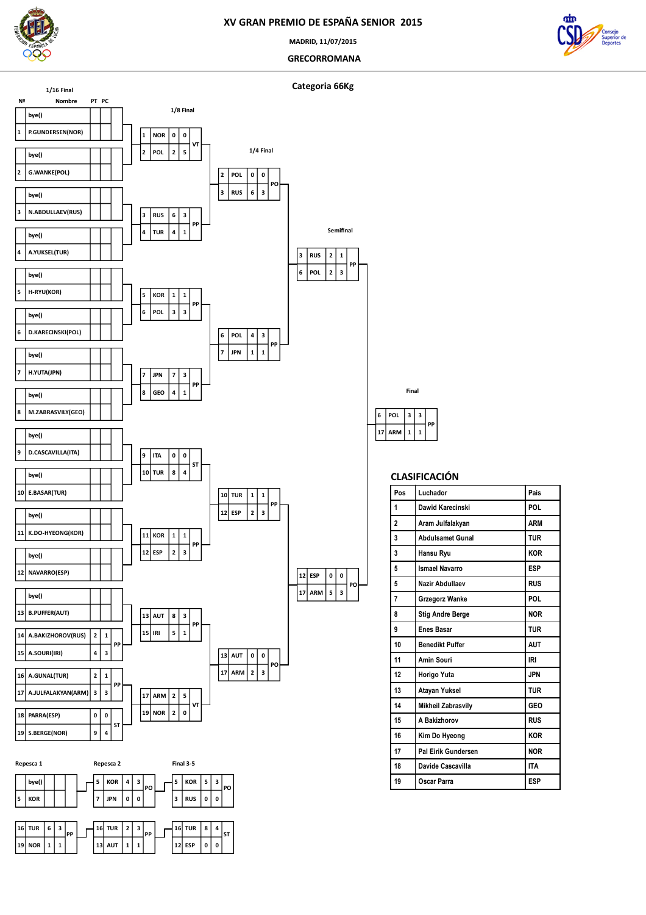# XV GRAN PREMIO DE ESPAÑA SENIOR 2015

MADRID, 11/07/2015

## GRECORROMANA

### Categoria 66Kg

**1/16 Final**

| Nº | Nombre | PT | PC |
|---|---|---|---|
| | bye() | | |
| 1 | P.GUNDERSEN(NOR) | | |
| | bye() | | |
| 2 | G.WANKE(POL) | | |
| | bye() | | |
| 3 | N.ABDULLAEV(RUS) | | |
| | bye() | | |
| 4 | A.YUKSEL(TUR) | | |
| | bye() | | |
| 5 | H-RYU(KOR) | | |
| | bye() | | |
| 6 | D.KARECINSKI(POL) | | |
| | bye() | | |
| 7 | H.YUTA(JPN) | | |
| | bye() | | |
| 8 | M.ZABRASVILY(GEO) | | |
| | bye() | | |
| 9 | D.CASCAVILLA(ITA) | | |
| | bye() | | |
| 10 | E.BASAR(TUR) | | |
| | bye() | | |
| 11 | K.DO-HYEONG(KOR) | | |
| | bye() | | |
| 12 | NAVARRO(ESP) | | |
| | bye() | | |
| 13 | B.PUFFER(AUT) | | |
| 14 | A.BAKIZHOROV(RUS) | 2 | 1 |
| 15 | A.SOURI(IRI) | 4 | 3 |
| 16 | A.GUNAL(TUR) | 2 | 1 |
| 17 | A.JULFALAKYAN(ARM) | 3 | 3 |
| 18 | PARRA(ESP) | 0 | 0 |
| 19 | S.BERGE(NOR) | 9 | 4 |

Results of 1/16 Final bouts: 14 vs 15 – PP; 16 vs 17 – PP; 18 vs 19 – ST.

**1/8 Final**

| Nº | País | PT | PC | Result |
|---|---|---|---|---|
| 1 | NOR | 0 | 0 | VT |
| 2 | POL | 2 | 5 | |
| 3 | RUS | 6 | 3 | PP |
| 4 | TUR | 4 | 1 | |
| 5 | KOR | 1 | 1 | PP |
| 6 | POL | 3 | 3 | |
| 7 | JPN | 7 | 3 | PP |
| 8 | GEO | 4 | 1 | |
| 9 | ITA | 0 | 0 | ST |
| 10 | TUR | 8 | 4 | |
| 11 | KOR | 1 | 1 | PP |
| 12 | ESP | 2 | 3 | |
| 13 | AUT | 8 | 3 | PP |
| 15 | IRI | 5 | 1 | |
| 17 | ARM | 2 | 5 | VT |
| 19 | NOR | 2 | 0 | |

**1/4 Final**

| Nº | País | PT | PC | Result |
|---|---|---|---|---|
| 2 | POL | 0 | 0 | PO |
| 3 | RUS | 6 | 3 | |
| 6 | POL | 4 | 3 | PP |
| 7 | JPN | 1 | 1 | |
| 10 | TUR | 1 | 1 | PP |
| 12 | ESP | 2 | 3 | |
| 13 | AUT | 0 | 0 | PO |
| 17 | ARM | 2 | 3 | |

**Semifinal**

| Nº | País | PT | PC | Result |
|---|---|---|---|---|
| 3 | RUS | 2 | 1 | PP |
| 6 | POL | 2 | 3 | |
| 12 | ESP | 0 | 0 | PO |
| 17 | ARM | 5 | 3 | |

**Final**

| Nº | País | PT | PC | Result |
|---|---|---|---|---|
| 6 | POL | 3 | 3 | PP |
| 17 | ARM | 1 | 1 | |

**Repesca 1**

| Nº | País | PT | PC | Result |
|---|---|---|---|---|
| | bye() | | | |
| 5 | KOR | | | |
| 16 | TUR | 6 | 3 | PP |
| 19 | NOR | 1 | 1 | |

**Repesca 2**

| Nº | País | PT | PC | Result |
|---|---|---|---|---|
| 5 | KOR | 4 | 3 | PO |
| 7 | JPN | 0 | 0 | |
| 16 | TUR | 2 | 3 | PP |
| 13 | AUT | 1 | 1 | |

**Final 3-5**

| Nº | País | PT | PC | Result |
|---|---|---|---|---|
| 5 | KOR | 5 | 3 | PO |
| 3 | RUS | 0 | 0 | |
| 16 | TUR | 8 | 4 | ST |
| 12 | ESP | 0 | 0 | |

## CLASIFICACIÓN

| Pos | Luchador | Pais |
|---|---|---|
| 1 | Dawid Karecinski | POL |
| 2 | Aram Julfalakyan | ARM |
| 3 | Abdulsamet Gunal | TUR |
| 3 | Hansu Ryu | KOR |
| 5 | Ismael Navarro | ESP |
| 5 | Nazir Abdullaev | RUS |
| 7 | Grzegorz Wanke | POL |
| 8 | Stig Andre Berge | NOR |
| 9 | Enes Basar | TUR |
| 10 | Benedikt Puffer | AUT |
| 11 | Amin Souri | IRI |
| 12 | Horigo Yuta | JPN |
| 13 | Atayan Yuksel | TUR |
| 14 | Mikheil Zabrasvily | GEO |
| 15 | A Bakizhorov | RUS |
| 16 | Kim Do Hyeong | KOR |
| 17 | Pal Eirik Gundersen | NOR |
| 18 | Davide Cascavilla | ITA |
| 19 | Oscar Parra | ESP |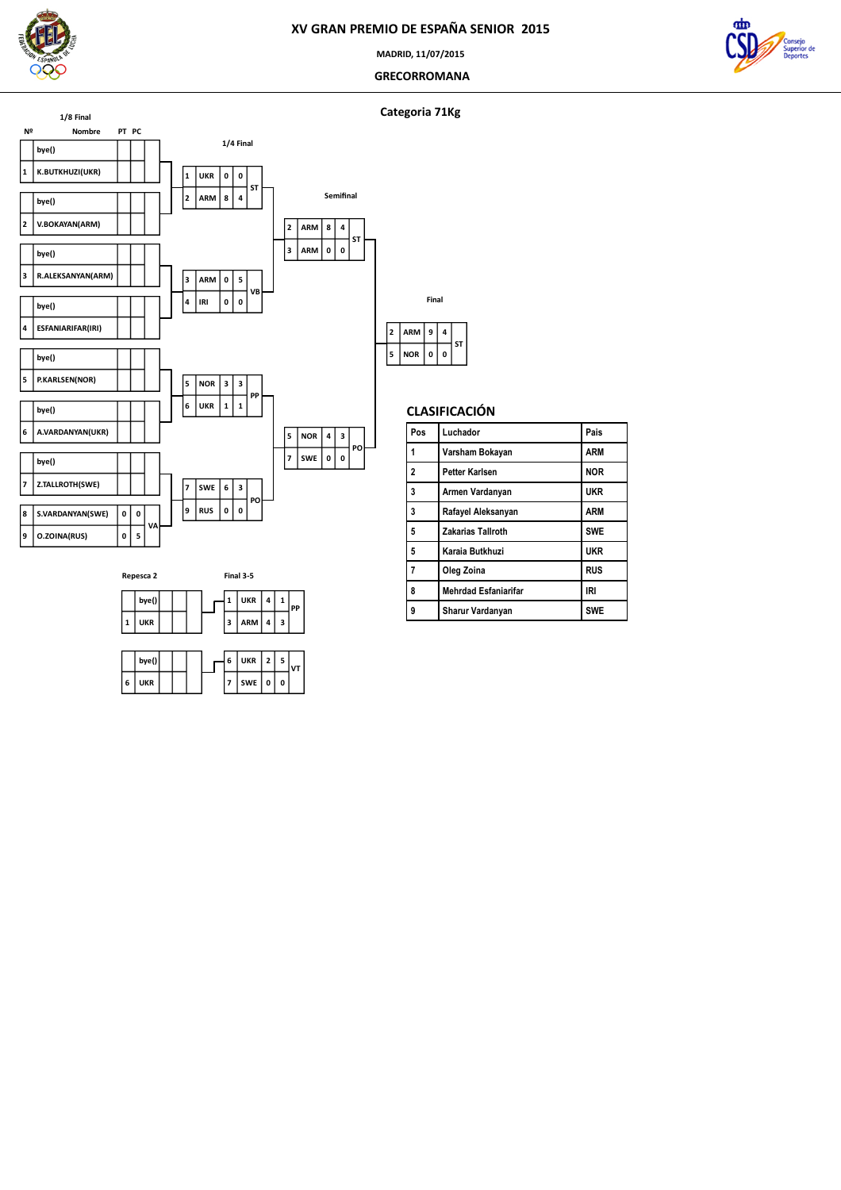# XV GRAN PREMIO DE ESPAÑA SENIOR 2015

MADRID, 11/07/2015

GRECORROMANA

## Categoria 71Kg

### 1/8 Final

| Nº | Nombre | PT | PC |
|---|---|---|---|
| | bye() | | |
| 1 | K.BUTKHUZI(UKR) | | |
| | bye() | | |
| 2 | V.BOKAYAN(ARM) | | |
| | bye() | | |
| 3 | R.ALEKSANYAN(ARM) | | |
| | bye() | | |
| 4 | ESFANIARIFAR(IRI) | | |
| | bye() | | |
| 5 | P.KARLSEN(NOR) | | |
| | bye() | | |
| 6 | A.VARDANYAN(UKR) | | |
| | bye() | | |
| 7 | Z.TALLROTH(SWE) | | |
| 8 | S.VARDANYAN(SWE) | 0 | 0 |
| 9 | O.ZOINA(RUS) | 0 | 5 |

VA

### 1/4 Final

| Nº | País | PT | PC | |
|---|---|---|---|---|
| 1 | UKR | 0 | 0 | ST |
| 2 | ARM | 8 | 4 | |
| 3 | ARM | 0 | 5 | VB |
| 4 | IRI | 0 | 0 | |
| 5 | NOR | 3 | 3 | PP |
| 6 | UKR | 1 | 1 | |
| 7 | SWE | 6 | 3 | PO |
| 9 | RUS | 0 | 0 | |

### Semifinal

| Nº | País | PT | PC | |
|---|---|---|---|---|
| 2 | ARM | 8 | 4 | ST |
| 3 | ARM | 0 | 0 | |
| 5 | NOR | 4 | 3 | PO |
| 7 | SWE | 0 | 0 | |

### Final

| Nº | País | PT | PC | |
|---|---|---|---|---|
| 2 | ARM | 9 | 4 | ST |
| 5 | NOR | 0 | 0 | |

### Repesca 2

| Nº | País | | |
|---|---|---|---|
| | bye() | | |
| 1 | UKR | | |
| | bye() | | |
| 6 | UKR | | |

### Final 3-5

| Nº | País | PT | PC | |
|---|---|---|---|---|
| 1 | UKR | 4 | 1 | PP |
| 3 | ARM | 4 | 3 | |
| 6 | UKR | 2 | 5 | VT |
| 7 | SWE | 0 | 0 | |

## CLASIFICACIÓN

| Pos | Luchador | Pais |
|---|---|---|
| 1 | Varsham Bokayan | ARM |
| 2 | Petter Karlsen | NOR |
| 3 | Armen Vardanyan | UKR |
| 3 | Rafayel Aleksanyan | ARM |
| 5 | Zakarias Tallroth | SWE |
| 5 | Karaia Butkhuzi | UKR |
| 7 | Oleg Zoina | RUS |
| 8 | Mehrdad Esfaniarifar | IRI |
| 9 | Sharur Vardanyan | SWE |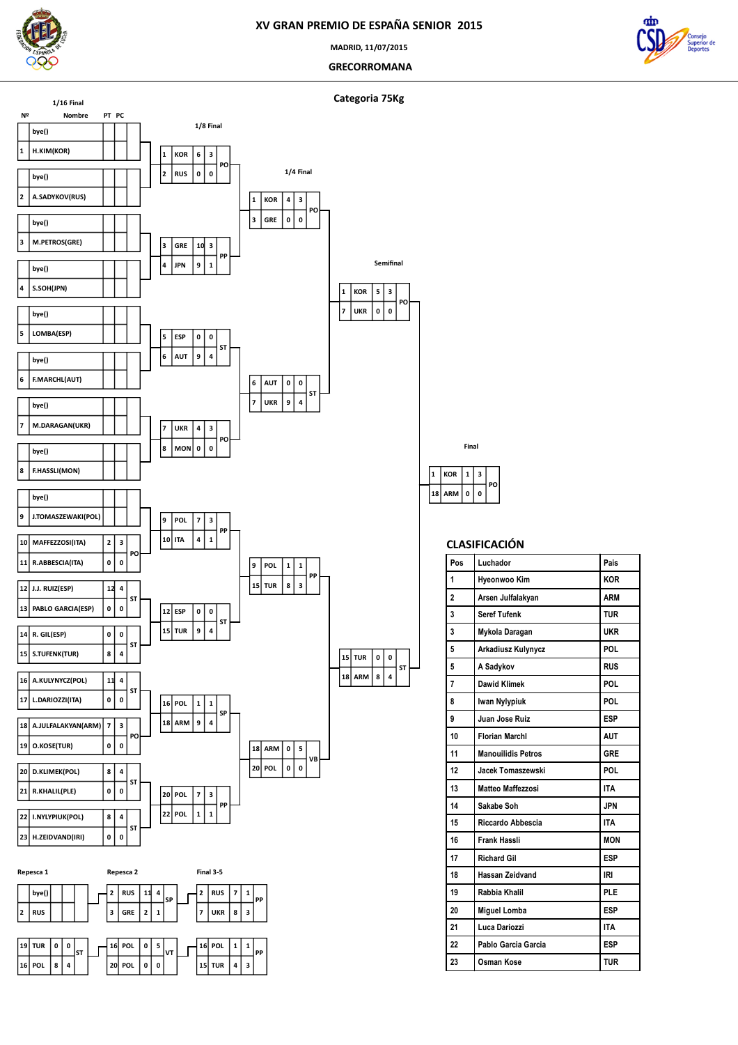# XV GRAN PREMIO DE ESPAÑA SENIOR 2015

MADRID, 11/07/2015

GRECORROMANA

## Categoria 75Kg

### 1/16 Final

| Nº | Nombre | PT | PC |
|---|---|---|---|
| | bye() | | |
| 1 | H.KIM(KOR) | | |
| | bye() | | |
| 2 | A.SADYKOV(RUS) | | |
| | bye() | | |
| 3 | M.PETROS(GRE) | | |
| | bye() | | |
| 4 | S.SOH(JPN) | | |
| | bye() | | |
| 5 | LOMBA(ESP) | | |
| | bye() | | |
| 6 | F.MARCHL(AUT) | | |
| | bye() | | |
| 7 | M.DARAGAN(UKR) | | |
| | bye() | | |
| 8 | F.HASSLI(MON) | | |
| | bye() | | |
| 9 | J.TOMASZEWAKI(POL) | | |
| 10 | MAFFEZZOSI(ITA) | 2 | 3 |
| 11 | R.ABBESCIA(ITA) | 0 | 0 |
| 12 | J.J. RUIZ(ESP) | 12 | 4 |
| 13 | PABLO GARCIA(ESP) | 0 | 0 |
| 14 | R. GIL(ESP) | 0 | 0 |
| 15 | S.TUFENK(TUR) | 8 | 4 |
| 16 | A.KULYNYCZ(POL) | 11 | 4 |
| 17 | L.DARIOZZI(ITA) | 0 | 0 |
| 18 | A.JULFALAKYAN(ARM) | 7 | 3 |
| 19 | O.KOSE(TUR) | 0 | 0 |
| 20 | D.KLIMEK(POL) | 8 | 4 |
| 21 | R.KHALIL(PLE) | 0 | 0 |
| 22 | I.NYLYPIUK(POL) | 8 | 4 |
| 23 | H.ZEIDVAND(IRI) | 0 | 0 |

Results: 10 vs 11 – PO; 12 vs 13 – ST; 14 vs 15 – ST; 16 vs 17 – ST; 18 vs 19 – PO; 20 vs 21 – ST; 22 vs 23 – ST

### 1/8 Final

| Nº | País | PT | PC | |
|---|---|---|---|---|
| 1 | KOR | 6 | 3 | PO |
| 2 | RUS | 0 | 0 | |
| 3 | GRE | 10 | 3 | PP |
| 4 | JPN | 9 | 1 | |
| 5 | ESP | 0 | 0 | ST |
| 6 | AUT | 9 | 4 | |
| 7 | UKR | 4 | 3 | PO |
| 8 | MON | 0 | 0 | |
| 9 | POL | 7 | 3 | PP |
| 10 | ITA | 4 | 1 | |
| 12 | ESP | 0 | 0 | ST |
| 15 | TUR | 9 | 4 | |
| 16 | POL | 1 | 1 | SP |
| 18 | ARM | 9 | 4 | |
| 20 | POL | 7 | 3 | PP |
| 22 | POL | 1 | 1 | |

### 1/4 Final

| Nº | País | PT | PC | |
|---|---|---|---|---|
| 1 | KOR | 4 | 3 | PO |
| 3 | GRE | 0 | 0 | |
| 6 | AUT | 0 | 0 | ST |
| 7 | UKR | 9 | 4 | |
| 9 | POL | 1 | 1 | PP |
| 15 | TUR | 8 | 3 | |
| 18 | ARM | 0 | 5 | VB |
| 20 | POL | 0 | 0 | |

### Semifinal

| Nº | País | PT | PC | |
|---|---|---|---|---|
| 1 | KOR | 5 | 3 | PO |
| 7 | UKR | 0 | 0 | |
| 15 | TUR | 0 | 0 | ST |
| 18 | ARM | 8 | 4 | |

### Final

| Nº | País | PT | PC | |
|---|---|---|---|---|
| 1 | KOR | 1 | 3 | PO |
| 18 | ARM | 0 | 0 | |

### Repesca 1

| Nº | País | PT | PC | |
|---|---|---|---|---|
| | bye() | | | |
| 2 | RUS | | | |
| 19 | TUR | 0 | 0 | ST |
| 16 | POL | 8 | 4 | |

### Repesca 2

| Nº | País | PT | PC | |
|---|---|---|---|---|
| 2 | RUS | 11 | 4 | SP |
| 3 | GRE | 2 | 1 | |
| 16 | POL | 0 | 5 | VT |
| 20 | POL | 0 | 0 | |

### Final 3-5

| Nº | País | PT | PC | |
|---|---|---|---|---|
| 2 | RUS | 7 | 1 | PP |
| 7 | UKR | 8 | 3 | |
| 16 | POL | 1 | 1 | PP |
| 15 | TUR | 4 | 3 | |

## CLASIFICACIÓN

| Pos | Luchador | Pais |
|---|---|---|
| 1 | Hyeonwoo Kim | KOR |
| 2 | Arsen Julfalakyan | ARM |
| 3 | Seref Tufenk | TUR |
| 3 | Mykola Daragan | UKR |
| 5 | Arkadiusz Kulynycz | POL |
| 5 | A Sadykov | RUS |
| 7 | Dawid Klimek | POL |
| 8 | Iwan Nylypiuk | POL |
| 9 | Juan Jose Ruiz | ESP |
| 10 | Florian Marchl | AUT |
| 11 | Manouilidis Petros | GRE |
| 12 | Jacek Tomaszewski | POL |
| 13 | Matteo Maffezzosi | ITA |
| 14 | Sakabe Soh | JPN |
| 15 | Riccardo Abbescia | ITA |
| 16 | Frank Hassli | MON |
| 17 | Richard Gil | ESP |
| 18 | Hassan Zeidvand | IRI |
| 19 | Rabbia Khalil | PLE |
| 20 | Miguel Lomba | ESP |
| 21 | Luca Dariozzi | ITA |
| 22 | Pablo Garcia Garcia | ESP |
| 23 | Osman Kose | TUR |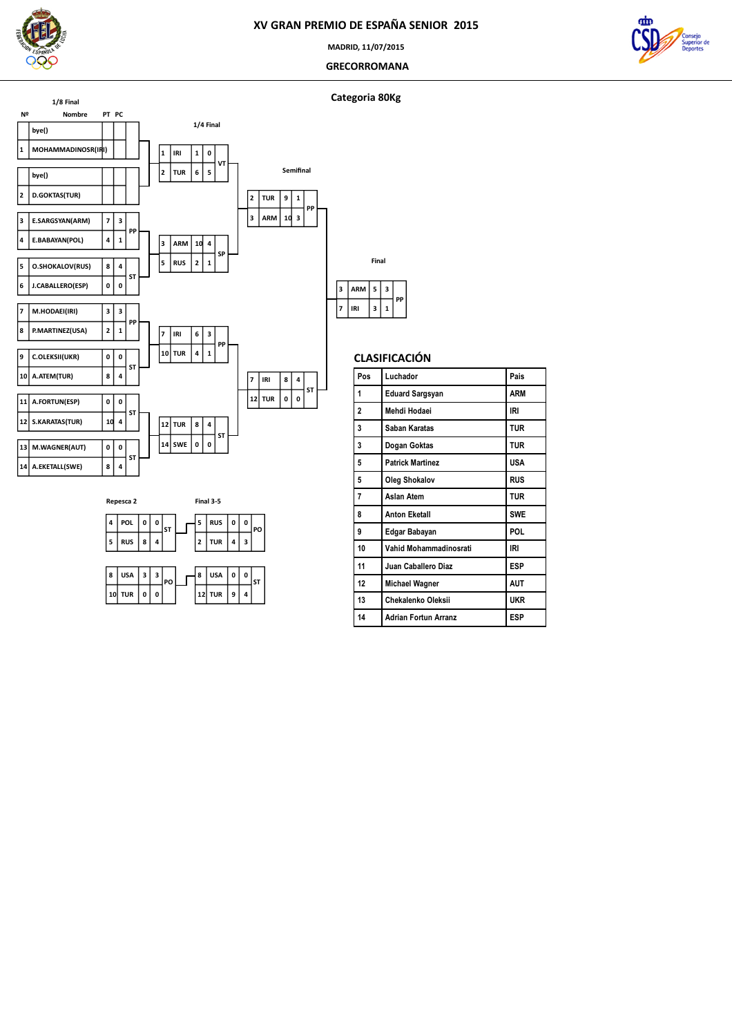# XV GRAN PREMIO DE ESPAÑA SENIOR 2015

MADRID, 11/07/2015

GRECORROMANA

## Categoria 80Kg

### 1/8 Final

| Nº | Nombre | PT | PC | |
|---|---|---|---|---|
| | bye() | | | |
| 1 | MOHAMMADINOSR(IRI) | | | |
| | bye() | | | |
| 2 | D.GOKTAS(TUR) | | | |
| 3 | E.SARGSYAN(ARM) | 7 | 3 | PP |
| 4 | E.BABAYAN(POL) | 4 | 1 | |
| 5 | O.SHOKALOV(RUS) | 8 | 4 | ST |
| 6 | J.CABALLERO(ESP) | 0 | 0 | |
| 7 | M.HODAEI(IRI) | 3 | 3 | PP |
| 8 | P.MARTINEZ(USA) | 2 | 1 | |
| 9 | C.OLEKSII(UKR) | 0 | 0 | ST |
| 10 | A.ATEM(TUR) | 8 | 4 | |
| 11 | A.FORTUN(ESP) | 0 | 0 | ST |
| 12 | S.KARATAS(TUR) | 10 | 4 | |
| 13 | M.WAGNER(AUT) | 0 | 0 | ST |
| 14 | A.EKETALL(SWE) | 8 | 4 | |

### 1/4 Final

| Nº | País | PT | PC | |
|---|---|---|---|---|
| 1 | IRI | 1 | 0 | VT |
| 2 | TUR | 6 | 5 | |
| 3 | ARM | 10 | 4 | SP |
| 5 | RUS | 2 | 1 | |
| 7 | IRI | 6 | 3 | PP |
| 10 | TUR | 4 | 1 | |
| 12 | TUR | 8 | 4 | ST |
| 14 | SWE | 0 | 0 | |

### Semifinal

| Nº | País | PT | PC | |
|---|---|---|---|---|
| 2 | TUR | 9 | 1 | PP |
| 3 | ARM | 10 | 3 | |
| 7 | IRI | 8 | 4 | ST |
| 12 | TUR | 0 | 0 | |

### Final

| Nº | País | PT | PC | |
|---|---|---|---|---|
| 3 | ARM | 5 | 3 | PP |
| 7 | IRI | 3 | 1 | |

### Repesca 2

| Nº | País | PT | PC | |
|---|---|---|---|---|
| 4 | POL | 0 | 0 | ST |
| 5 | RUS | 8 | 4 | |
| 8 | USA | 3 | 3 | PO |
| 10 | TUR | 0 | 0 | |

### Final 3-5

| Nº | País | PT | PC | |
|---|---|---|---|---|
| 5 | RUS | 0 | 0 | PO |
| 2 | TUR | 4 | 3 | |
| 8 | USA | 0 | 0 | ST |
| 12 | TUR | 9 | 4 | |

## CLASIFICACIÓN

| Pos | Luchador | Pais |
|---|---|---|
| 1 | Eduard Sargsyan | ARM |
| 2 | Mehdi Hodaei | IRI |
| 3 | Saban Karatas | TUR |
| 3 | Dogan Goktas | TUR |
| 5 | Patrick Martinez | USA |
| 5 | Oleg Shokalov | RUS |
| 7 | Aslan Atem | TUR |
| 8 | Anton Eketall | SWE |
| 9 | Edgar Babayan | POL |
| 10 | Vahid Mohammadinosrati | IRI |
| 11 | Juan Caballero Diaz | ESP |
| 12 | Michael Wagner | AUT |
| 13 | Chekalenko Oleksii | UKR |
| 14 | Adrian Fortun Arranz | ESP |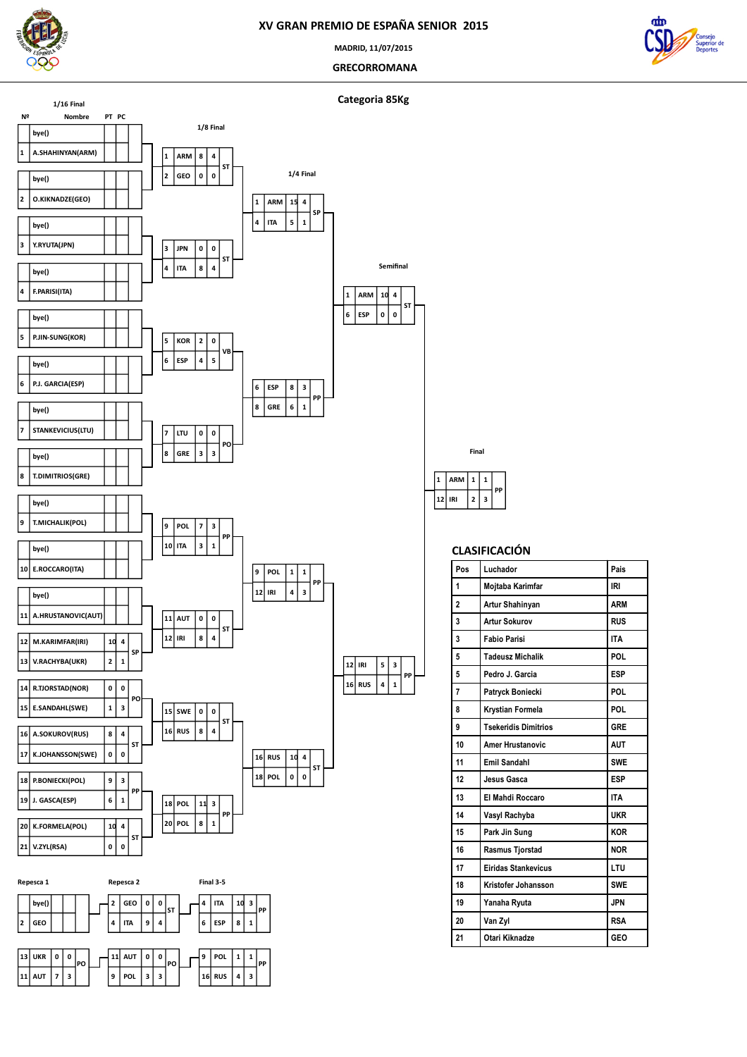# XV GRAN PREMIO DE ESPAÑA SENIOR 2015

MADRID, 11/07/2015

GRECORROMANA

## Categoria 85Kg

### 1/16 Final

| Nº | Nombre | PT | PC |
|---|---|---|---|
| | bye() | | |
| 1 | A.SHAHINYAN(ARM) | | |
| | bye() | | |
| 2 | O.KIKNADZE(GEO) | | |
| | bye() | | |
| 3 | Y.RYUTA(JPN) | | |
| | bye() | | |
| 4 | F.PARISI(ITA) | | |
| | bye() | | |
| 5 | P.JIN-SUNG(KOR) | | |
| | bye() | | |
| 6 | P.J. GARCIA(ESP) | | |
| | bye() | | |
| 7 | STANKEVICIUS(LTU) | | |
| | bye() | | |
| 8 | T.DIMITRIOS(GRE) | | |
| | bye() | | |
| 9 | T.MICHALIK(POL) | | |
| | bye() | | |
| 10 | E.ROCCARO(ITA) | | |
| | bye() | | |
| 11 | A.HRUSTANOVIC(AUT) | | |
| 12 | M.KARIMFAR(IRI) | 10 | 4 |
| 13 | V.RACHYBA(UKR) | 2 | 1 |
| 14 | R.TJORSTAD(NOR) | 0 | 0 |
| 15 | E.SANDAHL(SWE) | 1 | 3 |
| 16 | A.SOKUROV(RUS) | 8 | 4 |
| 17 | K.JOHANSSON(SWE) | 0 | 0 |
| 18 | P.BONIECKI(POL) | 9 | 3 |
| 19 | J. GASCA(ESP) | 6 | 1 |
| 20 | K.FORMELA(POL) | 10 | 4 |
| 21 | V.ZYL(RSA) | 0 | 0 |

Results: 12 vs 13: SP; 14 vs 15: PO; 16 vs 17: ST; 18 vs 19: PP; 20 vs 21: ST

### 1/8 Final

| Nº | País | PT | PC | |
|---|---|---|---|---|
| 1 | ARM | 8 | 4 | ST |
| 2 | GEO | 0 | 0 | |
| 3 | JPN | 0 | 0 | ST |
| 4 | ITA | 8 | 4 | |
| 5 | KOR | 2 | 0 | VB |
| 6 | ESP | 4 | 5 | |
| 7 | LTU | 0 | 0 | PO |
| 8 | GRE | 3 | 3 | |
| 9 | POL | 7 | 3 | PP |
| 10 | ITA | 3 | 1 | |
| 11 | AUT | 0 | 0 | ST |
| 12 | IRI | 8 | 4 | |
| 15 | SWE | 0 | 0 | ST |
| 16 | RUS | 8 | 4 | |
| 18 | POL | 11 | 3 | PP |
| 20 | POL | 8 | 1 | |

### 1/4 Final

| Nº | País | PT | PC | |
|---|---|---|---|---|
| 1 | ARM | 15 | 4 | SP |
| 4 | ITA | 5 | 1 | |
| 6 | ESP | 8 | 3 | PP |
| 8 | GRE | 6 | 1 | |
| 9 | POL | 1 | 1 | PP |
| 12 | IRI | 4 | 3 | |
| 16 | RUS | 10 | 4 | ST |
| 18 | POL | 0 | 0 | |

### Semifinal

| Nº | País | PT | PC | |
|---|---|---|---|---|
| 1 | ARM | 10 | 4 | ST |
| 6 | ESP | 0 | 0 | |
| 12 | IRI | 5 | 3 | PP |
| 16 | RUS | 4 | 1 | |

### Final

| Nº | País | PT | PC | |
|---|---|---|---|---|
| 1 | ARM | 1 | 1 | PP |
| 12 | IRI | 2 | 3 | |

### Repesca 1

| Nº | País | PT | PC | |
|---|---|---|---|---|
| | bye() | | | |
| 2 | GEO | | | |
| 13 | UKR | 0 | 0 | PO |
| 11 | AUT | 7 | 3 | |

### Repesca 2

| Nº | País | PT | PC | |
|---|---|---|---|---|
| 2 | GEO | 0 | 0 | ST |
| 4 | ITA | 9 | 4 | |
| 11 | AUT | 0 | 0 | PO |
| 9 | POL | 3 | 3 | |

### Final 3-5

| Nº | País | PT | PC | |
|---|---|---|---|---|
| 4 | ITA | 10 | 3 | PP |
| 6 | ESP | 8 | 1 | |
| 9 | POL | 1 | 1 | PP |
| 16 | RUS | 4 | 3 | |

## CLASIFICACIÓN

| Pos | Luchador | Pais |
|---|---|---|
| 1 | Mojtaba Karimfar | IRI |
| 2 | Artur Shahinyan | ARM |
| 3 | Artur Sokurov | RUS |
| 3 | Fabio Parisi | ITA |
| 5 | Tadeusz Michalik | POL |
| 5 | Pedro J. Garcia | ESP |
| 7 | Patryck Boniecki | POL |
| 8 | Krystian Formela | POL |
| 9 | Tsekeridis Dimitrios | GRE |
| 10 | Amer Hrustanovic | AUT |
| 11 | Emil Sandahl | SWE |
| 12 | Jesus Gasca | ESP |
| 13 | El Mahdi Roccaro | ITA |
| 14 | Vasyl Rachyba | UKR |
| 15 | Park Jin Sung | KOR |
| 16 | Rasmus Tjorstad | NOR |
| 17 | Eiridas Stankevicus | LTU |
| 18 | Kristofer Johansson | SWE |
| 19 | Yanaha Ryuta | JPN |
| 20 | Van Zyl | RSA |
| 21 | Otari Kiknadze | GEO |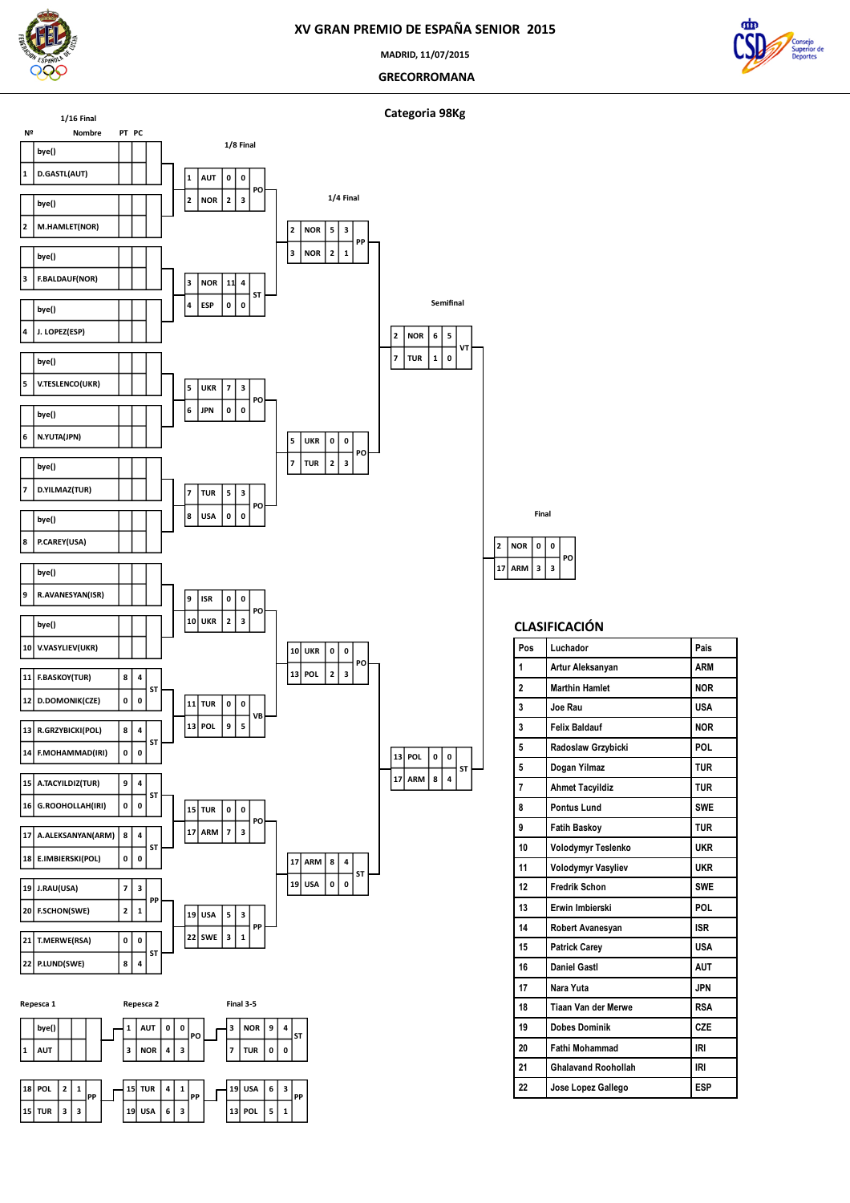# XV GRAN PREMIO DE ESPAÑA SENIOR 2015

MADRID, 11/07/2015

GRECORROMANA

## Categoria 98Kg

### 1/16 Final

| Nº | Nombre | PT | PC |
|---|---|---|---|
| | bye() | | |
| 1 | D.GASTL(AUT) | | |
| | bye() | | |
| 2 | M.HAMLET(NOR) | | |
| | bye() | | |
| 3 | F.BALDAUF(NOR) | | |
| | bye() | | |
| 4 | J. LOPEZ(ESP) | | |
| | bye() | | |
| 5 | V.TESLENCO(UKR) | | |
| | bye() | | |
| 6 | N.YUTA(JPN) | | |
| | bye() | | |
| 7 | D.YILMAZ(TUR) | | |
| | bye() | | |
| 8 | P.CAREY(USA) | | |
| | bye() | | |
| 9 | R.AVANESYAN(ISR) | | |
| | bye() | | |
| 10 | V.VASYLIEV(UKR) | | |
| 11 | F.BASKOY(TUR) | 8 | 4 |
| 12 | D.DOMONIK(CZE) | 0 | 0 |
| 13 | R.GRZYBICKI(POL) | 8 | 4 |
| 14 | F.MOHAMMAD(IRI) | 0 | 0 |
| 15 | A.TACYILDIZ(TUR) | 9 | 4 |
| 16 | G.ROOHOLLAH(IRI) | 0 | 0 |
| 17 | A.ALEKSANYAN(ARM) | 8 | 4 |
| 18 | E.IMBIERSKI(POL) | 0 | 0 |
| 19 | J.RAU(USA) | 7 | 3 |
| 20 | F.SCHON(SWE) | 2 | 1 |
| 21 | T.MERWE(RSA) | 0 | 0 |
| 22 | P.LUND(SWE) | 8 | 4 |

Results: 11–12 ST; 13–14 ST; 15–16 ST; 17–18 ST; 19–20 PP; 21–22 ST

### 1/8 Final

| Nº | País | PT | PC | |
|---|---|---|---|---|
| 1 | AUT | 0 | 0 | PO |
| 2 | NOR | 2 | 3 | |
| 3 | NOR | 11 | 4 | ST |
| 4 | ESP | 0 | 0 | |
| 5 | UKR | 7 | 3 | PO |
| 6 | JPN | 0 | 0 | |
| 7 | TUR | 5 | 3 | PO |
| 8 | USA | 0 | 0 | |
| 9 | ISR | 0 | 0 | PO |
| 10 | UKR | 2 | 3 | |
| 11 | TUR | 0 | 0 | VB |
| 13 | POL | 9 | 5 | |
| 15 | TUR | 0 | 0 | PO |
| 17 | ARM | 7 | 3 | |
| 19 | USA | 5 | 3 | PP |
| 22 | SWE | 3 | 1 | |

### 1/4 Final

| Nº | País | PT | PC | |
|---|---|---|---|---|
| 2 | NOR | 5 | 3 | PP |
| 3 | NOR | 2 | 1 | |
| 5 | UKR | 0 | 0 | PO |
| 7 | TUR | 2 | 3 | |
| 10 | UKR | 0 | 0 | PO |
| 13 | POL | 2 | 3 | |
| 17 | ARM | 8 | 4 | ST |
| 19 | USA | 0 | 0 | |

### Semifinal

| Nº | País | PT | PC | |
|---|---|---|---|---|
| 2 | NOR | 6 | 5 | VT |
| 7 | TUR | 1 | 0 | |
| 13 | POL | 0 | 0 | ST |
| 17 | ARM | 8 | 4 | |

### Final

| Nº | País | PT | PC | |
|---|---|---|---|---|
| 2 | NOR | 0 | 0 | PO |
| 17 | ARM | 3 | 3 | |

### Repesca 1

| Nº | País | PT | PC | |
|---|---|---|---|---|
| | bye() | | | |
| 1 | AUT | | | |
| 18 | POL | 2 | 1 | PP |
| 15 | TUR | 3 | 3 | |

### Repesca 2

| Nº | País | PT | PC | |
|---|---|---|---|---|
| 1 | AUT | 0 | 0 | PO |
| 3 | NOR | 4 | 3 | |
| 15 | TUR | 4 | 1 | PP |
| 19 | USA | 6 | 3 | |

### Final 3-5

| Nº | País | PT | PC | |
|---|---|---|---|---|
| 3 | NOR | 9 | 4 | ST |
| 7 | TUR | 0 | 0 | |
| 19 | USA | 6 | 3 | PP |
| 13 | POL | 5 | 1 | |

## CLASIFICACIÓN

| Pos | Luchador | Pais |
|---|---|---|
| 1 | Artur Aleksanyan | ARM |
| 2 | Marthin Hamlet | NOR |
| 3 | Joe Rau | USA |
| 3 | Felix Baldauf | NOR |
| 5 | Radoslaw Grzybicki | POL |
| 5 | Dogan Yilmaz | TUR |
| 7 | Ahmet Tacyildiz | TUR |
| 8 | Pontus Lund | SWE |
| 9 | Fatih Baskoy | TUR |
| 10 | Volodymyr Teslenko | UKR |
| 11 | Volodymyr Vasyliev | UKR |
| 12 | Fredrik Schon | SWE |
| 13 | Erwin Imbierski | POL |
| 14 | Robert Avanesyan | ISR |
| 15 | Patrick Carey | USA |
| 16 | Daniel Gastl | AUT |
| 17 | Nara Yuta | JPN |
| 18 | Tiaan Van der Merwe | RSA |
| 19 | Dobes Dominik | CZE |
| 20 | Fathi Mohammad | IRI |
| 21 | Ghalavand Roohollah | IRI |
| 22 | Jose Lopez Gallego | ESP |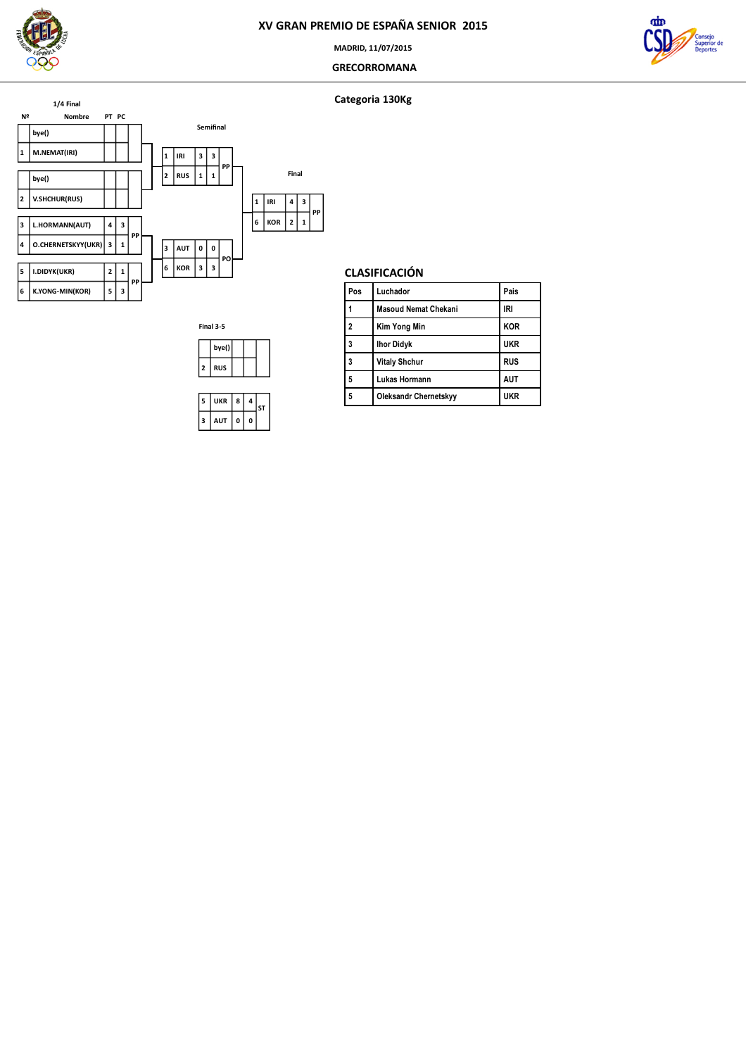# XV GRAN PREMIO DE ESPAÑA SENIOR 2015

MADRID, 11/07/2015

GRECORROMANA

## Categoria 130Kg

### 1/4 Final

| Nº | Nombre | PT | PC | |
|---|---|---|---|---|
| | bye() | | | |
| 1 | M.NEMAT(IRI) | | | |
| | bye() | | | |
| 2 | V.SHCHUR(RUS) | | | |
| 3 | L.HORMANN(AUT) | 4 | 3 | PP |
| 4 | O.CHERNETSKYY(UKR) | 3 | 1 | |
| 5 | I.DIDYK(UKR) | 2 | 1 | PP |
| 6 | K.YONG-MIN(KOR) | 5 | 3 | |

### Semifinal

| Nº | País | PT | PC | |
|---|---|---|---|---|
| 1 | IRI | 3 | 3 | PP |
| 2 | RUS | 1 | 1 | |
| 3 | AUT | 0 | 0 | PO |
| 6 | KOR | 3 | 3 | |

### Final

| Nº | País | PT | PC | |
|---|---|---|---|---|
| 1 | IRI | 4 | 3 | PP |
| 6 | KOR | 2 | 1 | |

### Final 3-5

| Nº | País | PT | PC | |
|---|---|---|---|---|
| | bye() | | | |
| 2 | RUS | | | |
| 5 | UKR | 8 | 4 | ST |
| 3 | AUT | 0 | 0 | |

## CLASIFICACIÓN

| Pos | Luchador | Pais |
|---|---|---|
| 1 | Masoud Nemat Chekani | IRI |
| 2 | Kim Yong Min | KOR |
| 3 | Ihor Didyk | UKR |
| 3 | Vitaly Shchur | RUS |
| 5 | Lukas Hormann | AUT |
| 5 | Oleksandr Chernetskyy | UKR |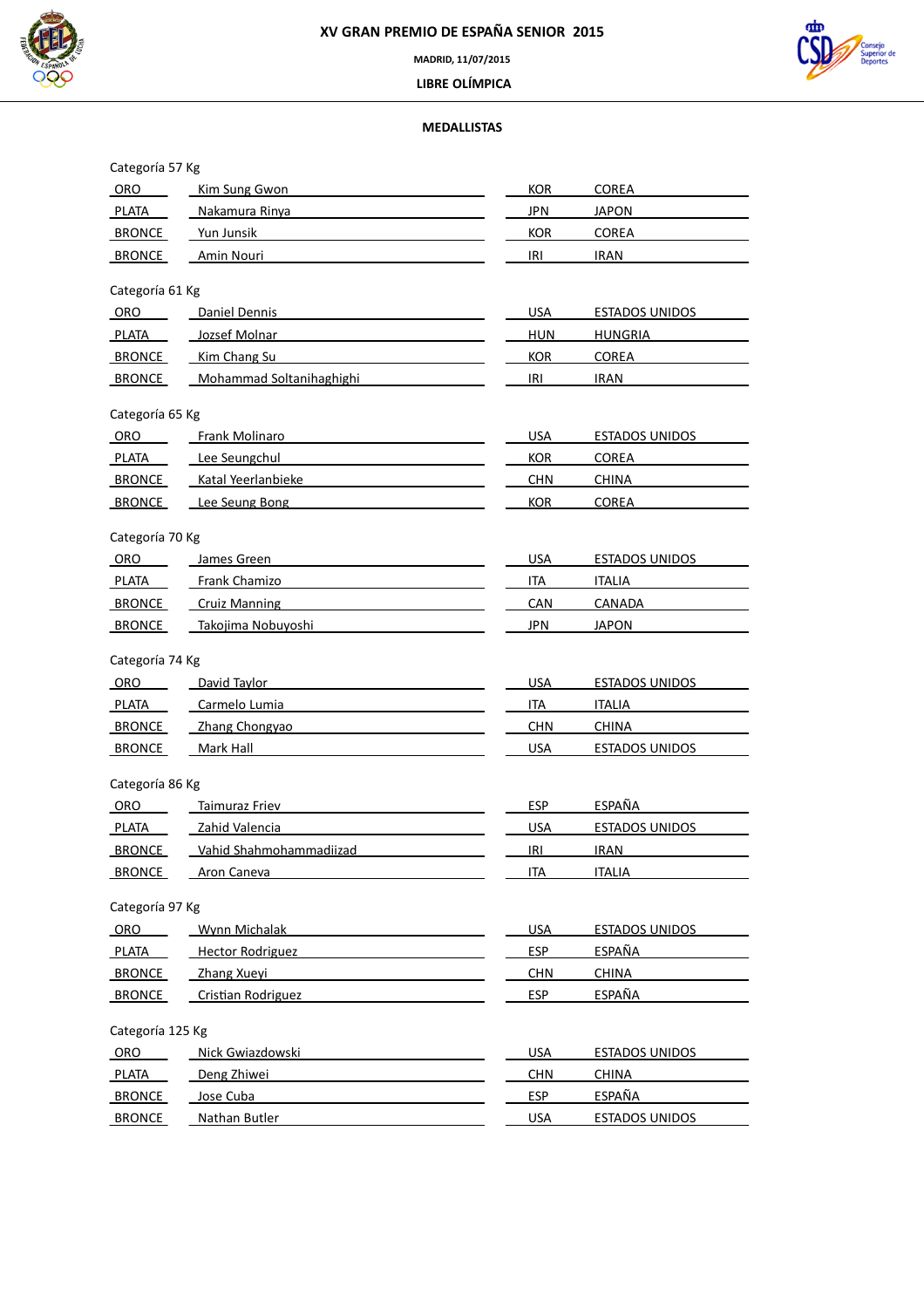# XV GRAN PREMIO DE ESPAÑA SENIOR 2015

**MADRID, 11/07/2015**

**LIBRE OLÍMPICA**

## MEDALLISTAS

Categoría 57 Kg

| | | | |
|---|---|---|---|
| ORO | Kim Sung Gwon | KOR | COREA |
| PLATA | Nakamura Rinya | JPN | JAPON |
| BRONCE | Yun Junsik | KOR | COREA |
| BRONCE | Amin Nouri | IRI | IRAN |

Categoría 61 Kg

| | | | |
|---|---|---|---|
| ORO | Daniel Dennis | USA | ESTADOS UNIDOS |
| PLATA | Jozsef Molnar | HUN | HUNGRIA |
| BRONCE | Kim Chang Su | KOR | COREA |
| BRONCE | Mohammad Soltanihaghighi | IRI | IRAN |

Categoría 65 Kg

| | | | |
|---|---|---|---|
| ORO | Frank Molinaro | USA | ESTADOS UNIDOS |
| PLATA | Lee Seungchul | KOR | COREA |
| BRONCE | Katal Yeerlanbieke | CHN | CHINA |
| BRONCE | Lee Seung Bong | KOR | COREA |

Categoría 70 Kg

| | | | |
|---|---|---|---|
| ORO | James Green | USA | ESTADOS UNIDOS |
| PLATA | Frank Chamizo | ITA | ITALIA |
| BRONCE | Cruiz Manning | CAN | CANADA |
| BRONCE | Takojima Nobuyoshi | JPN | JAPON |

Categoría 74 Kg

| | | | |
|---|---|---|---|
| ORO | David Taylor | USA | ESTADOS UNIDOS |
| PLATA | Carmelo Lumia | ITA | ITALIA |
| BRONCE | Zhang Chongyao | CHN | CHINA |
| BRONCE | Mark Hall | USA | ESTADOS UNIDOS |

Categoría 86 Kg

| | | | |
|---|---|---|---|
| ORO | Taimuraz Friev | ESP | ESPAÑA |
| PLATA | Zahid Valencia | USA | ESTADOS UNIDOS |
| BRONCE | Vahid Shahmohammadiizad | IRI | IRAN |
| BRONCE | Aron Caneva | ITA | ITALIA |

Categoría 97 Kg

| | | | |
|---|---|---|---|
| ORO | Wynn Michalak | USA | ESTADOS UNIDOS |
| PLATA | Hector Rodriguez | ESP | ESPAÑA |
| BRONCE | Zhang Xueyi | CHN | CHINA |
| BRONCE | Cristian Rodriguez | ESP | ESPAÑA |

Categoría 125 Kg

| | | | |
|---|---|---|---|
| ORO | Nick Gwiazdowski | USA | ESTADOS UNIDOS |
| PLATA | Deng Zhiwei | CHN | CHINA |
| BRONCE | Jose Cuba | ESP | ESPAÑA |
| BRONCE | Nathan Butler | USA | ESTADOS UNIDOS |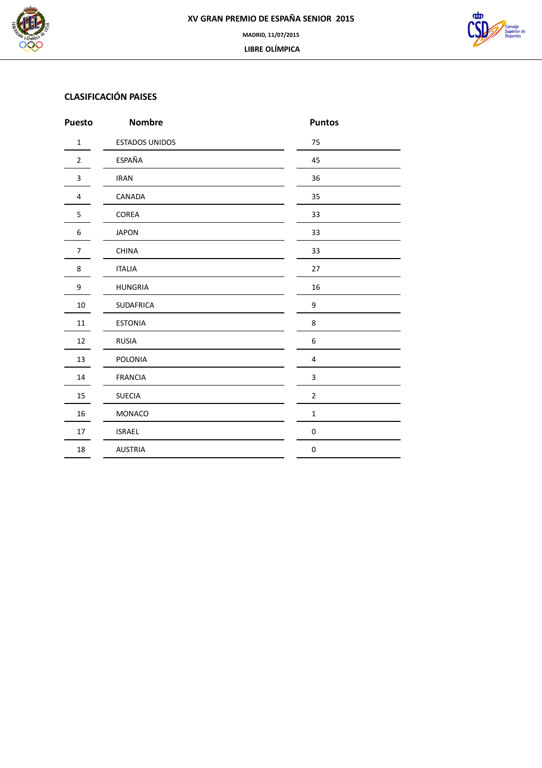# XV GRAN PREMIO DE ESPAÑA SENIOR 2015

MADRID, 11/07/2015

LIBRE OLÍMPICA

## CLASIFICACIÓN PAISES

| Puesto | Nombre | Puntos |
|---|---|---|
| 1 | ESTADOS UNIDOS | 75 |
| 2 | ESPAÑA | 45 |
| 3 | IRAN | 36 |
| 4 | CANADA | 35 |
| 5 | COREA | 33 |
| 6 | JAPON | 33 |
| 7 | CHINA | 33 |
| 8 | ITALIA | 27 |
| 9 | HUNGRIA | 16 |
| 10 | SUDAFRICA | 9 |
| 11 | ESTONIA | 8 |
| 12 | RUSIA | 6 |
| 13 | POLONIA | 4 |
| 14 | FRANCIA | 3 |
| 15 | SUECIA | 2 |
| 16 | MONACO | 1 |
| 17 | ISRAEL | 0 |
| 18 | AUSTRIA | 0 |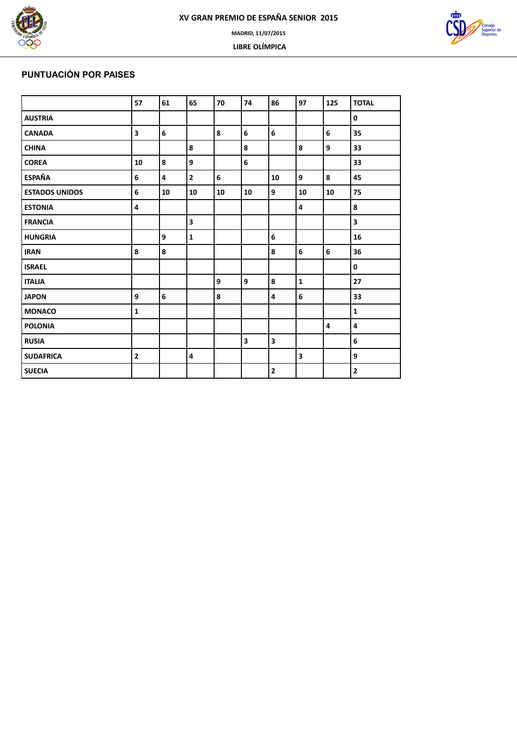# XV GRAN PREMIO DE ESPAÑA SENIOR 2015

MADRID, 11/07/2015

LIBRE OLÍMPICA

## PUNTUACIÓN POR PAISES

| | 57 | 61 | 65 | 70 | 74 | 86 | 97 | 125 | TOTAL |
|---|---|---|---|---|---|---|---|---|---|
| AUSTRIA | | | | | | | | | 0 |
| CANADA | 3 | 6 | | 8 | 6 | 6 | | 6 | 35 |
| CHINA | | | 8 | | 8 | | 8 | 9 | 33 |
| COREA | 10 | 8 | 9 | | 6 | | | | 33 |
| ESPAÑA | 6 | 4 | 2 | 6 | | 10 | 9 | 8 | 45 |
| ESTADOS UNIDOS | 6 | 10 | 10 | 10 | 10 | 9 | 10 | 10 | 75 |
| ESTONIA | 4 | | | | | | 4 | | 8 |
| FRANCIA | | | 3 | | | | | | 3 |
| HUNGRIA | | 9 | 1 | | | 6 | | | 16 |
| IRAN | 8 | 8 | | | | 8 | 6 | 6 | 36 |
| ISRAEL | | | | | | | | | 0 |
| ITALIA | | | | 9 | 9 | 8 | 1 | | 27 |
| JAPON | 9 | 6 | | 8 | | 4 | 6 | | 33 |
| MONACO | 1 | | | | | | | | 1 |
| POLONIA | | | | | | | | 4 | 4 |
| RUSIA | | | | | 3 | 3 | | | 6 |
| SUDAFRICA | 2 | | 4 | | | | 3 | | 9 |
| SUECIA | | | | | | 2 | | | 2 |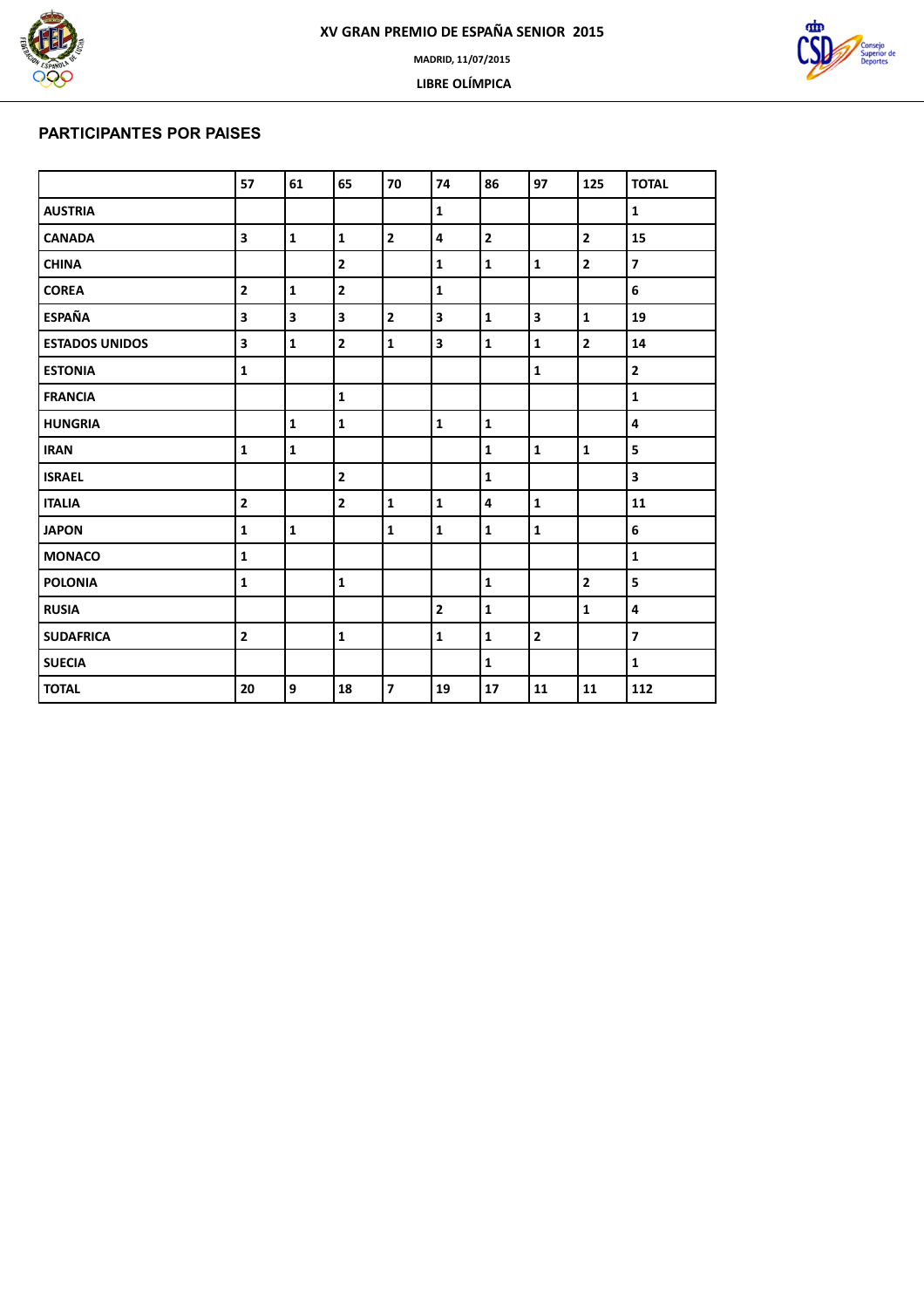XV GRAN PREMIO DE ESPAÑA SENIOR 2015

MADRID, 11/07/2015

LIBRE OLÍMPICA

## PARTICIPANTES POR PAISES

| | 57 | 61 | 65 | 70 | 74 | 86 | 97 | 125 | TOTAL |
|---|---|---|---|---|---|---|---|---|---|
| **AUSTRIA** | | | | | 1 | | | | 1 |
| **CANADA** | 3 | 1 | 1 | 2 | 4 | 2 | | 2 | 15 |
| **CHINA** | | | 2 | | 1 | 1 | 1 | 2 | 7 |
| **COREA** | 2 | 1 | 2 | | 1 | | | | 6 |
| **ESPAÑA** | 3 | 3 | 3 | 2 | 3 | 1 | 3 | 1 | 19 |
| **ESTADOS UNIDOS** | 3 | 1 | 2 | 1 | 3 | 1 | 1 | 2 | 14 |
| **ESTONIA** | 1 | | | | | | 1 | | 2 |
| **FRANCIA** | | | 1 | | | | | | 1 |
| **HUNGRIA** | | 1 | 1 | | 1 | 1 | | | 4 |
| **IRAN** | 1 | 1 | | | | 1 | 1 | 1 | 5 |
| **ISRAEL** | | | 2 | | | 1 | | | 3 |
| **ITALIA** | 2 | | 2 | 1 | 1 | 4 | 1 | | 11 |
| **JAPON** | 1 | 1 | | 1 | 1 | 1 | 1 | | 6 |
| **MONACO** | 1 | | | | | | | | 1 |
| **POLONIA** | 1 | | 1 | | | 1 | | 2 | 5 |
| **RUSIA** | | | | | 2 | 1 | | 1 | 4 |
| **SUDAFRICA** | 2 | | 1 | | 1 | 1 | 2 | | 7 |
| **SUECIA** | | | | | | 1 | | | 1 |
| **TOTAL** | 20 | 9 | 18 | 7 | 19 | 17 | 11 | 11 | 112 |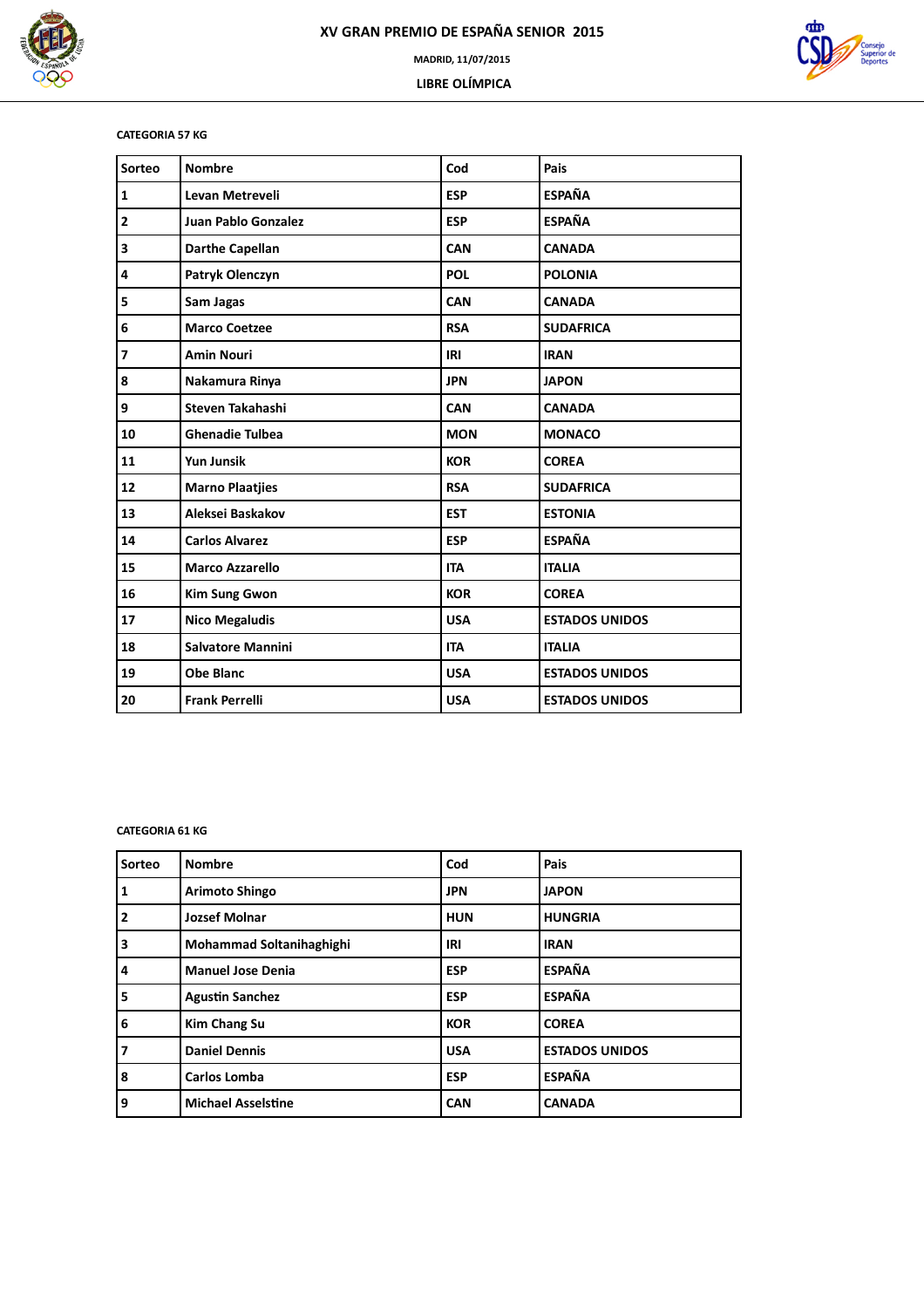# XV GRAN PREMIO DE ESPAÑA SENIOR 2015

MADRID, 11/07/2015

LIBRE OLÍMPICA

**CATEGORIA 57 KG**

| Sorteo | Nombre | Cod | Pais |
|---|---|---|---|
| 1 | Levan Metreveli | ESP | ESPAÑA |
| 2 | Juan Pablo Gonzalez | ESP | ESPAÑA |
| 3 | Darthe Capellan | CAN | CANADA |
| 4 | Patryk Olenczyn | POL | POLONIA |
| 5 | Sam Jagas | CAN | CANADA |
| 6 | Marco Coetzee | RSA | SUDAFRICA |
| 7 | Amin Nouri | IRI | IRAN |
| 8 | Nakamura Rinya | JPN | JAPON |
| 9 | Steven Takahashi | CAN | CANADA |
| 10 | Ghenadie Tulbea | MON | MONACO |
| 11 | Yun Junsik | KOR | COREA |
| 12 | Marno Plaatjies | RSA | SUDAFRICA |
| 13 | Aleksei Baskakov | EST | ESTONIA |
| 14 | Carlos Alvarez | ESP | ESPAÑA |
| 15 | Marco Azzarello | ITA | ITALIA |
| 16 | Kim Sung Gwon | KOR | COREA |
| 17 | Nico Megaludis | USA | ESTADOS UNIDOS |
| 18 | Salvatore Mannini | ITA | ITALIA |
| 19 | Obe Blanc | USA | ESTADOS UNIDOS |
| 20 | Frank Perrelli | USA | ESTADOS UNIDOS |

**CATEGORIA 61 KG**

| Sorteo | Nombre | Cod | Pais |
|---|---|---|---|
| 1 | Arimoto Shingo | JPN | JAPON |
| 2 | Jozsef Molnar | HUN | HUNGRIA |
| 3 | Mohammad Soltanihaghighi | IRI | IRAN |
| 4 | Manuel Jose Denia | ESP | ESPAÑA |
| 5 | Agustin Sanchez | ESP | ESPAÑA |
| 6 | Kim Chang Su | KOR | COREA |
| 7 | Daniel Dennis | USA | ESTADOS UNIDOS |
| 8 | Carlos Lomba | ESP | ESPAÑA |
| 9 | Michael Asselstine | CAN | CANADA |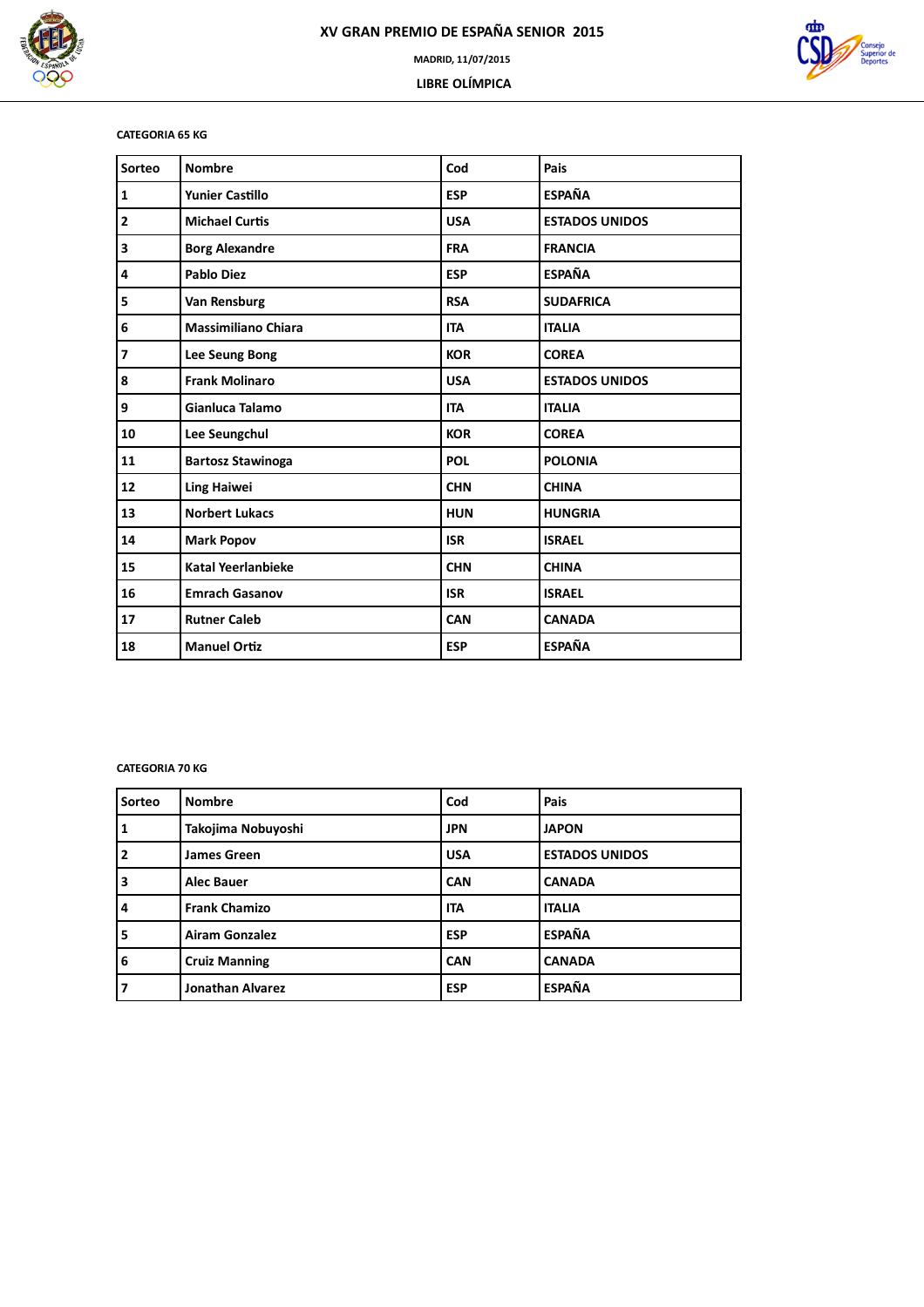# XV GRAN PREMIO DE ESPAÑA SENIOR 2015

MADRID, 11/07/2015

LIBRE OLÍMPICA

**CATEGORIA 65 KG**

| Sorteo | Nombre | Cod | Pais |
|---|---|---|---|
| 1 | Yunier Castillo | ESP | ESPAÑA |
| 2 | Michael Curtis | USA | ESTADOS UNIDOS |
| 3 | Borg Alexandre | FRA | FRANCIA |
| 4 | Pablo Diez | ESP | ESPAÑA |
| 5 | Van Rensburg | RSA | SUDAFRICA |
| 6 | Massimiliano Chiara | ITA | ITALIA |
| 7 | Lee Seung Bong | KOR | COREA |
| 8 | Frank Molinaro | USA | ESTADOS UNIDOS |
| 9 | Gianluca Talamo | ITA | ITALIA |
| 10 | Lee Seungchul | KOR | COREA |
| 11 | Bartosz Stawinoga | POL | POLONIA |
| 12 | Ling Haiwei | CHN | CHINA |
| 13 | Norbert Lukacs | HUN | HUNGRIA |
| 14 | Mark Popov | ISR | ISRAEL |
| 15 | Katal Yeerlanbieke | CHN | CHINA |
| 16 | Emrach Gasanov | ISR | ISRAEL |
| 17 | Rutner Caleb | CAN | CANADA |
| 18 | Manuel Ortiz | ESP | ESPAÑA |

**CATEGORIA 70 KG**

| Sorteo | Nombre | Cod | Pais |
|---|---|---|---|
| 1 | Takojima Nobuyoshi | JPN | JAPON |
| 2 | James Green | USA | ESTADOS UNIDOS |
| 3 | Alec Bauer | CAN | CANADA |
| 4 | Frank Chamizo | ITA | ITALIA |
| 5 | Airam Gonzalez | ESP | ESPAÑA |
| 6 | Cruiz Manning | CAN | CANADA |
| 7 | Jonathan Alvarez | ESP | ESPAÑA |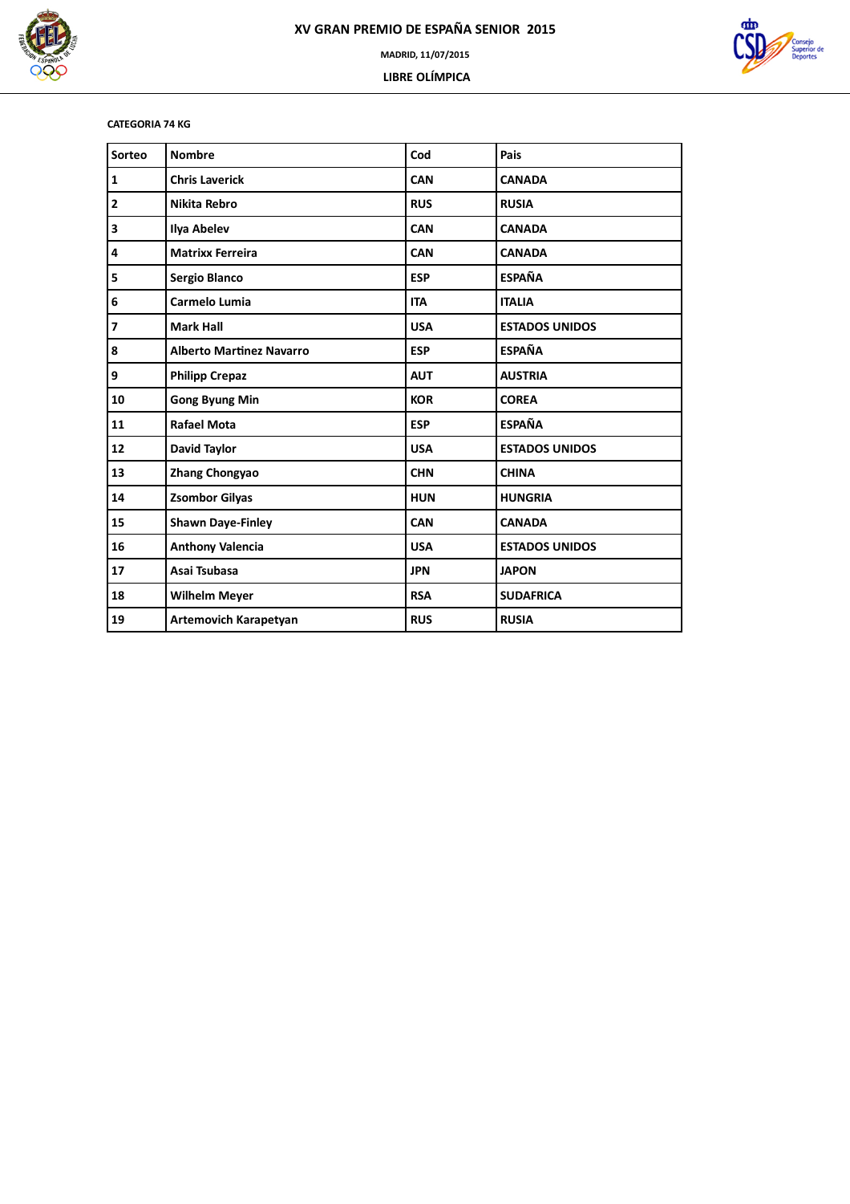# XV GRAN PREMIO DE ESPAÑA SENIOR 2015

MADRID, 11/07/2015

LIBRE OLÍMPICA

**CATEGORIA 74 KG**

| Sorteo | Nombre | Cod | Pais |
|---|---|---|---|
| 1 | Chris Laverick | CAN | CANADA |
| 2 | Nikita Rebro | RUS | RUSIA |
| 3 | Ilya Abelev | CAN | CANADA |
| 4 | Matrixx Ferreira | CAN | CANADA |
| 5 | Sergio Blanco | ESP | ESPAÑA |
| 6 | Carmelo Lumia | ITA | ITALIA |
| 7 | Mark Hall | USA | ESTADOS UNIDOS |
| 8 | Alberto Martinez Navarro | ESP | ESPAÑA |
| 9 | Philipp Crepaz | AUT | AUSTRIA |
| 10 | Gong Byung Min | KOR | COREA |
| 11 | Rafael Mota | ESP | ESPAÑA |
| 12 | David Taylor | USA | ESTADOS UNIDOS |
| 13 | Zhang Chongyao | CHN | CHINA |
| 14 | Zsombor Gilyas | HUN | HUNGRIA |
| 15 | Shawn Daye-Finley | CAN | CANADA |
| 16 | Anthony Valencia | USA | ESTADOS UNIDOS |
| 17 | Asai Tsubasa | JPN | JAPON |
| 18 | Wilhelm Meyer | RSA | SUDAFRICA |
| 19 | Artemovich Karapetyan | RUS | RUSIA |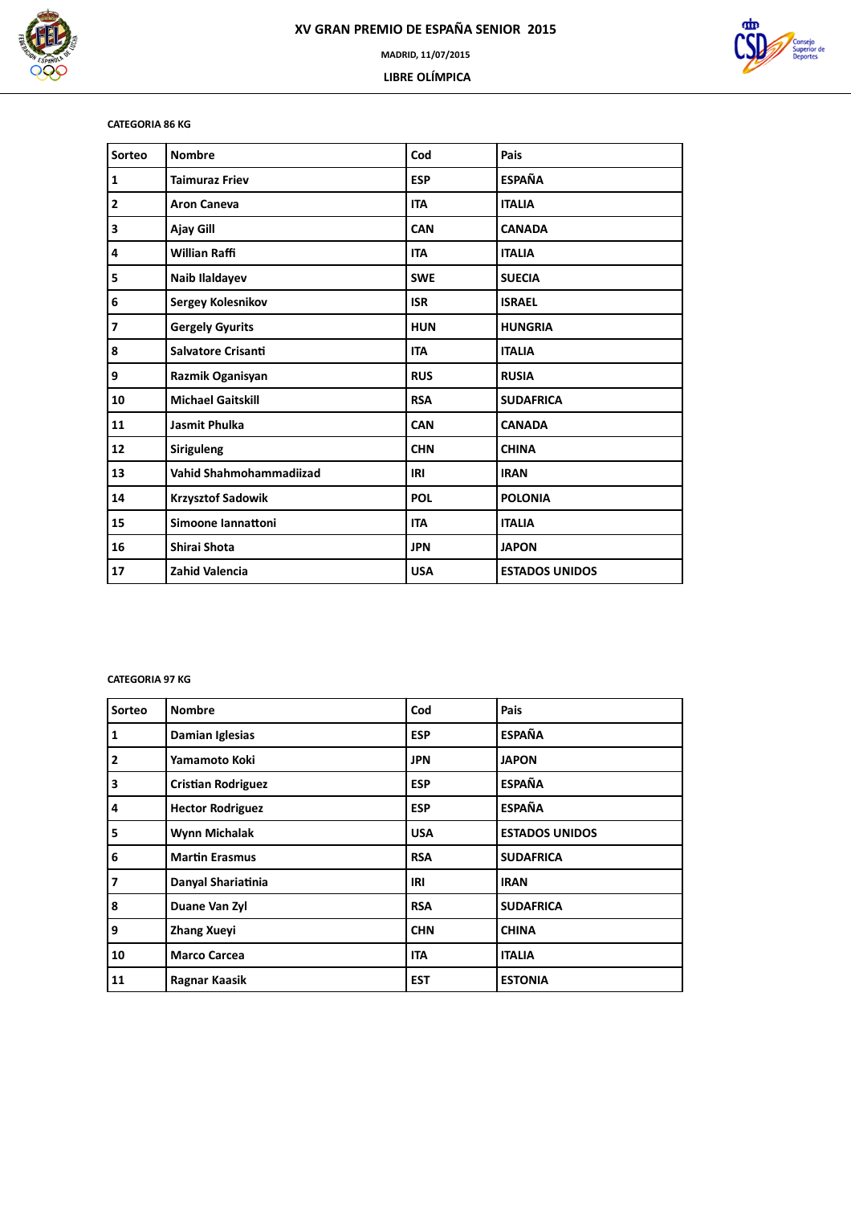# XV GRAN PREMIO DE ESPAÑA SENIOR 2015

MADRID, 11/07/2015

LIBRE OLÍMPICA

**CATEGORIA 86 KG**

| Sorteo | Nombre | Cod | Pais |
|---|---|---|---|
| 1 | Taimuraz Friev | ESP | ESPAÑA |
| 2 | Aron Caneva | ITA | ITALIA |
| 3 | Ajay Gill | CAN | CANADA |
| 4 | Willian Raffi | ITA | ITALIA |
| 5 | Naib Ilaldayev | SWE | SUECIA |
| 6 | Sergey Kolesnikov | ISR | ISRAEL |
| 7 | Gergely Gyurits | HUN | HUNGRIA |
| 8 | Salvatore Crisanti | ITA | ITALIA |
| 9 | Razmik Oganisyan | RUS | RUSIA |
| 10 | Michael Gaitskill | RSA | SUDAFRICA |
| 11 | Jasmit Phulka | CAN | CANADA |
| 12 | Siriguleng | CHN | CHINA |
| 13 | Vahid Shahmohammadiizad | IRI | IRAN |
| 14 | Krzysztof Sadowik | POL | POLONIA |
| 15 | Simoone Iannattoni | ITA | ITALIA |
| 16 | Shirai Shota | JPN | JAPON |
| 17 | Zahid Valencia | USA | ESTADOS UNIDOS |

**CATEGORIA 97 KG**

| Sorteo | Nombre | Cod | Pais |
|---|---|---|---|
| 1 | Damian Iglesias | ESP | ESPAÑA |
| 2 | Yamamoto Koki | JPN | JAPON |
| 3 | Cristian Rodriguez | ESP | ESPAÑA |
| 4 | Hector Rodriguez | ESP | ESPAÑA |
| 5 | Wynn Michalak | USA | ESTADOS UNIDOS |
| 6 | Martin Erasmus | RSA | SUDAFRICA |
| 7 | Danyal Shariatinia | IRI | IRAN |
| 8 | Duane Van Zyl | RSA | SUDAFRICA |
| 9 | Zhang Xueyi | CHN | CHINA |
| 10 | Marco Carcea | ITA | ITALIA |
| 11 | Ragnar Kaasik | EST | ESTONIA |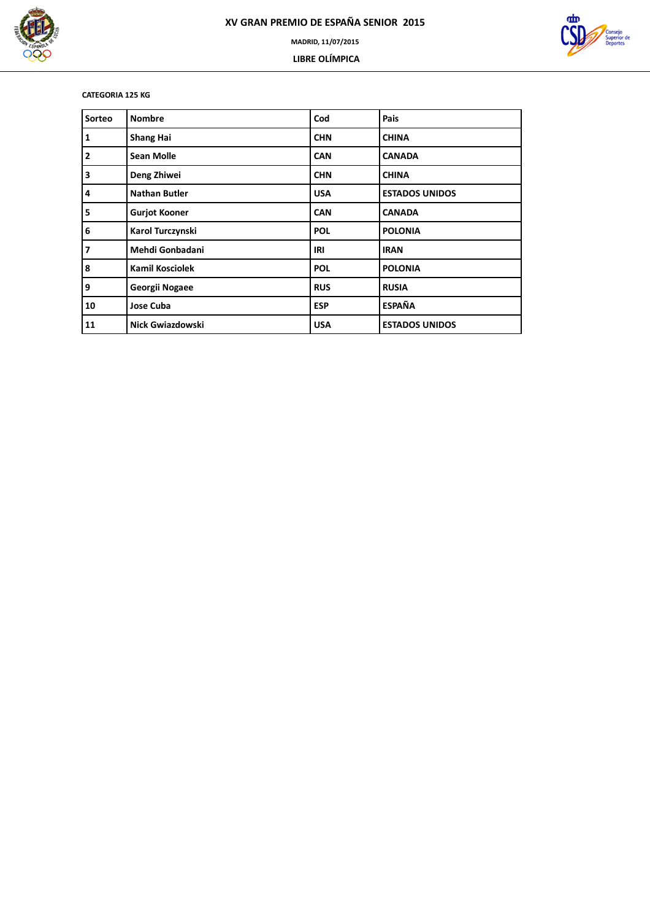# XV GRAN PREMIO DE ESPAÑA SENIOR 2015

**MADRID, 11/07/2015**

**LIBRE OLÍMPICA**

**CATEGORIA 125 KG**

| Sorteo | Nombre | Cod | Pais |
| --- | --- | --- | --- |
| 1 | Shang Hai | CHN | CHINA |
| 2 | Sean Molle | CAN | CANADA |
| 3 | Deng Zhiwei | CHN | CHINA |
| 4 | Nathan Butler | USA | ESTADOS UNIDOS |
| 5 | Gurjot Kooner | CAN | CANADA |
| 6 | Karol Turczynski | POL | POLONIA |
| 7 | Mehdi Gonbadani | IRI | IRAN |
| 8 | Kamil Kosciolek | POL | POLONIA |
| 9 | Georgii Nogaee | RUS | RUSIA |
| 10 | Jose Cuba | ESP | ESPAÑA |
| 11 | Nick Gwiazdowski | USA | ESTADOS UNIDOS |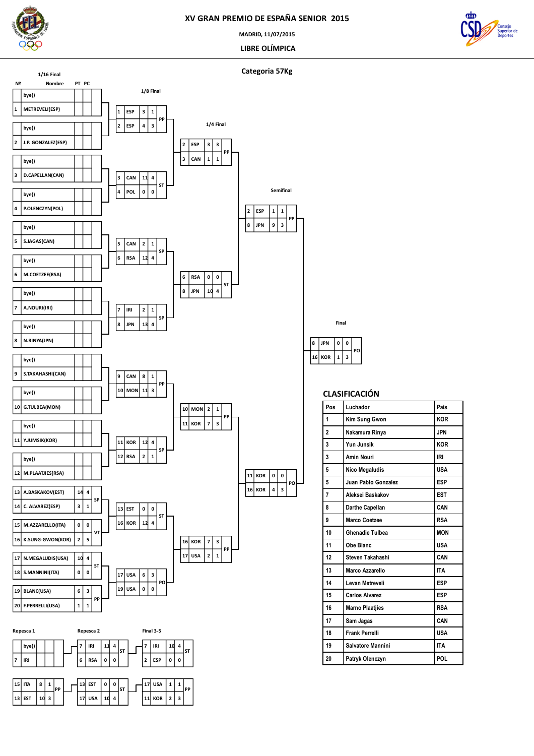# XV GRAN PREMIO DE ESPAÑA SENIOR 2015

MADRID, 11/07/2015

LIBRE OLÍMPICA

## Categoria 57Kg

### 1/16 Final

| Nº | Nombre | PT | PC |
|---|---|---|---|
| | bye() | | |
| 1 | METREVELI(ESP) | | |
| | bye() | | |
| 2 | J.P. GONZALEZ(ESP) | | |
| | bye() | | |
| 3 | D.CAPELLAN(CAN) | | |
| | bye() | | |
| 4 | P.OLENCZYN(POL) | | |
| | bye() | | |
| 5 | S.JAGAS(CAN) | | |
| | bye() | | |
| 6 | M.COETZEE(RSA) | | |
| | bye() | | |
| 7 | A.NOURI(IRI) | | |
| | bye() | | |
| 8 | N.RINYA(JPN) | | |
| | bye() | | |
| 9 | S.TAKAHASHI(CAN) | | |
| | bye() | | |
| 10 | G.TULBEA(MON) | | |
| | bye() | | |
| 11 | Y.JUMSIK(KOR) | | |
| | bye() | | |
| 12 | M.PLAATJIES(RSA) | | |
| 13 | A.BASKAKOV(EST) | 14 | 4 | SP |
| 14 | C. ALVAREZ(ESP) | 3 | 1 | |
| 15 | M.AZZARELLO(ITA) | 0 | 0 | VT |
| 16 | K.SUNG-GWON(KOR) | 2 | 5 | |
| 17 | N.MEGALUDIS(USA) | 10 | 4 | ST |
| 18 | S.MANNINI(ITA) | 0 | 0 | |
| 19 | BLANC(USA) | 6 | 3 | PP |
| 20 | F.PERRELLI(USA) | 1 | 1 | |

### 1/8 Final

| Nº | País | PT | PC | |
|---|---|---|---|---|
| 1 | ESP | 3 | 1 | PP |
| 2 | ESP | 4 | 3 | |
| 3 | CAN | 11 | 4 | ST |
| 4 | POL | 0 | 0 | |
| 5 | CAN | 2 | 1 | SP |
| 6 | RSA | 12 | 4 | |
| 7 | IRI | 2 | 1 | SP |
| 8 | JPN | 13 | 4 | |
| 9 | CAN | 8 | 1 | PP |
| 10 | MON | 11 | 3 | |
| 11 | KOR | 12 | 4 | SP |
| 12 | RSA | 2 | 1 | |
| 13 | EST | 0 | 0 | ST |
| 16 | KOR | 12 | 4 | |
| 17 | USA | 6 | 3 | PO |
| 19 | USA | 0 | 0 | |

### 1/4 Final

| Nº | País | PT | PC | |
|---|---|---|---|---|
| 2 | ESP | 3 | 3 | PP |
| 3 | CAN | 1 | 1 | |
| 6 | RSA | 0 | 0 | ST |
| 8 | JPN | 10 | 4 | |
| 10 | MON | 2 | 1 | PP |
| 11 | KOR | 7 | 3 | |
| 16 | KOR | 7 | 3 | PP |
| 17 | USA | 2 | 1 | |

### Semifinal

| Nº | País | PT | PC | |
|---|---|---|---|---|
| 2 | ESP | 1 | 1 | PP |
| 8 | JPN | 9 | 3 | |
| 11 | KOR | 0 | 0 | PO |
| 16 | KOR | 4 | 3 | |

### Final

| Nº | País | PT | PC | |
|---|---|---|---|---|
| 8 | JPN | 0 | 0 | PO |
| 16 | KOR | 1 | 3 | |

### Repesca 1

| Nº | País | PT | PC | |
|---|---|---|---|---|
| | bye() | | | |
| 7 | IRI | | | |
| 15 | ITA | 8 | 1 | PP |
| 13 | EST | 10 | 3 | |

### Repesca 2

| Nº | País | PT | PC | |
|---|---|---|---|---|
| 7 | IRI | 11 | 4 | ST |
| 6 | RSA | 0 | 0 | |
| 13 | EST | 0 | 0 | ST |
| 17 | USA | 10 | 4 | |

### Final 3-5

| Nº | País | PT | PC | |
|---|---|---|---|---|
| 7 | IRI | 10 | 4 | ST |
| 2 | ESP | 0 | 0 | |
| 17 | USA | 1 | 1 | PP |
| 11 | KOR | 2 | 3 | |

## CLASIFICACIÓN

| Pos | Luchador | Pais |
|---|---|---|
| 1 | Kim Sung Gwon | KOR |
| 2 | Nakamura Rinya | JPN |
| 3 | Yun Junsik | KOR |
| 3 | Amin Nouri | IRI |
| 5 | Nico Megaludis | USA |
| 5 | Juan Pablo Gonzalez | ESP |
| 7 | Aleksei Baskakov | EST |
| 8 | Darthe Capellan | CAN |
| 9 | Marco Coetzee | RSA |
| 10 | Ghenadie Tulbea | MON |
| 11 | Obe Blanc | USA |
| 12 | Steven Takahashi | CAN |
| 13 | Marco Azzarello | ITA |
| 14 | Levan Metreveli | ESP |
| 15 | Carlos Alvarez | ESP |
| 16 | Marno Plaatjies | RSA |
| 17 | Sam Jagas | CAN |
| 18 | Frank Perrelli | USA |
| 19 | Salvatore Mannini | ITA |
| 20 | Patryk Olenczyn | POL |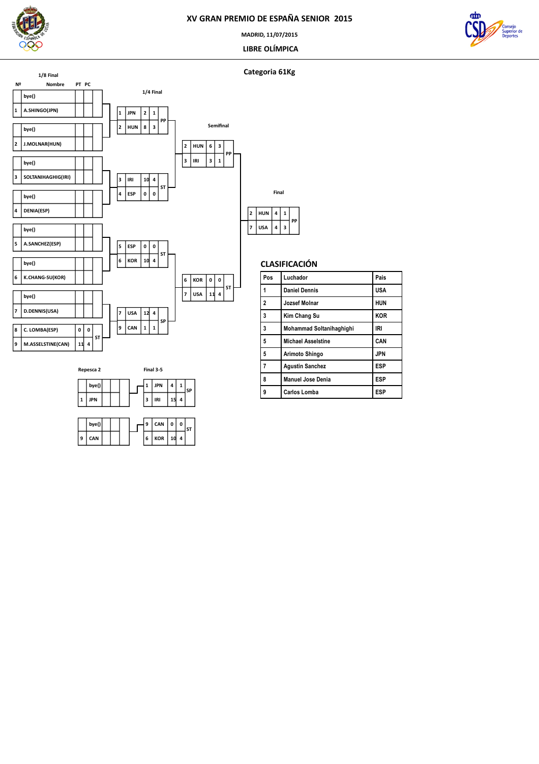# XV GRAN PREMIO DE ESPAÑA SENIOR 2015

MADRID, 11/07/2015

LIBRE OLÍMPICA

## Categoria 61Kg

### 1/8 Final

| Nº | Nombre | PT | PC |
|---|---|---|---|
| | bye() | | |
| 1 | A.SHINGO(JPN) | | |
| | bye() | | |
| 2 | J.MOLNAR(HUN) | | |
| | bye() | | |
| 3 | SOLTANIHAGHIG(IRI) | | |
| | bye() | | |
| 4 | DENIA(ESP) | | |
| | bye() | | |
| 5 | A.SANCHEZ(ESP) | | |
| | bye() | | |
| 6 | K.CHANG-SU(KOR) | | |
| | bye() | | |
| 7 | D.DENNIS(USA) | | |
| 8 | C. LOMBA(ESP) | 0 | 0 |
| 9 | M.ASSELSTINE(CAN) | 11 | 4 |

Result: ST

### 1/4 Final

| Nº | País | PT | PC | |
|---|---|---|---|---|
| 1 | JPN | 2 | 1 | PP |
| 2 | HUN | 8 | 3 | |
| 3 | IRI | 10 | 4 | ST |
| 4 | ESP | 0 | 0 | |
| 5 | ESP | 0 | 0 | ST |
| 6 | KOR | 10 | 4 | |
| 7 | USA | 12 | 4 | SP |
| 9 | CAN | 1 | 1 | |

### Semifinal

| Nº | País | PT | PC | |
|---|---|---|---|---|
| 2 | HUN | 6 | 3 | PP |
| 3 | IRI | 3 | 1 | |
| 6 | KOR | 0 | 0 | ST |
| 7 | USA | 11 | 4 | |

### Final

| Nº | País | PT | PC | |
|---|---|---|---|---|
| 2 | HUN | 4 | 1 | PP |
| 7 | USA | 4 | 3 | |

### Repesca 2

| Nº | País | PT | PC |
|---|---|---|---|
| | bye() | | |
| 1 | JPN | | |
| | bye() | | |
| 9 | CAN | | |

### Final 3-5

| Nº | País | PT | PC | |
|---|---|---|---|---|
| 1 | JPN | 4 | 1 | SP |
| 3 | IRI | 15 | 4 | |
| 9 | CAN | 0 | 0 | ST |
| 6 | KOR | 10 | 4 | |

## CLASIFICACIÓN

| Pos | Luchador | Pais |
|---|---|---|
| 1 | Daniel Dennis | USA |
| 2 | Jozsef Molnar | HUN |
| 3 | Kim Chang Su | KOR |
| 3 | Mohammad Soltanihaghighi | IRI |
| 5 | Michael Asselstine | CAN |
| 5 | Arimoto Shingo | JPN |
| 7 | Agustin Sanchez | ESP |
| 8 | Manuel Jose Denia | ESP |
| 9 | Carlos Lomba | ESP |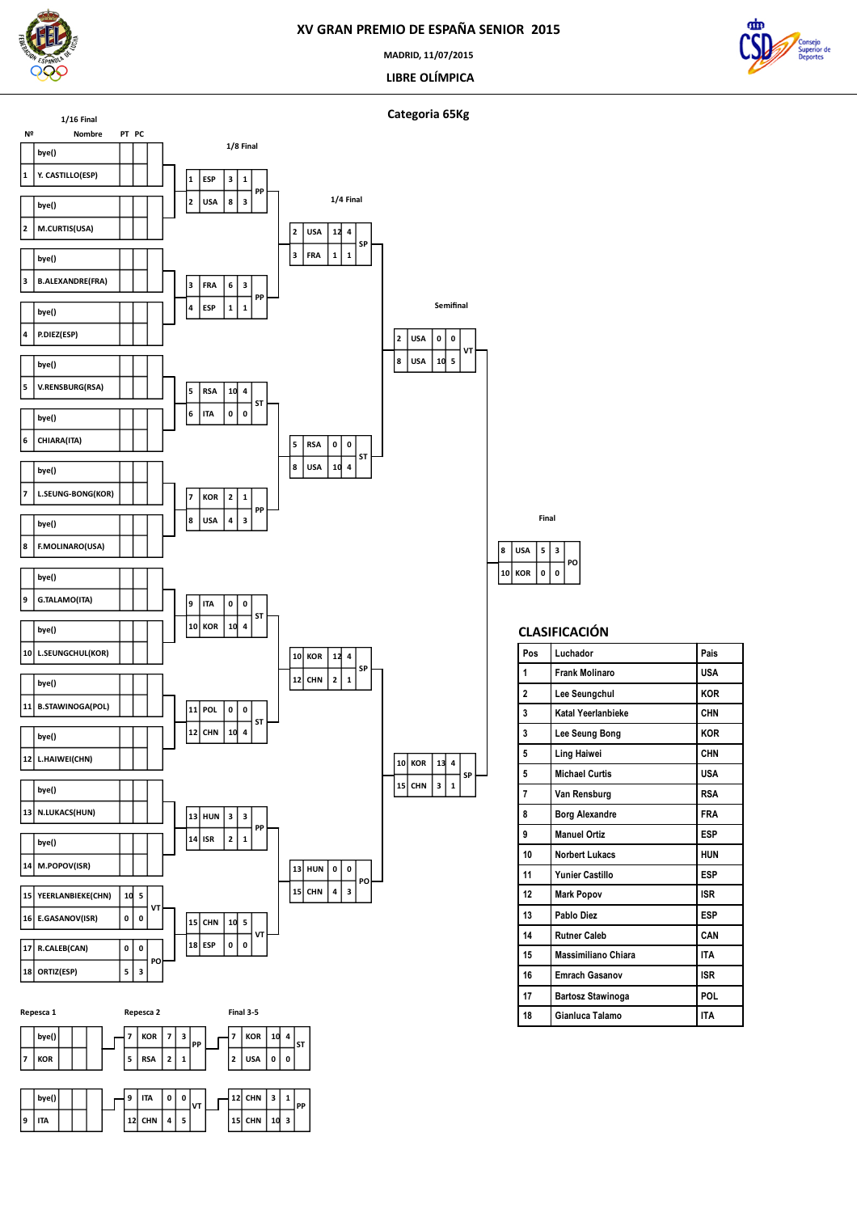# XV GRAN PREMIO DE ESPAÑA SENIOR 2015

MADRID, 11/07/2015

LIBRE OLÍMPICA

## Categoria 65Kg

### 1/16 Final

| Nº | Nombre | PT | PC |
|---|---|---|---|
| | bye() | | |
| 1 | Y. CASTILLO(ESP) | | |
| | bye() | | |
| 2 | M.CURTIS(USA) | | |
| | bye() | | |
| 3 | B.ALEXANDRE(FRA) | | |
| | bye() | | |
| 4 | P.DIEZ(ESP) | | |
| | bye() | | |
| 5 | V.RENSBURG(RSA) | | |
| | bye() | | |
| 6 | CHIARA(ITA) | | |
| | bye() | | |
| 7 | L.SEUNG-BONG(KOR) | | |
| | bye() | | |
| 8 | F.MOLINARO(USA) | | |
| | bye() | | |
| 9 | G.TALAMO(ITA) | | |
| | bye() | | |
| 10 | L.SEUNGCHUL(KOR) | | |
| | bye() | | |
| 11 | B.STAWINOGA(POL) | | |
| | bye() | | |
| 12 | L.HAIWEI(CHN) | | |
| | bye() | | |
| 13 | N.LUKACS(HUN) | | |
| | bye() | | |
| 14 | M.POPOV(ISR) | | |
| 15 | YEERLANBIEKE(CHN) | 10 | 5 |
| 16 | E.GASANOV(ISR) | 0 | 0 |
| 17 | R.CALEB(CAN) | 0 | 0 |
| 18 | ORTIZ(ESP) | 5 | 3 |

Results: 15 vs 16: VT; 17 vs 18: PO

### 1/8 Final

| Nº | País | PT | PC | Result |
|---|---|---|---|---|
| 1 | ESP | 3 | 1 | PP |
| 2 | USA | 8 | 3 | |
| 3 | FRA | 6 | 3 | PP |
| 4 | ESP | 1 | 1 | |
| 5 | RSA | 10 | 4 | ST |
| 6 | ITA | 0 | 0 | |
| 7 | KOR | 2 | 1 | PP |
| 8 | USA | 4 | 3 | |
| 9 | ITA | 0 | 0 | ST |
| 10 | KOR | 10 | 4 | |
| 11 | POL | 0 | 0 | ST |
| 12 | CHN | 10 | 4 | |
| 13 | HUN | 3 | 3 | PP |
| 14 | ISR | 2 | 1 | |
| 15 | CHN | 10 | 5 | VT |
| 18 | ESP | 0 | 0 | |

### 1/4 Final

| Nº | País | PT | PC | Result |
|---|---|---|---|---|
| 2 | USA | 12 | 4 | SP |
| 3 | FRA | 1 | 1 | |
| 5 | RSA | 0 | 0 | ST |
| 8 | USA | 10 | 4 | |
| 10 | KOR | 12 | 4 | SP |
| 12 | CHN | 2 | 1 | |
| 13 | HUN | 0 | 0 | PO |
| 15 | CHN | 4 | 3 | |

### Semifinal

| Nº | País | PT | PC | Result |
|---|---|---|---|---|
| 2 | USA | 0 | 0 | VT |
| 8 | USA | 10 | 5 | |
| 10 | KOR | 13 | 4 | SP |
| 15 | CHN | 3 | 1 | |

### Final

| Nº | País | PT | PC | Result |
|---|---|---|---|---|
| 8 | USA | 5 | 3 | PO |
| 10 | KOR | 0 | 0 | |

### Repesca 1

| Nº | Nombre | | |
|---|---|---|---|
| | bye() | | |
| 7 | KOR | | |
| | bye() | | |
| 9 | ITA | | |

### Repesca 2

| Nº | País | PT | PC | Result |
|---|---|---|---|---|
| 7 | KOR | 7 | 3 | PP |
| 5 | RSA | 2 | 1 | |
| 9 | ITA | 0 | 0 | VT |
| 12 | CHN | 4 | 5 | |

### Final 3-5

| Nº | País | PT | PC | Result |
|---|---|---|---|---|
| 7 | KOR | 10 | 4 | ST |
| 2 | USA | 0 | 0 | |
| 12 | CHN | 3 | 1 | PP |
| 15 | CHN | 10 | 3 | |

## CLASIFICACIÓN

| Pos | Luchador | Pais |
|---|---|---|
| 1 | Frank Molinaro | USA |
| 2 | Lee Seungchul | KOR |
| 3 | Katal Yeerlanbieke | CHN |
| 3 | Lee Seung Bong | KOR |
| 5 | Ling Haiwei | CHN |
| 5 | Michael Curtis | USA |
| 7 | Van Rensburg | RSA |
| 8 | Borg Alexandre | FRA |
| 9 | Manuel Ortiz | ESP |
| 10 | Norbert Lukacs | HUN |
| 11 | Yunier Castillo | ESP |
| 12 | Mark Popov | ISR |
| 13 | Pablo Diez | ESP |
| 14 | Rutner Caleb | CAN |
| 15 | Massimiliano Chiara | ITA |
| 16 | Emrach Gasanov | ISR |
| 17 | Bartosz Stawinoga | POL |
| 18 | Gianluca Talamo | ITA |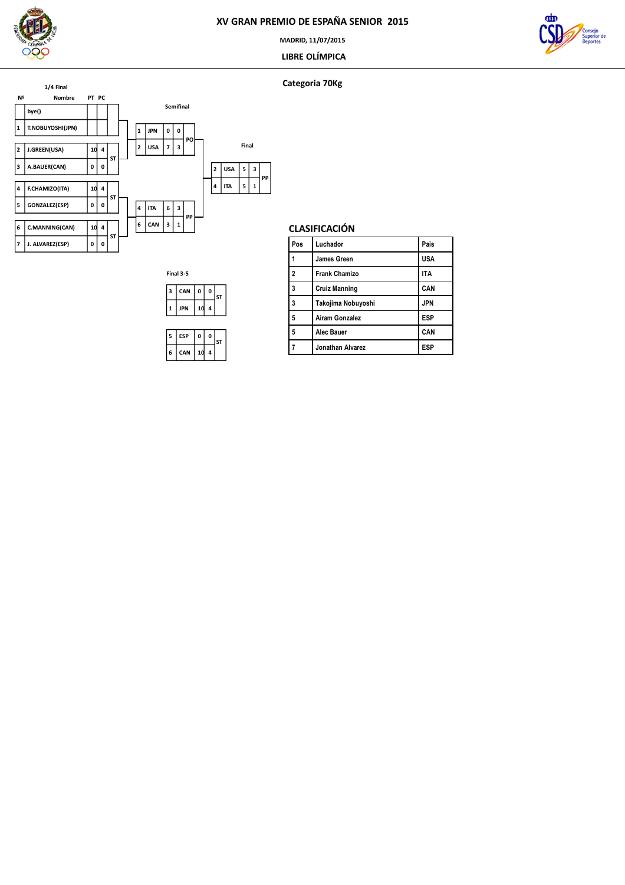# XV GRAN PREMIO DE ESPAÑA SENIOR 2015

MADRID, 11/07/2015

LIBRE OLÍMPICA

## Categoria 70Kg

### 1/4 Final

| Nº | Nombre | PT | PC | |
|---|---|---|---|---|
| | bye() | | | |
| 1 | T.NOBUYOSHI(JPN) | | | |
| 2 | J.GREEN(USA) | 10 | 4 | ST |
| 3 | A.BAUER(CAN) | 0 | 0 | |
| 4 | F.CHAMIZO(ITA) | 10 | 4 | ST |
| 5 | GONZALEZ(ESP) | 0 | 0 | |
| 6 | C.MANNING(CAN) | 10 | 4 | ST |
| 7 | J. ALVAREZ(ESP) | 0 | 0 | |

### Semifinal

| Nº | País | PT | PC | |
|---|---|---|---|---|
| 1 | JPN | 0 | 0 | PO |
| 2 | USA | 7 | 3 | |
| 4 | ITA | 6 | 3 | PP |
| 6 | CAN | 3 | 1 | |

### Final

| Nº | País | PT | PC | |
|---|---|---|---|---|
| 2 | USA | 5 | 3 | PP |
| 4 | ITA | 5 | 1 | |

### Final 3-5

| Nº | País | PT | PC | |
|---|---|---|---|---|
| 3 | CAN | 0 | 0 | ST |
| 1 | JPN | 10 | 4 | |

| Nº | País | PT | PC | |
|---|---|---|---|---|
| 5 | ESP | 0 | 0 | ST |
| 6 | CAN | 10 | 4 | |

## CLASIFICACIÓN

| Pos | Luchador | Pais |
|---|---|---|
| 1 | James Green | USA |
| 2 | Frank Chamizo | ITA |
| 3 | Cruiz Manning | CAN |
| 3 | Takojima Nobuyoshi | JPN |
| 5 | Airam Gonzalez | ESP |
| 5 | Alec Bauer | CAN |
| 7 | Jonathan Alvarez | ESP |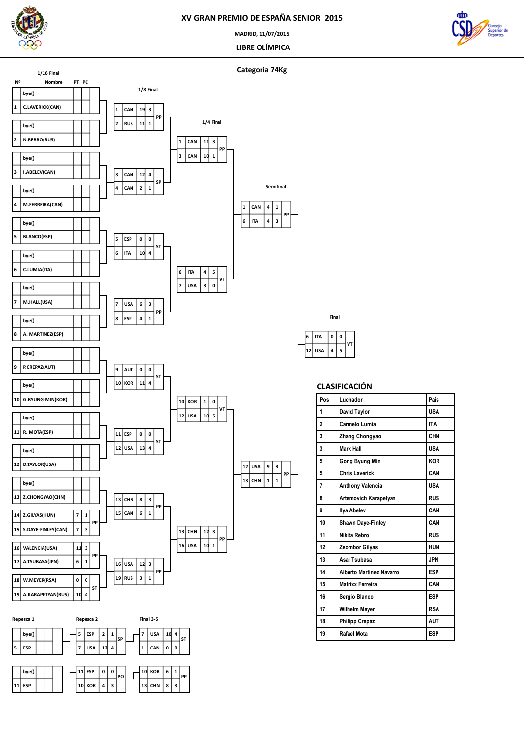# XV GRAN PREMIO DE ESPAÑA SENIOR 2015

MADRID, 11/07/2015

LIBRE OLÍMPICA

## Categoria 74Kg

### 1/16 Final

| Nº | Nombre | PT | PC |
|---|---|---|---|
| | bye() | | |
| 1 | C.LAVERICK(CAN) | | |
| | bye() | | |
| 2 | N.REBRO(RUS) | | |
| | bye() | | |
| 3 | I.ABELEV(CAN) | | |
| | bye() | | |
| 4 | M.FERREIRA(CAN) | | |
| | bye() | | |
| 5 | BLANCO(ESP) | | |
| | bye() | | |
| 6 | C.LUMIA(ITA) | | |
| | bye() | | |
| 7 | M.HALL(USA) | | |
| | bye() | | |
| 8 | A. MARTINEZ(ESP) | | |
| | bye() | | |
| 9 | P.CREPAZ(AUT) | | |
| | bye() | | |
| 10 | G.BYUNG-MIN(KOR) | | |
| | bye() | | |
| 11 | R. MOTA(ESP) | | |
| | bye() | | |
| 12 | D.TAYLOR(USA) | | |
| | bye() | | |
| 13 | Z.CHONGYAO(CHN) | | |
| 14 | Z.GILYAS(HUN) | 7 | 1 |
| 15 | S.DAYE-FINLEY(CAN) | 7 | 3 |
| 16 | VALENCIA(USA) | 11 | 3 |
| 17 | A.TSUBASA(JPN) | 6 | 1 |
| 18 | W.MEYER(RSA) | 0 | 0 |
| 19 | A.KARAPETYAN(RUS) | 10 | 4 |

Results: 14 vs 15 – PP; 16 vs 17 – PP; 18 vs 19 – ST

### 1/8 Final

| Nº | País | PT | PC | |
|---|---|---|---|---|
| 1 | CAN | 19 | 3 | PP |
| 2 | RUS | 11 | 1 | |
| 3 | CAN | 12 | 4 | SP |
| 4 | CAN | 2 | 1 | |
| 5 | ESP | 0 | 0 | ST |
| 6 | ITA | 10 | 4 | |
| 7 | USA | 6 | 3 | PP |
| 8 | ESP | 4 | 1 | |
| 9 | AUT | 0 | 0 | ST |
| 10 | KOR | 11 | 4 | |
| 11 | ESP | 0 | 0 | ST |
| 12 | USA | 13 | 4 | |
| 13 | CHN | 8 | 3 | PP |
| 15 | CAN | 6 | 1 | |
| 16 | USA | 12 | 3 | PP |
| 19 | RUS | 3 | 1 | |

### 1/4 Final

| Nº | País | PT | PC | |
|---|---|---|---|---|
| 1 | CAN | 11 | 3 | PP |
| 3 | CAN | 10 | 1 | |
| 6 | ITA | 4 | 5 | VT |
| 7 | USA | 3 | 0 | |
| 10 | KOR | 1 | 0 | VT |
| 12 | USA | 10 | 5 | |
| 13 | CHN | 12 | 3 | PP |
| 16 | USA | 10 | 1 | |

### Semifinal

| Nº | País | PT | PC | |
|---|---|---|---|---|
| 1 | CAN | 4 | 1 | PP |
| 6 | ITA | 4 | 3 | |
| 12 | USA | 9 | 3 | PP |
| 13 | CHN | 1 | 1 | |

### Final

| Nº | País | PT | PC | |
|---|---|---|---|---|
| 6 | ITA | 0 | 0 | VT |
| 12 | USA | 4 | 5 | |

### Repesca 1

| Nº | País | PT | PC |
|---|---|---|---|
| | bye() | | |
| 5 | ESP | | |
| | bye() | | |
| 11 | ESP | | |

### Repesca 2

| Nº | País | PT | PC | |
|---|---|---|---|---|
| 5 | ESP | 2 | 1 | SP |
| 7 | USA | 12 | 4 | |
| 11 | ESP | 0 | 0 | PO |
| 10 | KOR | 4 | 3 | |

### Final 3-5

| Nº | País | PT | PC | |
|---|---|---|---|---|
| 7 | USA | 10 | 4 | ST |
| 1 | CAN | 0 | 0 | |
| 10 | KOR | 6 | 1 | PP |
| 13 | CHN | 8 | 3 | |

## CLASIFICACIÓN

| Pos | Luchador | Pais |
|---|---|---|
| 1 | David Taylor | USA |
| 2 | Carmelo Lumia | ITA |
| 3 | Zhang Chongyao | CHN |
| 3 | Mark Hall | USA |
| 5 | Gong Byung Min | KOR |
| 5 | Chris Laverick | CAN |
| 7 | Anthony Valencia | USA |
| 8 | Artemovich Karapetyan | RUS |
| 9 | Ilya Abelev | CAN |
| 10 | Shawn Daye-Finley | CAN |
| 11 | Nikita Rebro | RUS |
| 12 | Zsombor Gilyas | HUN |
| 13 | Asai Tsubasa | JPN |
| 14 | Alberto Martinez Navarro | ESP |
| 15 | Matrixx Ferreira | CAN |
| 16 | Sergio Blanco | ESP |
| 17 | Wilhelm Meyer | RSA |
| 18 | Philipp Crepaz | AUT |
| 19 | Rafael Mota | ESP |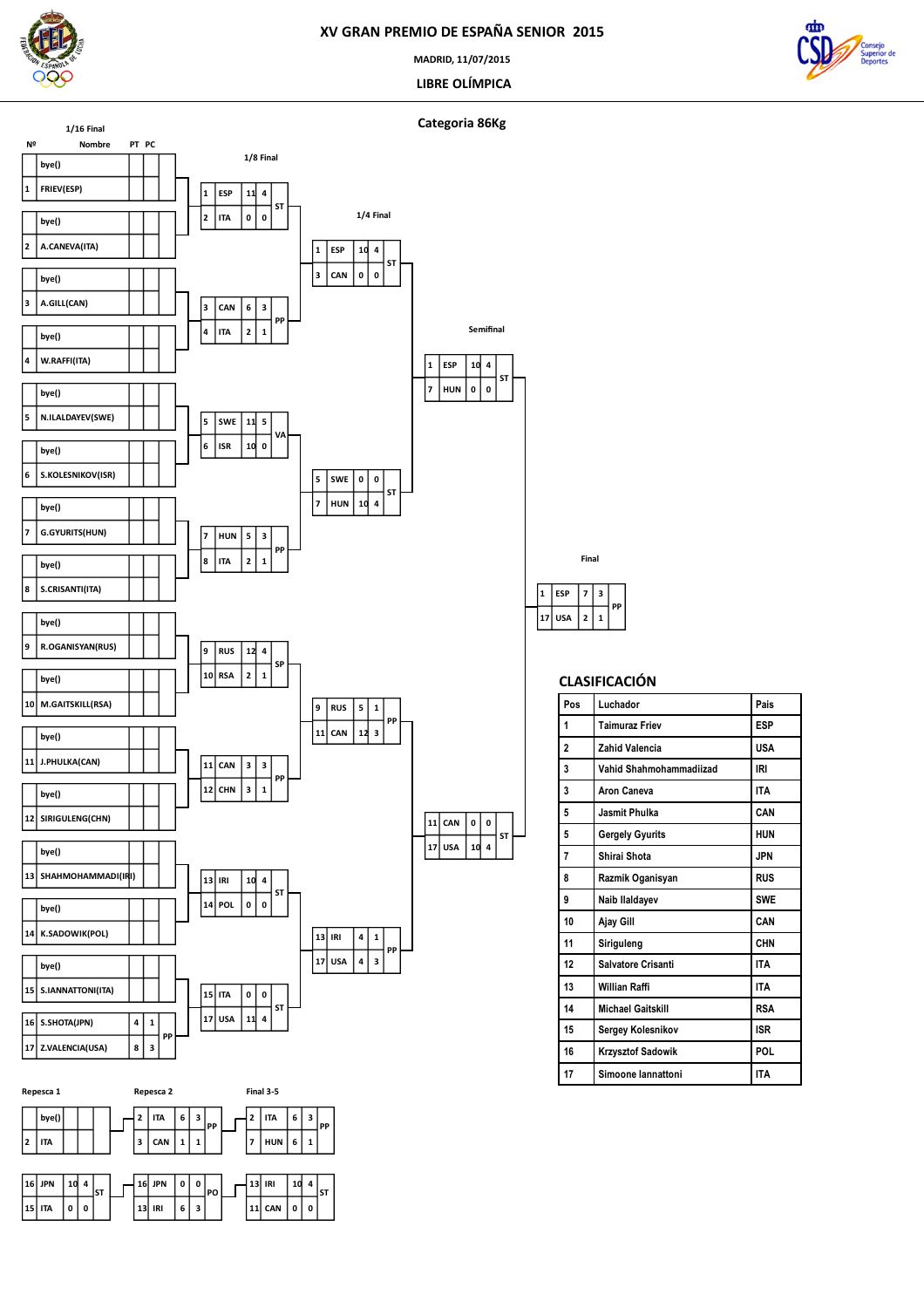# XV GRAN PREMIO DE ESPAÑA SENIOR 2015

MADRID, 11/07/2015

LIBRE OLÍMPICA

## Categoria 86Kg

### 1/16 Final

| Nº | Nombre | PT | PC |
|---|---|---|---|
| | bye() | | |
| 1 | FRIEV(ESP) | | |
| | bye() | | |
| 2 | A.CANEVA(ITA) | | |
| | bye() | | |
| 3 | A.GILL(CAN) | | |
| | bye() | | |
| 4 | W.RAFFI(ITA) | | |
| | bye() | | |
| 5 | N.ILALDAYEV(SWE) | | |
| | bye() | | |
| 6 | S.KOLESNIKOV(ISR) | | |
| | bye() | | |
| 7 | G.GYURITS(HUN) | | |
| | bye() | | |
| 8 | S.CRISANTI(ITA) | | |
| | bye() | | |
| 9 | R.OGANISYAN(RUS) | | |
| | bye() | | |
| 10 | M.GAITSKILL(RSA) | | |
| | bye() | | |
| 11 | J.PHULKA(CAN) | | |
| | bye() | | |
| 12 | SIRIGULENG(CHN) | | |
| | bye() | | |
| 13 | SHAHMOHAMMADI(IRI) | | |
| | bye() | | |
| 14 | K.SADOWIK(POL) | | |
| | bye() | | |
| 15 | S.IANNATTONI(ITA) | | |
| 16 | S.SHOTA(JPN) | 4 | 1 |
| 17 | Z.VALENCIA(USA) | 8 | 3 |

16 JPN vs 17 USA: PP

### 1/8 Final

| Nº | País | PT | PC | Resultado |
|---|---|---|---|---|
| 1 | ESP | 11 | 4 | ST |
| 2 | ITA | 0 | 0 | |
| 3 | CAN | 6 | 3 | PP |
| 4 | ITA | 2 | 1 | |
| 5 | SWE | 11 | 5 | VA |
| 6 | ISR | 10 | 0 | |
| 7 | HUN | 5 | 3 | PP |
| 8 | ITA | 2 | 1 | |
| 9 | RUS | 12 | 4 | SP |
| 10 | RSA | 2 | 1 | |
| 11 | CAN | 3 | 3 | PP |
| 12 | CHN | 3 | 1 | |
| 13 | IRI | 10 | 4 | ST |
| 14 | POL | 0 | 0 | |
| 15 | ITA | 0 | 0 | ST |
| 17 | USA | 11 | 4 | |

### 1/4 Final

| Nº | País | PT | PC | Resultado |
|---|---|---|---|---|
| 1 | ESP | 10 | 4 | ST |
| 3 | CAN | 0 | 0 | |
| 5 | SWE | 0 | 0 | ST |
| 7 | HUN | 10 | 4 | |
| 9 | RUS | 5 | 1 | PP |
| 11 | CAN | 12 | 3 | |
| 13 | IRI | 4 | 1 | PP |
| 17 | USA | 4 | 3 | |

### Semifinal

| Nº | País | PT | PC | Resultado |
|---|---|---|---|---|
| 1 | ESP | 10 | 4 | ST |
| 7 | HUN | 0 | 0 | |
| 11 | CAN | 0 | 0 | ST |
| 17 | USA | 10 | 4 | |

### Final

| Nº | País | PT | PC | Resultado |
|---|---|---|---|---|
| 1 | ESP | 7 | 3 | PP |
| 17 | USA | 2 | 1 | |

### Repesca 1

| Nº | País | PT | PC | Resultado |
|---|---|---|---|---|
| | bye() | | | |
| 2 | ITA | | | |
| 16 | JPN | 10 | 4 | ST |
| 15 | ITA | 0 | 0 | |

### Repesca 2

| Nº | País | PT | PC | Resultado |
|---|---|---|---|---|
| 2 | ITA | 6 | 3 | PP |
| 3 | CAN | 1 | 1 | |
| 16 | JPN | 0 | 0 | PO |
| 13 | IRI | 6 | 3 | |

### Final 3-5

| Nº | País | PT | PC | Resultado |
|---|---|---|---|---|
| 2 | ITA | 6 | 3 | PP |
| 7 | HUN | 6 | 1 | |
| 13 | IRI | 10 | 4 | ST |
| 11 | CAN | 0 | 0 | |

## CLASIFICACIÓN

| Pos | Luchador | Pais |
|---|---|---|
| 1 | Taimuraz Friev | ESP |
| 2 | Zahid Valencia | USA |
| 3 | Vahid Shahmohammadiizad | IRI |
| 3 | Aron Caneva | ITA |
| 5 | Jasmit Phulka | CAN |
| 5 | Gergely Gyurits | HUN |
| 7 | Shirai Shota | JPN |
| 8 | Razmik Oganisyan | RUS |
| 9 | Naib Ilaldayev | SWE |
| 10 | Ajay Gill | CAN |
| 11 | Siriguleng | CHN |
| 12 | Salvatore Crisanti | ITA |
| 13 | Willian Raffi | ITA |
| 14 | Michael Gaitskill | RSA |
| 15 | Sergey Kolesnikov | ISR |
| 16 | Krzysztof Sadowik | POL |
| 17 | Simoone Iannattoni | ITA |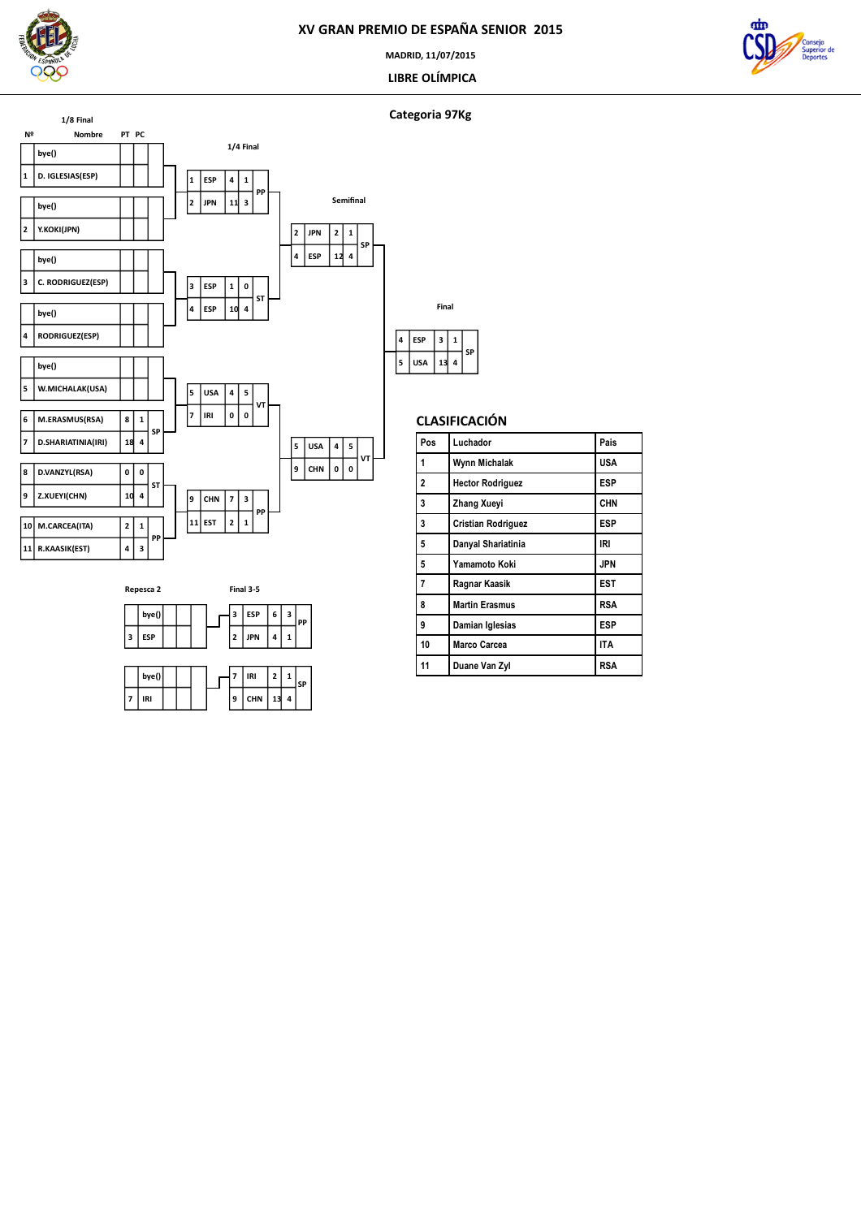# XV GRAN PREMIO DE ESPAÑA SENIOR 2015

MADRID, 11/07/2015

LIBRE OLÍMPICA

## Categoria 97Kg

### 1/8 Final

| Nº | Nombre | PT | PC | |
|---|---|---|---|---|
| | bye() | | | |
| 1 | D. IGLESIAS(ESP) | | | |
| | bye() | | | |
| 2 | Y.KOKI(JPN) | | | |
| | bye() | | | |
| 3 | C. RODRIGUEZ(ESP) | | | |
| | bye() | | | |
| 4 | RODRIGUEZ(ESP) | | | |
| | bye() | | | |
| 5 | W.MICHALAK(USA) | | | |
| 6 | M.ERASMUS(RSA) | 8 | 1 | SP |
| 7 | D.SHARIATINIA(IRI) | 18 | 4 | |
| 8 | D.VANZYL(RSA) | 0 | 0 | ST |
| 9 | Z.XUEYI(CHN) | 10 | 4 | |
| 10 | M.CARCEA(ITA) | 2 | 1 | PP |
| 11 | R.KAASIK(EST) | 4 | 3 | |

### 1/4 Final

| Nº | País | PT | PC | |
|---|---|---|---|---|
| 1 | ESP | 4 | 1 | PP |
| 2 | JPN | 11 | 3 | |
| 3 | ESP | 1 | 0 | ST |
| 4 | ESP | 10 | 4 | |
| 5 | USA | 4 | 5 | VT |
| 7 | IRI | 0 | 0 | |
| 9 | CHN | 7 | 3 | PP |
| 11 | EST | 2 | 1 | |

### Semifinal

| Nº | País | PT | PC | |
|---|---|---|---|---|
| 2 | JPN | 2 | 1 | SP |
| 4 | ESP | 12 | 4 | |
| 5 | USA | 4 | 5 | VT |
| 9 | CHN | 0 | 0 | |

### Final

| Nº | País | PT | PC | |
|---|---|---|---|---|
| 4 | ESP | 3 | 1 | SP |
| 5 | USA | 13 | 4 | |

### Repesca 2

| Nº | País | | | |
|---|---|---|---|---|
| | bye() | | | |
| 3 | ESP | | | |
| | bye() | | | |
| 7 | IRI | | | |

### Final 3-5

| Nº | País | PT | PC | |
|---|---|---|---|---|
| 3 | ESP | 6 | 3 | PP |
| 2 | JPN | 4 | 1 | |
| 7 | IRI | 2 | 1 | SP |
| 9 | CHN | 13 | 4 | |

## CLASIFICACIÓN

| Pos | Luchador | Pais |
|---|---|---|
| 1 | Wynn Michalak | USA |
| 2 | Hector Rodriguez | ESP |
| 3 | Zhang Xueyi | CHN |
| 3 | Cristian Rodriguez | ESP |
| 5 | Danyal Shariatinia | IRI |
| 5 | Yamamoto Koki | JPN |
| 7 | Ragnar Kaasik | EST |
| 8 | Martin Erasmus | RSA |
| 9 | Damian Iglesias | ESP |
| 10 | Marco Carcea | ITA |
| 11 | Duane Van Zyl | RSA |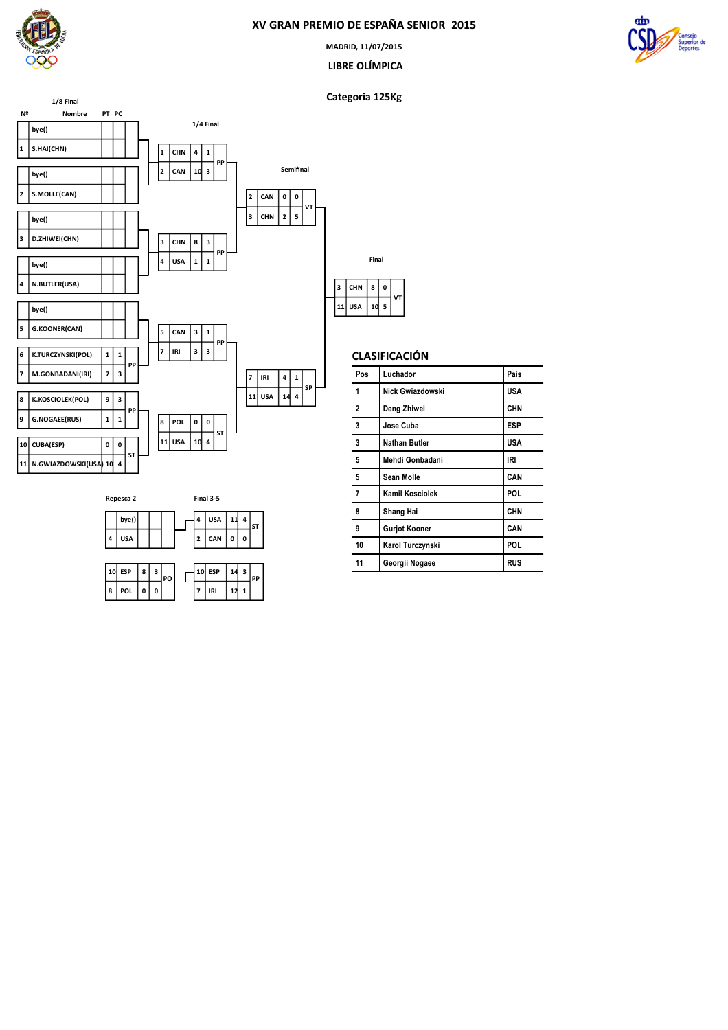# XV GRAN PREMIO DE ESPAÑA SENIOR 2015

MADRID, 11/07/2015

LIBRE OLÍMPICA

## Categoria 125Kg

### 1/8 Final

| Nº | Nombre | PT | PC | |
|---|---|---|---|---|
| | bye() | | | |
| 1 | S.HAI(CHN) | | | |
| | bye() | | | |
| 2 | S.MOLLE(CAN) | | | |
| | bye() | | | |
| 3 | D.ZHIWEI(CHN) | | | |
| | bye() | | | |
| 4 | N.BUTLER(USA) | | | |
| | bye() | | | |
| 5 | G.KOONER(CAN) | | | |
| 6 | K.TURCZYNSKI(POL) | 1 | 1 | PP |
| 7 | M.GONBADANI(IRI) | 7 | 3 | |
| 8 | K.KOSCIOLEK(POL) | 9 | 3 | PP |
| 9 | G.NOGAEE(RUS) | 1 | 1 | |
| 10 | CUBA(ESP) | 0 | 0 | ST |
| 11 | N.GWIAZDOWSKI(USA) | 10 | 4 | |

### 1/4 Final

| Nº | País | PT | PC | |
|---|---|---|---|---|
| 1 | CHN | 4 | 1 | PP |
| 2 | CAN | 10 | 3 | |
| 3 | CHN | 8 | 3 | PP |
| 4 | USA | 1 | 1 | |
| 5 | CAN | 3 | 1 | PP |
| 7 | IRI | 3 | 3 | |
| 8 | POL | 0 | 0 | ST |
| 11 | USA | 10 | 4 | |

### Semifinal

| Nº | País | PT | PC | |
|---|---|---|---|---|
| 2 | CAN | 0 | 0 | VT |
| 3 | CHN | 2 | 5 | |
| 7 | IRI | 4 | 1 | SP |
| 11 | USA | 14 | 4 | |

### Final

| Nº | País | PT | PC | |
|---|---|---|---|---|
| 3 | CHN | 8 | 0 | VT |
| 11 | USA | 10 | 5 | |

### Repesca 2

| Nº | País | PT | PC | |
|---|---|---|---|---|
| | bye() | | | |
| 4 | USA | | | |
| 10 | ESP | 8 | 3 | PO |
| 8 | POL | 0 | 0 | |

### Final 3-5

| Nº | País | PT | PC | |
|---|---|---|---|---|
| 4 | USA | 11 | 4 | ST |
| 2 | CAN | 0 | 0 | |
| 10 | ESP | 14 | 3 | PP |
| 7 | IRI | 12 | 1 | |

## CLASIFICACIÓN

| Pos | Luchador | Pais |
|---|---|---|
| 1 | Nick Gwiazdowski | USA |
| 2 | Deng Zhiwei | CHN |
| 3 | Jose Cuba | ESP |
| 3 | Nathan Butler | USA |
| 5 | Mehdi Gonbadani | IRI |
| 5 | Sean Molle | CAN |
| 7 | Kamil Kosciolek | POL |
| 8 | Shang Hai | CHN |
| 9 | Gurjot Kooner | CAN |
| 10 | Karol Turczynski | POL |
| 11 | Georgii Nogaee | RUS |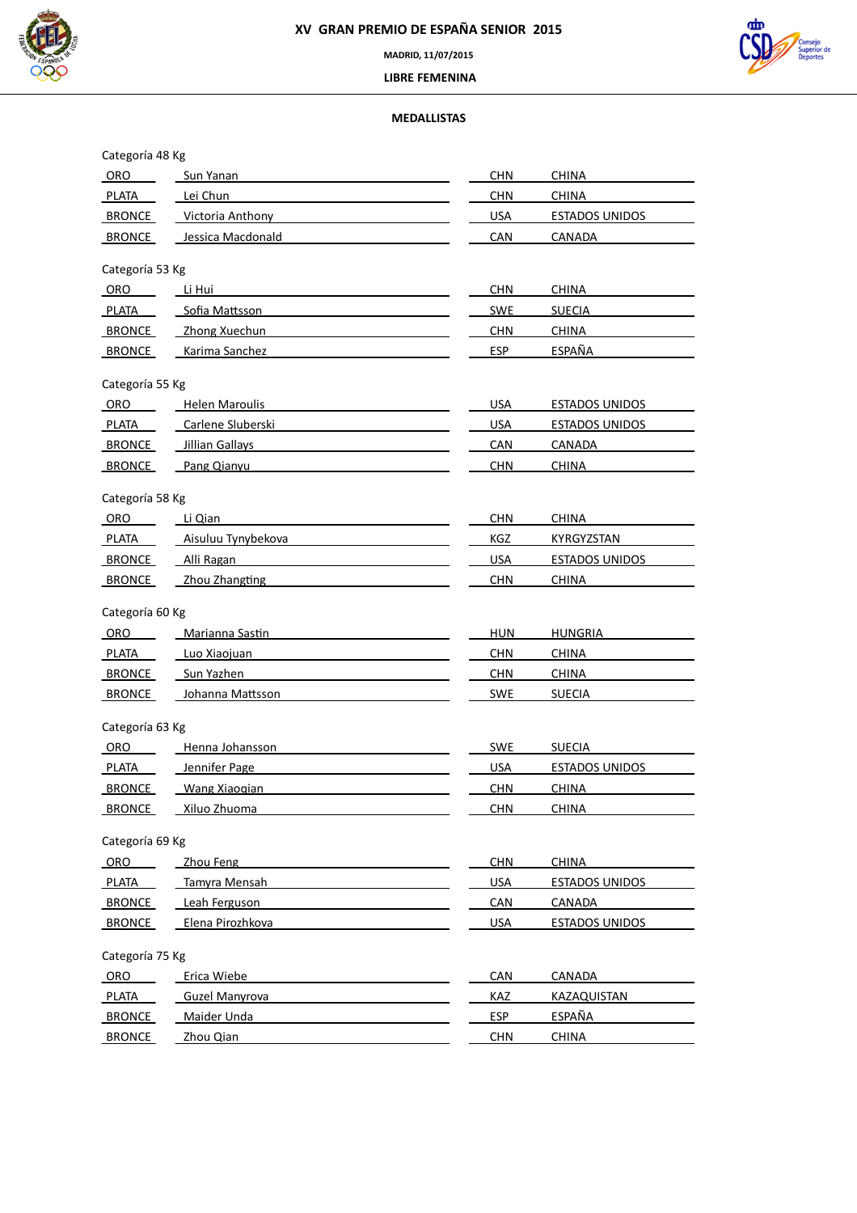# XV GRAN PREMIO DE ESPAÑA SENIOR 2015

MADRID, 11/07/2015

LIBRE FEMENINA

## MEDALLISTAS

Categoría 48 Kg

| | | | |
|---|---|---|---|
| ORO | Sun Yanan | CHN | CHINA |
| PLATA | Lei Chun | CHN | CHINA |
| BRONCE | Victoria Anthony | USA | ESTADOS UNIDOS |
| BRONCE | Jessica Macdonald | CAN | CANADA |

Categoría 53 Kg

| | | | |
|---|---|---|---|
| ORO | Li Hui | CHN | CHINA |
| PLATA | Sofia Mattsson | SWE | SUECIA |
| BRONCE | Zhong Xuechun | CHN | CHINA |
| BRONCE | Karima Sanchez | ESP | ESPAÑA |

Categoría 55 Kg

| | | | |
|---|---|---|---|
| ORO | Helen Maroulis | USA | ESTADOS UNIDOS |
| PLATA | Carlene Sluberski | USA | ESTADOS UNIDOS |
| BRONCE | Jillian Gallays | CAN | CANADA |
| BRONCE | Pang Qianyu | CHN | CHINA |

Categoría 58 Kg

| | | | |
|---|---|---|---|
| ORO | Li Qian | CHN | CHINA |
| PLATA | Aisuluu Tynybekova | KGZ | KYRGYZSTAN |
| BRONCE | Alli Ragan | USA | ESTADOS UNIDOS |
| BRONCE | Zhou Zhangting | CHN | CHINA |

Categoría 60 Kg

| | | | |
|---|---|---|---|
| ORO | Marianna Sastin | HUN | HUNGRIA |
| PLATA | Luo Xiaojuan | CHN | CHINA |
| BRONCE | Sun Yazhen | CHN | CHINA |
| BRONCE | Johanna Mattsson | SWE | SUECIA |

Categoría 63 Kg

| | | | |
|---|---|---|---|
| ORO | Henna Johansson | SWE | SUECIA |
| PLATA | Jennifer Page | USA | ESTADOS UNIDOS |
| BRONCE | Wang Xiaoqian | CHN | CHINA |
| BRONCE | Xiluo Zhuoma | CHN | CHINA |

Categoría 69 Kg

| | | | |
|---|---|---|---|
| ORO | Zhou Feng | CHN | CHINA |
| PLATA | Tamyra Mensah | USA | ESTADOS UNIDOS |
| BRONCE | Leah Ferguson | CAN | CANADA |
| BRONCE | Elena Pirozhkova | USA | ESTADOS UNIDOS |

Categoría 75 Kg

| | | | |
|---|---|---|---|
| ORO | Erica Wiebe | CAN | CANADA |
| PLATA | Guzel Manyrova | KAZ | KAZAQUISTAN |
| BRONCE | Maider Unda | ESP | ESPAÑA |
| BRONCE | Zhou Qian | CHN | CHINA |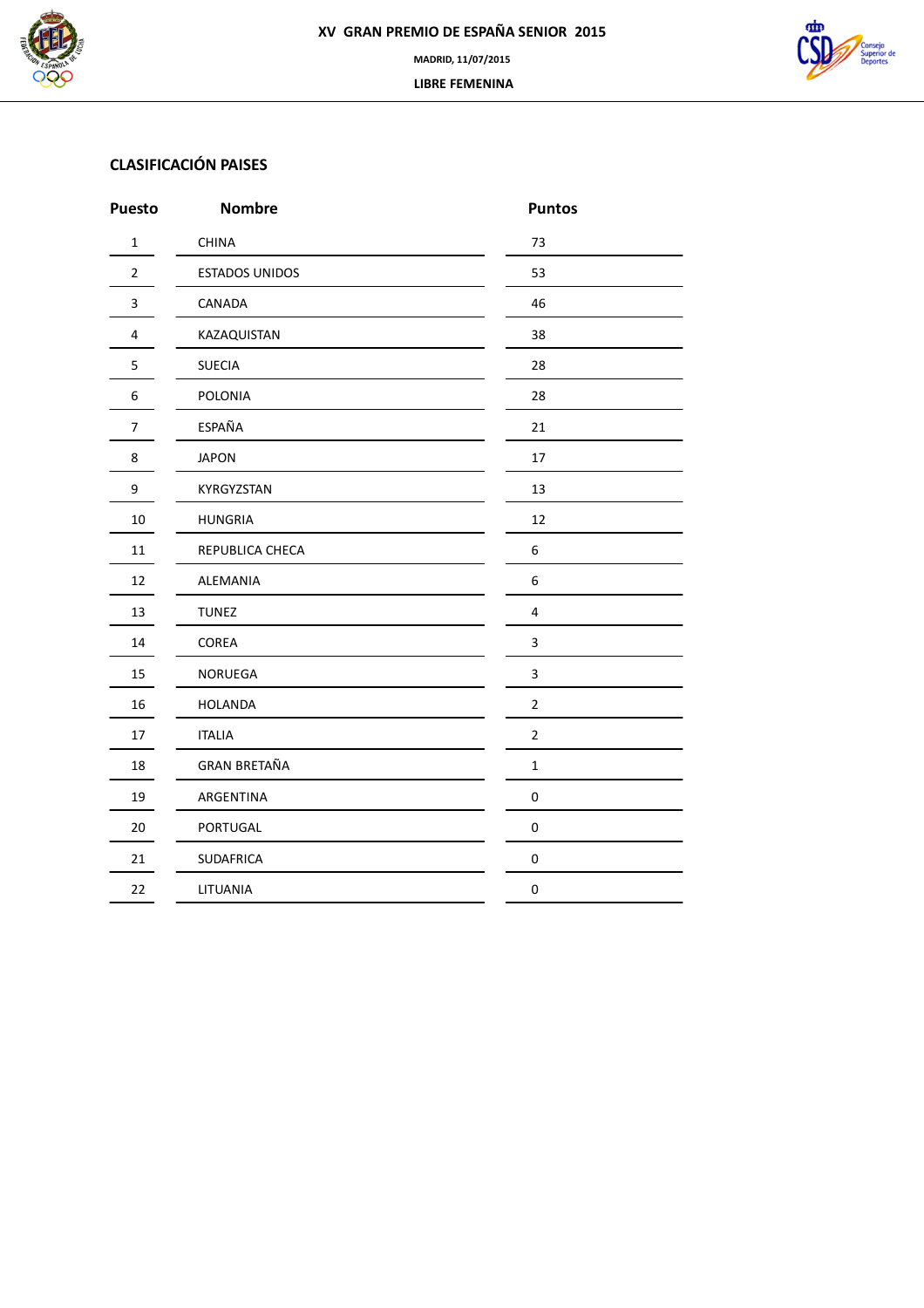# XV GRAN PREMIO DE ESPAÑA SENIOR 2015

**MADRID, 11/07/2015**

**LIBRE FEMENINA**

## CLASIFICACIÓN PAISES

| Puesto | Nombre | Puntos |
|---|---|---|
| 1 | CHINA | 73 |
| 2 | ESTADOS UNIDOS | 53 |
| 3 | CANADA | 46 |
| 4 | KAZAQUISTAN | 38 |
| 5 | SUECIA | 28 |
| 6 | POLONIA | 28 |
| 7 | ESPAÑA | 21 |
| 8 | JAPON | 17 |
| 9 | KYRGYZSTAN | 13 |
| 10 | HUNGRIA | 12 |
| 11 | REPUBLICA CHECA | 6 |
| 12 | ALEMANIA | 6 |
| 13 | TUNEZ | 4 |
| 14 | COREA | 3 |
| 15 | NORUEGA | 3 |
| 16 | HOLANDA | 2 |
| 17 | ITALIA | 2 |
| 18 | GRAN BRETAÑA | 1 |
| 19 | ARGENTINA | 0 |
| 20 | PORTUGAL | 0 |
| 21 | SUDAFRICA | 0 |
| 22 | LITUANIA | 0 |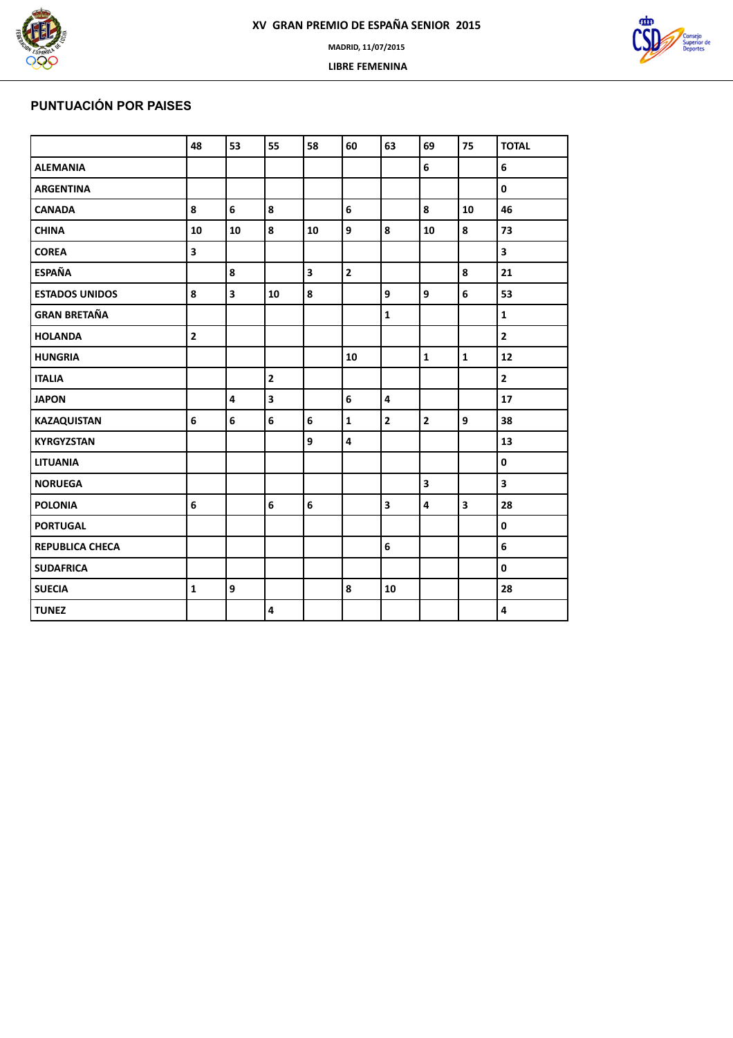XV GRAN PREMIO DE ESPAÑA SENIOR 2015

MADRID, 11/07/2015

LIBRE FEMENINA

## PUNTUACIÓN POR PAISES

| | 48 | 53 | 55 | 58 | 60 | 63 | 69 | 75 | TOTAL |
|---|---|---|---|---|---|---|---|---|---|
| ALEMANIA | | | | | | | 6 | | 6 |
| ARGENTINA | | | | | | | | | 0 |
| CANADA | 8 | 6 | 8 | | 6 | | 8 | 10 | 46 |
| CHINA | 10 | 10 | 8 | 10 | 9 | 8 | 10 | 8 | 73 |
| COREA | 3 | | | | | | | | 3 |
| ESPAÑA | | 8 | | 3 | 2 | | | 8 | 21 |
| ESTADOS UNIDOS | 8 | 3 | 10 | 8 | | 9 | 9 | 6 | 53 |
| GRAN BRETAÑA | | | | | | 1 | | | 1 |
| HOLANDA | 2 | | | | | | | | 2 |
| HUNGRIA | | | | | 10 | | 1 | 1 | 12 |
| ITALIA | | | 2 | | | | | | 2 |
| JAPON | | 4 | 3 | | 6 | 4 | | | 17 |
| KAZAQUISTAN | 6 | 6 | 6 | 6 | 1 | 2 | 2 | 9 | 38 |
| KYRGYZSTAN | | | | 9 | 4 | | | | 13 |
| LITUANIA | | | | | | | | | 0 |
| NORUEGA | | | | | | | 3 | | 3 |
| POLONIA | 6 | | 6 | 6 | | 3 | 4 | 3 | 28 |
| PORTUGAL | | | | | | | | | 0 |
| REPUBLICA CHECA | | | | | | 6 | | | 6 |
| SUDAFRICA | | | | | | | | | 0 |
| SUECIA | 1 | 9 | | | 8 | 10 | | | 28 |
| TUNEZ | | | 4 | | | | | | 4 |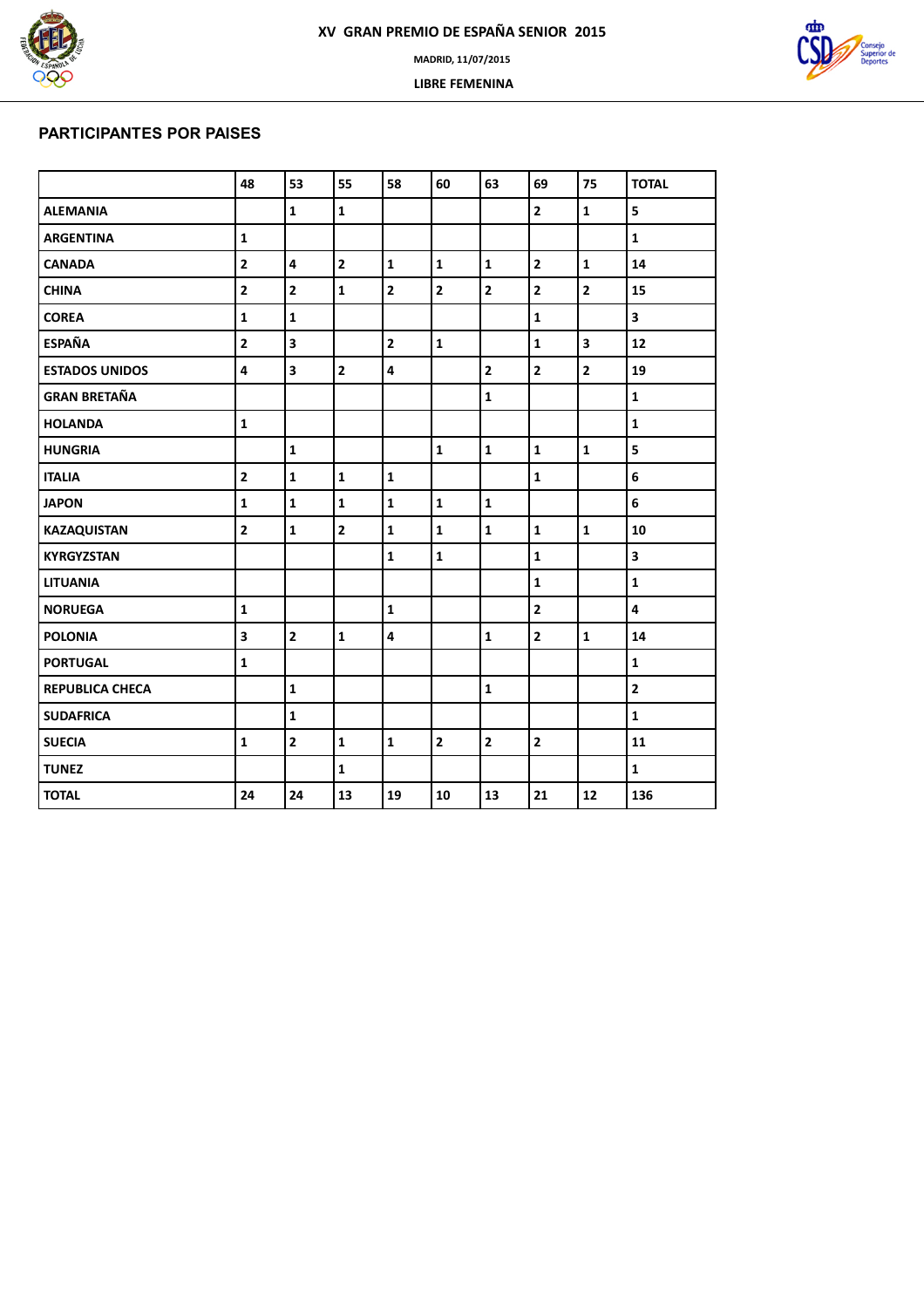XV GRAN PREMIO DE ESPAÑA SENIOR 2015

MADRID, 11/07/2015

LIBRE FEMENINA

## PARTICIPANTES POR PAISES

| | 48 | 53 | 55 | 58 | 60 | 63 | 69 | 75 | TOTAL |
|---|---|---|---|---|---|---|---|---|---|
| ALEMANIA | | 1 | 1 | | | | 2 | 1 | 5 |
| ARGENTINA | 1 | | | | | | | | 1 |
| CANADA | 2 | 4 | 2 | 1 | 1 | 1 | 2 | 1 | 14 |
| CHINA | 2 | 2 | 1 | 2 | 2 | 2 | 2 | 2 | 15 |
| COREA | 1 | 1 | | | | | 1 | | 3 |
| ESPAÑA | 2 | 3 | | 2 | 1 | | 1 | 3 | 12 |
| ESTADOS UNIDOS | 4 | 3 | 2 | 4 | | 2 | 2 | 2 | 19 |
| GRAN BRETAÑA | | | | | | 1 | | | 1 |
| HOLANDA | 1 | | | | | | | | 1 |
| HUNGRIA | | 1 | | | 1 | 1 | 1 | 1 | 5 |
| ITALIA | 2 | 1 | 1 | 1 | | | 1 | | 6 |
| JAPON | 1 | 1 | 1 | 1 | 1 | 1 | | | 6 |
| KAZAQUISTAN | 2 | 1 | 2 | 1 | 1 | 1 | 1 | 1 | 10 |
| KYRGYZSTAN | | | | 1 | 1 | | 1 | | 3 |
| LITUANIA | | | | | | | 1 | | 1 |
| NORUEGA | 1 | | | 1 | | | 2 | | 4 |
| POLONIA | 3 | 2 | 1 | 4 | | 1 | 2 | 1 | 14 |
| PORTUGAL | 1 | | | | | | | | 1 |
| REPUBLICA CHECA | | 1 | | | | 1 | | | 2 |
| SUDAFRICA | | 1 | | | | | | | 1 |
| SUECIA | 1 | 2 | 1 | 1 | 2 | 2 | 2 | | 11 |
| TUNEZ | | | 1 | | | | | | 1 |
| TOTAL | 24 | 24 | 13 | 19 | 10 | 13 | 21 | 12 | 136 |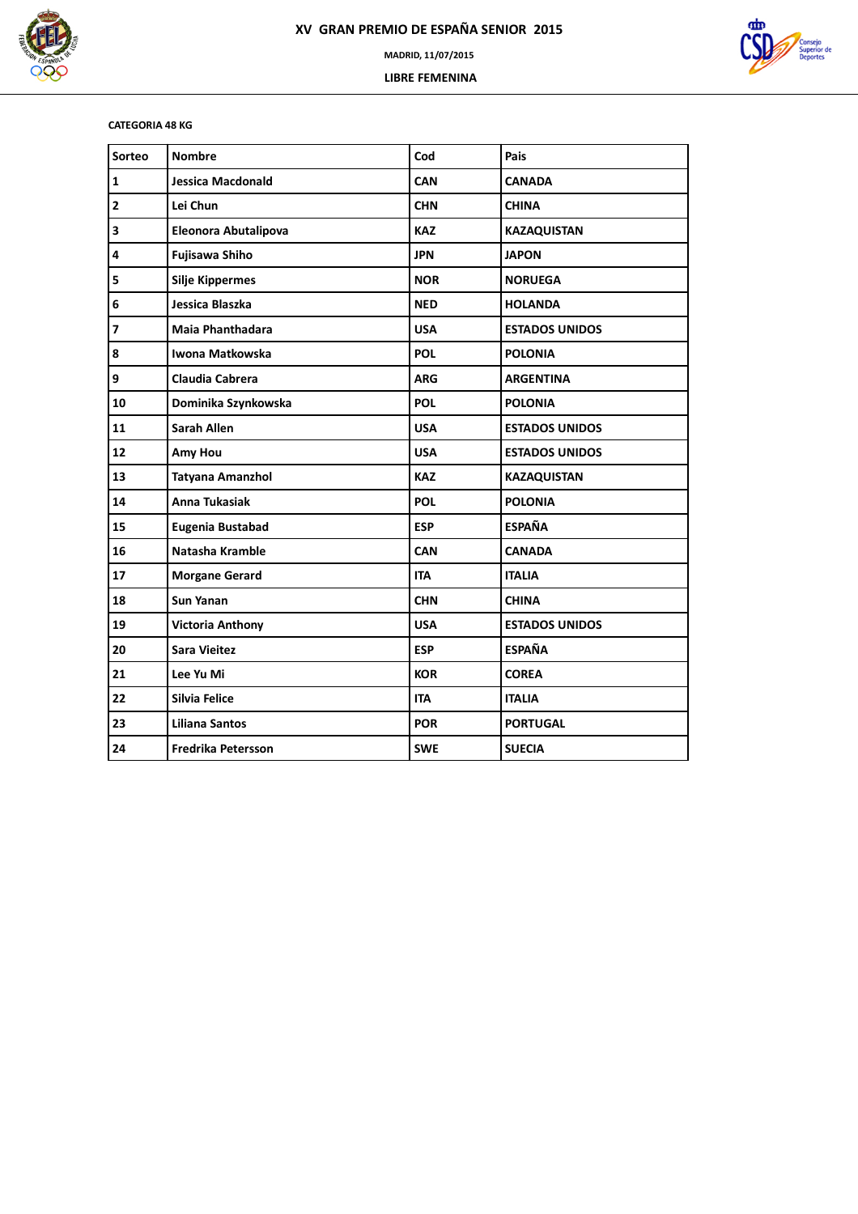# XV GRAN PREMIO DE ESPAÑA SENIOR 2015

MADRID, 11/07/2015

LIBRE FEMENINA

**CATEGORIA 48 KG**

| Sorteo | Nombre | Cod | Pais |
|---|---|---|---|
| 1 | Jessica Macdonald | CAN | CANADA |
| 2 | Lei Chun | CHN | CHINA |
| 3 | Eleonora Abutalipova | KAZ | KAZAQUISTAN |
| 4 | Fujisawa Shiho | JPN | JAPON |
| 5 | Silje Kippermes | NOR | NORUEGA |
| 6 | Jessica Blaszka | NED | HOLANDA |
| 7 | Maia Phanthadara | USA | ESTADOS UNIDOS |
| 8 | Iwona Matkowska | POL | POLONIA |
| 9 | Claudia Cabrera | ARG | ARGENTINA |
| 10 | Dominika Szynkowska | POL | POLONIA |
| 11 | Sarah Allen | USA | ESTADOS UNIDOS |
| 12 | Amy Hou | USA | ESTADOS UNIDOS |
| 13 | Tatyana Amanzhol | KAZ | KAZAQUISTAN |
| 14 | Anna Tukasiak | POL | POLONIA |
| 15 | Eugenia Bustabad | ESP | ESPAÑA |
| 16 | Natasha Kramble | CAN | CANADA |
| 17 | Morgane Gerard | ITA | ITALIA |
| 18 | Sun Yanan | CHN | CHINA |
| 19 | Victoria Anthony | USA | ESTADOS UNIDOS |
| 20 | Sara Vieitez | ESP | ESPAÑA |
| 21 | Lee Yu Mi | KOR | COREA |
| 22 | Silvia Felice | ITA | ITALIA |
| 23 | Liliana Santos | POR | PORTUGAL |
| 24 | Fredrika Petersson | SWE | SUECIA |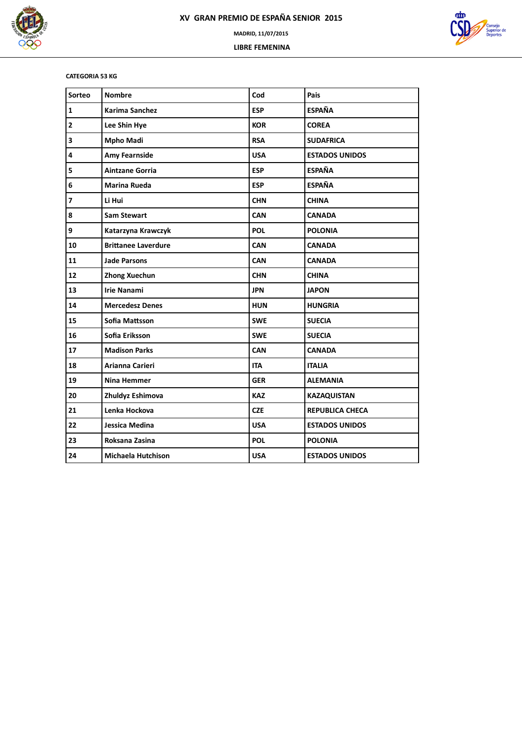# XV GRAN PREMIO DE ESPAÑA SENIOR 2015

MADRID, 11/07/2015

LIBRE FEMENINA

**CATEGORIA 53 KG**

| Sorteo | Nombre | Cod | Pais |
|---|---|---|---|
| 1 | Karima Sanchez | ESP | ESPAÑA |
| 2 | Lee Shin Hye | KOR | COREA |
| 3 | Mpho Madi | RSA | SUDAFRICA |
| 4 | Amy Fearnside | USA | ESTADOS UNIDOS |
| 5 | Aintzane Gorria | ESP | ESPAÑA |
| 6 | Marina Rueda | ESP | ESPAÑA |
| 7 | Li Hui | CHN | CHINA |
| 8 | Sam Stewart | CAN | CANADA |
| 9 | Katarzyna Krawczyk | POL | POLONIA |
| 10 | Brittanee Laverdure | CAN | CANADA |
| 11 | Jade Parsons | CAN | CANADA |
| 12 | Zhong Xuechun | CHN | CHINA |
| 13 | Irie Nanami | JPN | JAPON |
| 14 | Mercedesz Denes | HUN | HUNGRIA |
| 15 | Sofia Mattsson | SWE | SUECIA |
| 16 | Sofia Eriksson | SWE | SUECIA |
| 17 | Madison Parks | CAN | CANADA |
| 18 | Arianna Carieri | ITA | ITALIA |
| 19 | Nina Hemmer | GER | ALEMANIA |
| 20 | Zhuldyz Eshimova | KAZ | KAZAQUISTAN |
| 21 | Lenka Hockova | CZE | REPUBLICA CHECA |
| 22 | Jessica Medina | USA | ESTADOS UNIDOS |
| 23 | Roksana Zasina | POL | POLONIA |
| 24 | Michaela Hutchison | USA | ESTADOS UNIDOS |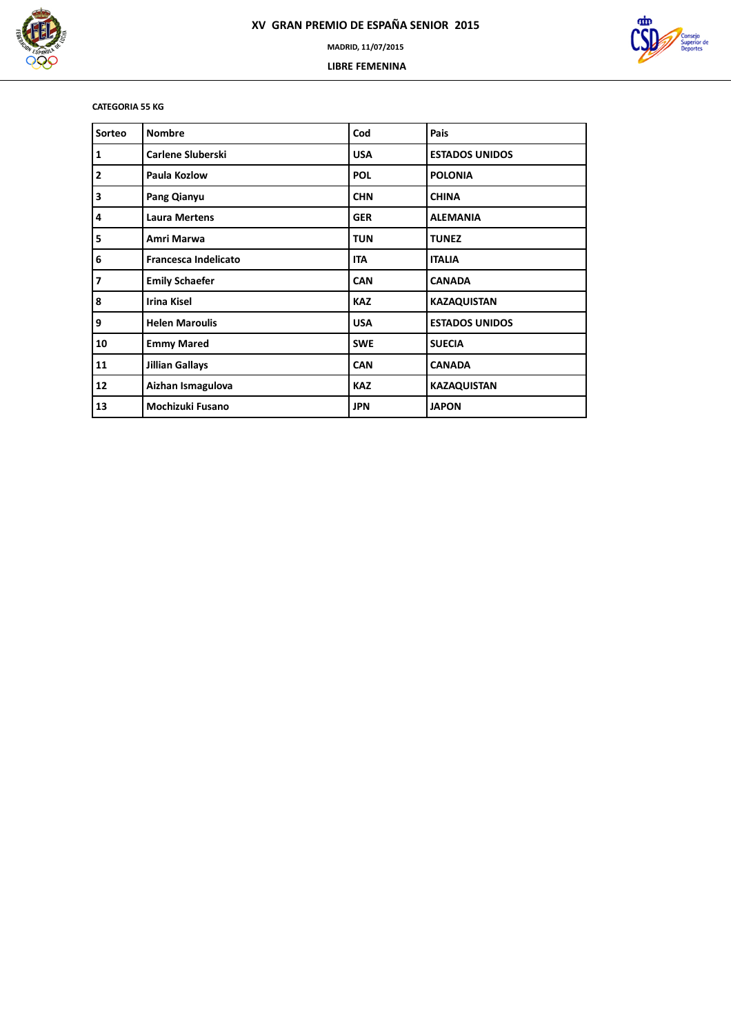# XV GRAN PREMIO DE ESPAÑA SENIOR 2015

MADRID, 11/07/2015

LIBRE FEMENINA

**CATEGORIA 55 KG**

| Sorteo | Nombre | Cod | Pais |
|---|---|---|---|
| 1 | Carlene Sluberski | USA | ESTADOS UNIDOS |
| 2 | Paula Kozlow | POL | POLONIA |
| 3 | Pang Qianyu | CHN | CHINA |
| 4 | Laura Mertens | GER | ALEMANIA |
| 5 | Amri Marwa | TUN | TUNEZ |
| 6 | Francesca Indelicato | ITA | ITALIA |
| 7 | Emily Schaefer | CAN | CANADA |
| 8 | Irina Kisel | KAZ | KAZAQUISTAN |
| 9 | Helen Maroulis | USA | ESTADOS UNIDOS |
| 10 | Emmy Mared | SWE | SUECIA |
| 11 | Jillian Gallays | CAN | CANADA |
| 12 | Aizhan Ismagulova | KAZ | KAZAQUISTAN |
| 13 | Mochizuki Fusano | JPN | JAPON |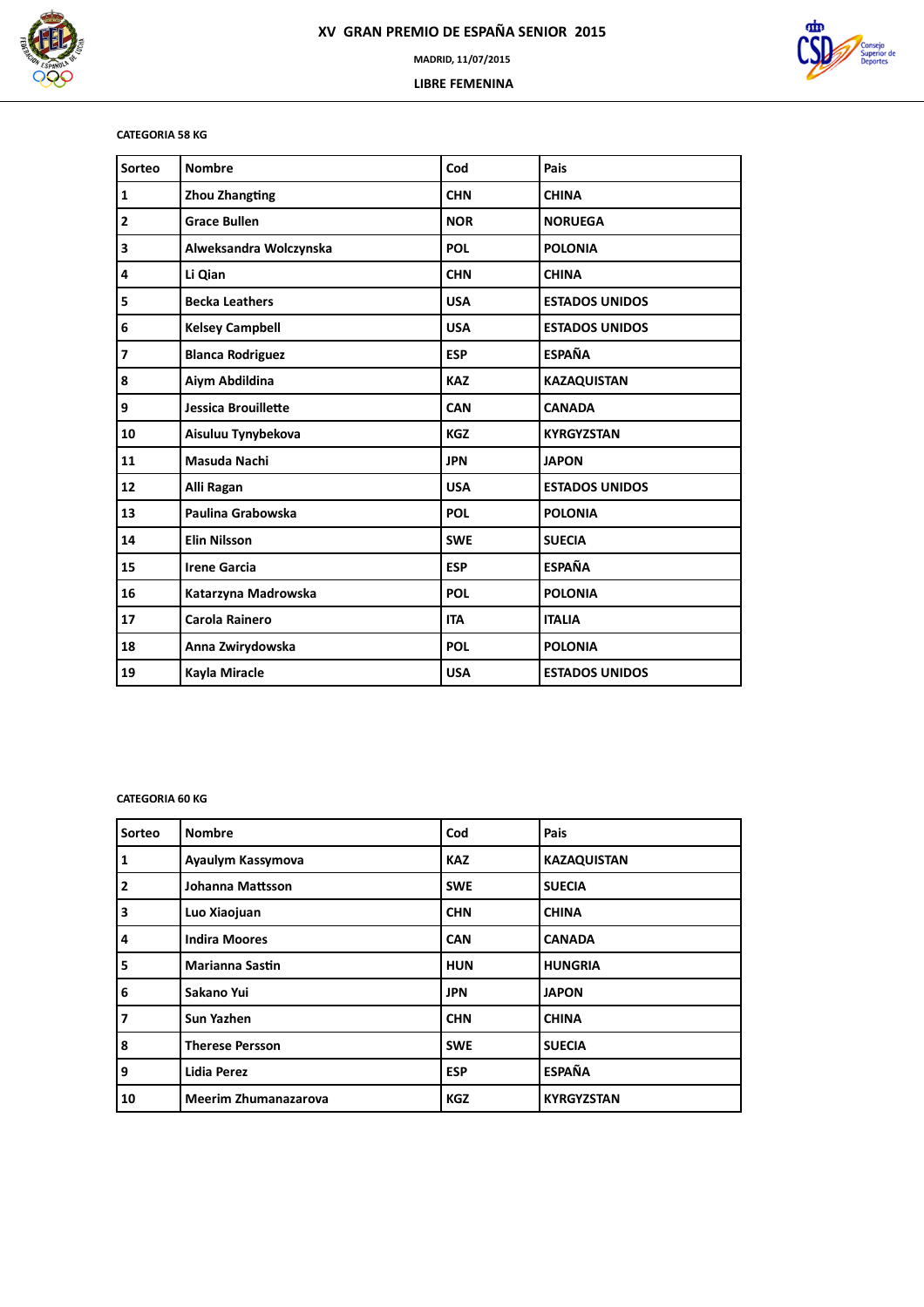# XV GRAN PREMIO DE ESPAÑA SENIOR 2015

MADRID, 11/07/2015

LIBRE FEMENINA

**CATEGORIA 58 KG**

| Sorteo | Nombre | Cod | Pais |
|---|---|---|---|
| 1 | Zhou Zhangting | CHN | CHINA |
| 2 | Grace Bullen | NOR | NORUEGA |
| 3 | Alweksandra Wolczynska | POL | POLONIA |
| 4 | Li Qian | CHN | CHINA |
| 5 | Becka Leathers | USA | ESTADOS UNIDOS |
| 6 | Kelsey Campbell | USA | ESTADOS UNIDOS |
| 7 | Blanca Rodriguez | ESP | ESPAÑA |
| 8 | Aiym Abdildina | KAZ | KAZAQUISTAN |
| 9 | Jessica Brouillette | CAN | CANADA |
| 10 | Aisuluu Tynybekova | KGZ | KYRGYZSTAN |
| 11 | Masuda Nachi | JPN | JAPON |
| 12 | Alli Ragan | USA | ESTADOS UNIDOS |
| 13 | Paulina Grabowska | POL | POLONIA |
| 14 | Elin Nilsson | SWE | SUECIA |
| 15 | Irene Garcia | ESP | ESPAÑA |
| 16 | Katarzyna Madrowska | POL | POLONIA |
| 17 | Carola Rainero | ITA | ITALIA |
| 18 | Anna Zwirydowska | POL | POLONIA |
| 19 | Kayla Miracle | USA | ESTADOS UNIDOS |

**CATEGORIA 60 KG**

| Sorteo | Nombre | Cod | Pais |
|---|---|---|---|
| 1 | Ayaulym Kassymova | KAZ | KAZAQUISTAN |
| 2 | Johanna Mattsson | SWE | SUECIA |
| 3 | Luo Xiaojuan | CHN | CHINA |
| 4 | Indira Moores | CAN | CANADA |
| 5 | Marianna Sastin | HUN | HUNGRIA |
| 6 | Sakano Yui | JPN | JAPON |
| 7 | Sun Yazhen | CHN | CHINA |
| 8 | Therese Persson | SWE | SUECIA |
| 9 | Lidia Perez | ESP | ESPAÑA |
| 10 | Meerim Zhumanazarova | KGZ | KYRGYZSTAN |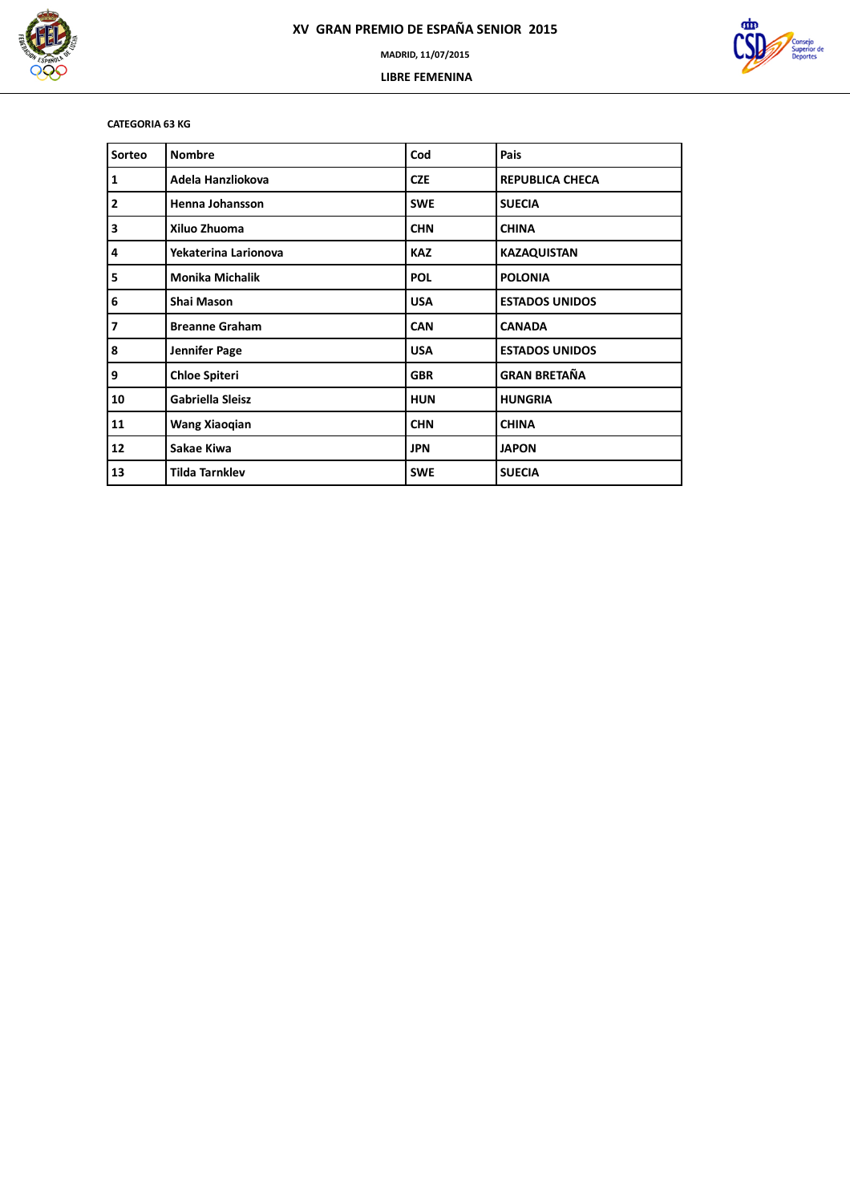# XV GRAN PREMIO DE ESPAÑA SENIOR 2015

**MADRID, 11/07/2015**

**LIBRE FEMENINA**

**CATEGORIA 63 KG**

| Sorteo | Nombre | Cod | Pais |
|---|---|---|---|
| 1 | Adela Hanzliokova | CZE | REPUBLICA CHECA |
| 2 | Henna Johansson | SWE | SUECIA |
| 3 | Xiluo Zhuoma | CHN | CHINA |
| 4 | Yekaterina Larionova | KAZ | KAZAQUISTAN |
| 5 | Monika Michalik | POL | POLONIA |
| 6 | Shai Mason | USA | ESTADOS UNIDOS |
| 7 | Breanne Graham | CAN | CANADA |
| 8 | Jennifer Page | USA | ESTADOS UNIDOS |
| 9 | Chloe Spiteri | GBR | GRAN BRETAÑA |
| 10 | Gabriella Sleisz | HUN | HUNGRIA |
| 11 | Wang Xiaoqian | CHN | CHINA |
| 12 | Sakae Kiwa | JPN | JAPON |
| 13 | Tilda Tarnklev | SWE | SUECIA |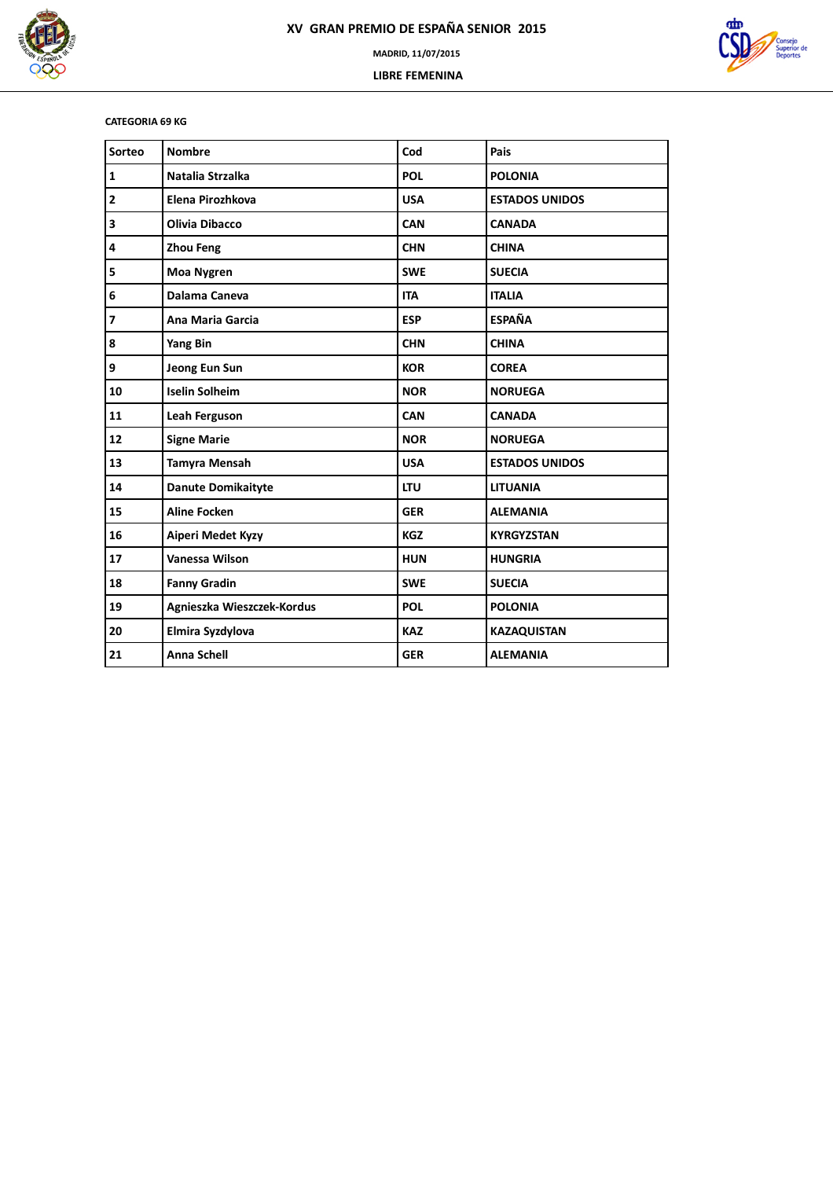# XV GRAN PREMIO DE ESPAÑA SENIOR 2015

MADRID, 11/07/2015

LIBRE FEMENINA

**CATEGORIA 69 KG**

| Sorteo | Nombre | Cod | Pais |
|---|---|---|---|
| 1 | Natalia Strzalka | POL | POLONIA |
| 2 | Elena Pirozhkova | USA | ESTADOS UNIDOS |
| 3 | Olivia Dibacco | CAN | CANADA |
| 4 | Zhou Feng | CHN | CHINA |
| 5 | Moa Nygren | SWE | SUECIA |
| 6 | Dalama Caneva | ITA | ITALIA |
| 7 | Ana Maria Garcia | ESP | ESPAÑA |
| 8 | Yang Bin | CHN | CHINA |
| 9 | Jeong Eun Sun | KOR | COREA |
| 10 | Iselin Solheim | NOR | NORUEGA |
| 11 | Leah Ferguson | CAN | CANADA |
| 12 | Signe Marie | NOR | NORUEGA |
| 13 | Tamyra Mensah | USA | ESTADOS UNIDOS |
| 14 | Danute Domikaityte | LTU | LITUANIA |
| 15 | Aline Focken | GER | ALEMANIA |
| 16 | Aiperi Medet Kyzy | KGZ | KYRGYZSTAN |
| 17 | Vanessa Wilson | HUN | HUNGRIA |
| 18 | Fanny Gradin | SWE | SUECIA |
| 19 | Agnieszka Wieszczek-Kordus | POL | POLONIA |
| 20 | Elmira Syzdylova | KAZ | KAZAQUISTAN |
| 21 | Anna Schell | GER | ALEMANIA |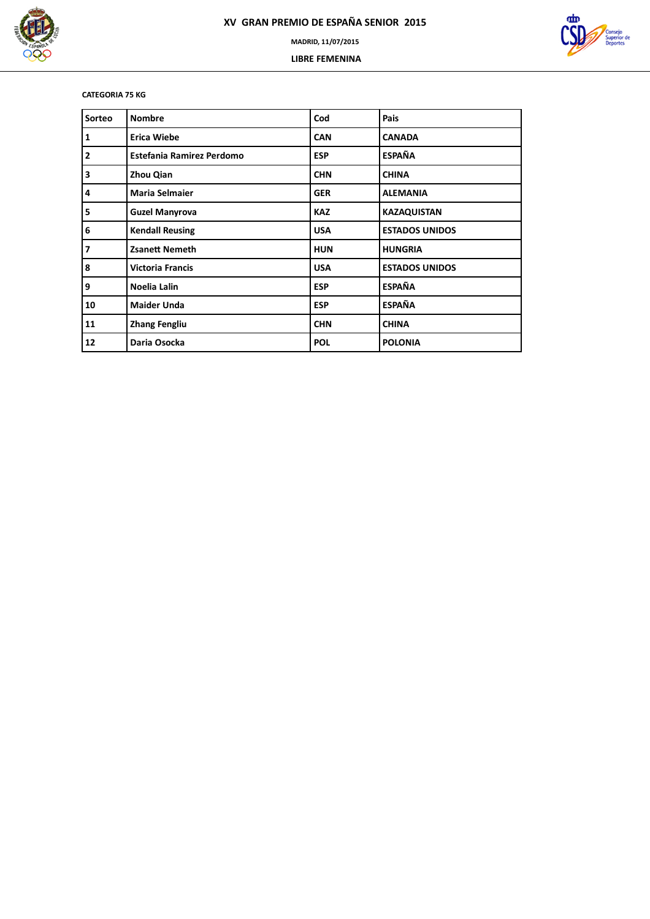# XV GRAN PREMIO DE ESPAÑA SENIOR 2015

**MADRID, 11/07/2015**

**LIBRE FEMENINA**

**CATEGORIA 75 KG**

| Sorteo | Nombre | Cod | Pais |
|---|---|---|---|
| 1 | Erica Wiebe | CAN | CANADA |
| 2 | Estefania Ramirez Perdomo | ESP | ESPAÑA |
| 3 | Zhou Qian | CHN | CHINA |
| 4 | Maria Selmaier | GER | ALEMANIA |
| 5 | Guzel Manyrova | KAZ | KAZAQUISTAN |
| 6 | Kendall Reusing | USA | ESTADOS UNIDOS |
| 7 | Zsanett Nemeth | HUN | HUNGRIA |
| 8 | Victoria Francis | USA | ESTADOS UNIDOS |
| 9 | Noelia Lalin | ESP | ESPAÑA |
| 10 | Maider Unda | ESP | ESPAÑA |
| 11 | Zhang Fengliu | CHN | CHINA |
| 12 | Daria Osocka | POL | POLONIA |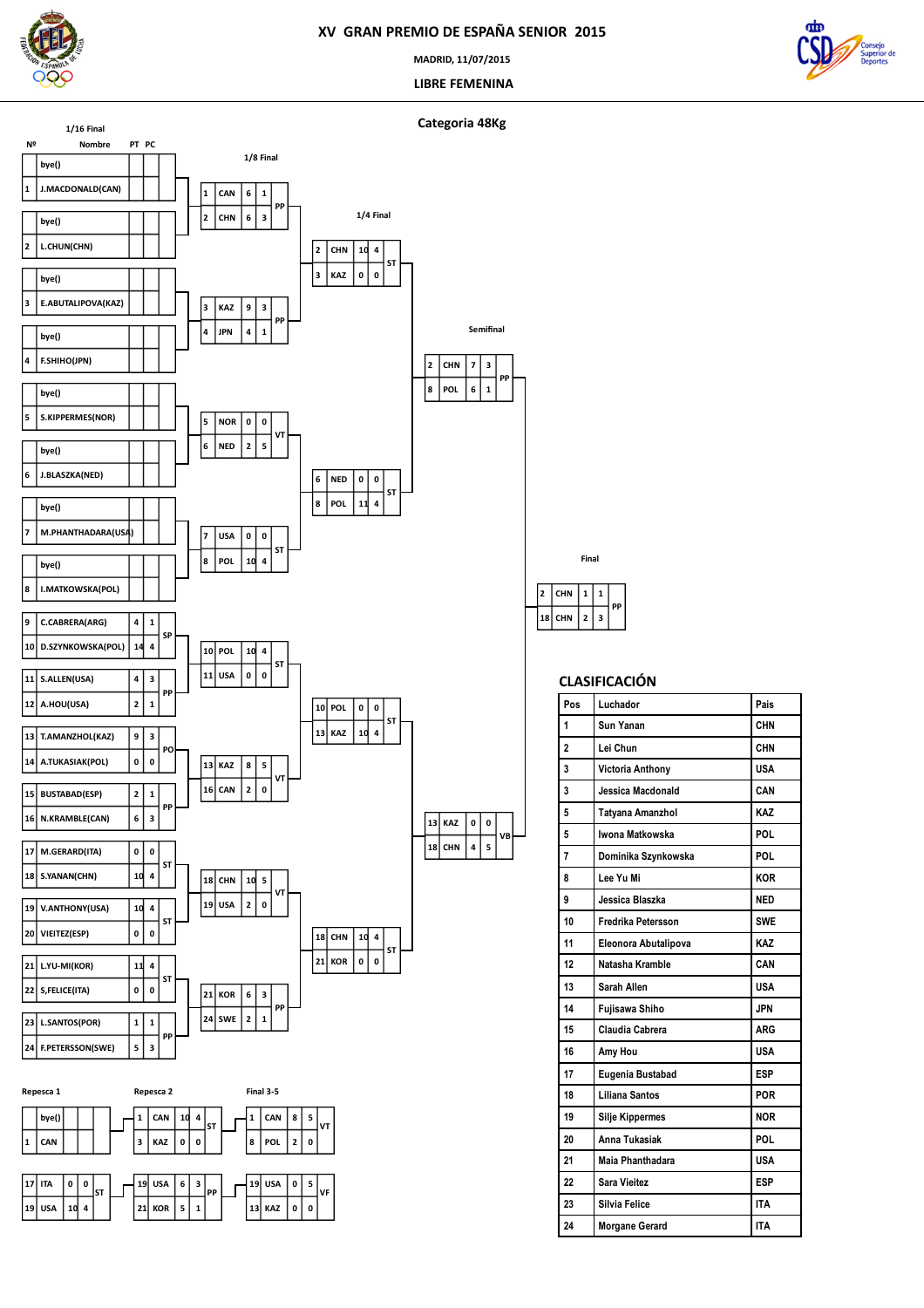# XV GRAN PREMIO DE ESPAÑA SENIOR 2015

MADRID, 11/07/2015

LIBRE FEMENINA

## Categoria 48Kg

### 1/16 Final

| Nº | Nombre | PT | PC |
|---|---|---|---|
| | bye() | | |
| 1 | J.MACDONALD(CAN) | | |
| | bye() | | |
| 2 | L.CHUN(CHN) | | |
| | bye() | | |
| 3 | E.ABUTALIPOVA(KAZ) | | |
| | bye() | | |
| 4 | F.SHIHO(JPN) | | |
| | bye() | | |
| 5 | S.KIPPERMES(NOR) | | |
| | bye() | | |
| 6 | J.BLASZKA(NED) | | |
| | bye() | | |
| 7 | M.PHANTHADARA(USA) | | |
| | bye() | | |
| 8 | I.MATKOWSKA(POL) | | |
| 9 | C.CABRERA(ARG) | 4 | 1 |
| 10 | D.SZYNKOWSKA(POL) | 14 | 4 |
| 11 | S.ALLEN(USA) | 4 | 3 |
| 12 | A.HOU(USA) | 2 | 1 |
| 13 | T.AMANZHOL(KAZ) | 9 | 3 |
| 14 | A.TUKASIAK(POL) | 0 | 0 |
| 15 | BUSTABAD(ESP) | 2 | 1 |
| 16 | N.KRAMBLE(CAN) | 6 | 3 |
| 17 | M.GERARD(ITA) | 0 | 0 |
| 18 | S.YANAN(CHN) | 10 | 4 |
| 19 | V.ANTHONY(USA) | 10 | 4 |
| 20 | VIEITEZ(ESP) | 0 | 0 |
| 21 | L.YU-MI(KOR) | 11 | 4 |
| 22 | S,FELICE(ITA) | 0 | 0 |
| 23 | L.SANTOS(POR) | 1 | 1 |
| 24 | F.PETERSSON(SWE) | 5 | 3 |

Results: 9–10 SP; 11–12 PP; 13–14 PO; 15–16 PP; 17–18 ST; 19–20 ST; 21–22 ST; 23–24 PP

### 1/8 Final

| Nº | País | PT | PC | Result |
|---|---|---|---|---|
| 1 | CAN | 6 | 1 | PP |
| 2 | CHN | 6 | 3 | |
| 3 | KAZ | 9 | 3 | PP |
| 4 | JPN | 4 | 1 | |
| 5 | NOR | 0 | 0 | VT |
| 6 | NED | 2 | 5 | |
| 7 | USA | 0 | 0 | ST |
| 8 | POL | 10 | 4 | |
| 10 | POL | 10 | 4 | ST |
| 11 | USA | 0 | 0 | |
| 13 | KAZ | 8 | 5 | VT |
| 16 | CAN | 2 | 0 | |
| 18 | CHN | 10 | 5 | VT |
| 19 | USA | 2 | 0 | |
| 21 | KOR | 6 | 3 | PP |
| 24 | SWE | 2 | 1 | |

### 1/4 Final

| Nº | País | PT | PC | Result |
|---|---|---|---|---|
| 2 | CHN | 10 | 4 | ST |
| 3 | KAZ | 0 | 0 | |
| 6 | NED | 0 | 0 | ST |
| 8 | POL | 11 | 4 | |
| 10 | POL | 0 | 0 | ST |
| 13 | KAZ | 10 | 4 | |
| 18 | CHN | 10 | 4 | ST |
| 21 | KOR | 0 | 0 | |

### Semifinal

| Nº | País | PT | PC | Result |
|---|---|---|---|---|
| 2 | CHN | 7 | 3 | PP |
| 8 | POL | 6 | 1 | |
| 13 | KAZ | 0 | 0 | VB |
| 18 | CHN | 4 | 5 | |

### Final

| Nº | País | PT | PC | Result |
|---|---|---|---|---|
| 2 | CHN | 1 | 1 | PP |
| 18 | CHN | 2 | 3 | |

### Repesca 1

| Nº | País | PT | PC | Result |
|---|---|---|---|---|
| | bye() | | | |
| 1 | CAN | | | |
| 17 | ITA | 0 | 0 | ST |
| 19 | USA | 10 | 4 | |

### Repesca 2

| Nº | País | PT | PC | Result |
|---|---|---|---|---|
| 1 | CAN | 10 | 4 | ST |
| 3 | KAZ | 0 | 0 | |
| 19 | USA | 6 | 3 | PP |
| 21 | KOR | 5 | 1 | |

### Final 3-5

| Nº | País | PT | PC | Result |
|---|---|---|---|---|
| 1 | CAN | 8 | 5 | VT |
| 8 | POL | 2 | 0 | |
| 19 | USA | 0 | 5 | VF |
| 13 | KAZ | 0 | 0 | |

## CLASIFICACIÓN

| Pos | Luchador | Pais |
|---|---|---|
| 1 | Sun Yanan | CHN |
| 2 | Lei Chun | CHN |
| 3 | Victoria Anthony | USA |
| 3 | Jessica Macdonald | CAN |
| 5 | Tatyana Amanzhol | KAZ |
| 5 | Iwona Matkowska | POL |
| 7 | Dominika Szynkowska | POL |
| 8 | Lee Yu Mi | KOR |
| 9 | Jessica Blaszka | NED |
| 10 | Fredrika Petersson | SWE |
| 11 | Eleonora Abutalipova | KAZ |
| 12 | Natasha Kramble | CAN |
| 13 | Sarah Allen | USA |
| 14 | Fujisawa Shiho | JPN |
| 15 | Claudia Cabrera | ARG |
| 16 | Amy Hou | USA |
| 17 | Eugenia Bustabad | ESP |
| 18 | Liliana Santos | POR |
| 19 | Silje Kippermes | NOR |
| 20 | Anna Tukasiak | POL |
| 21 | Maia Phanthadara | USA |
| 22 | Sara Vieitez | ESP |
| 23 | Silvia Felice | ITA |
| 24 | Morgane Gerard | ITA |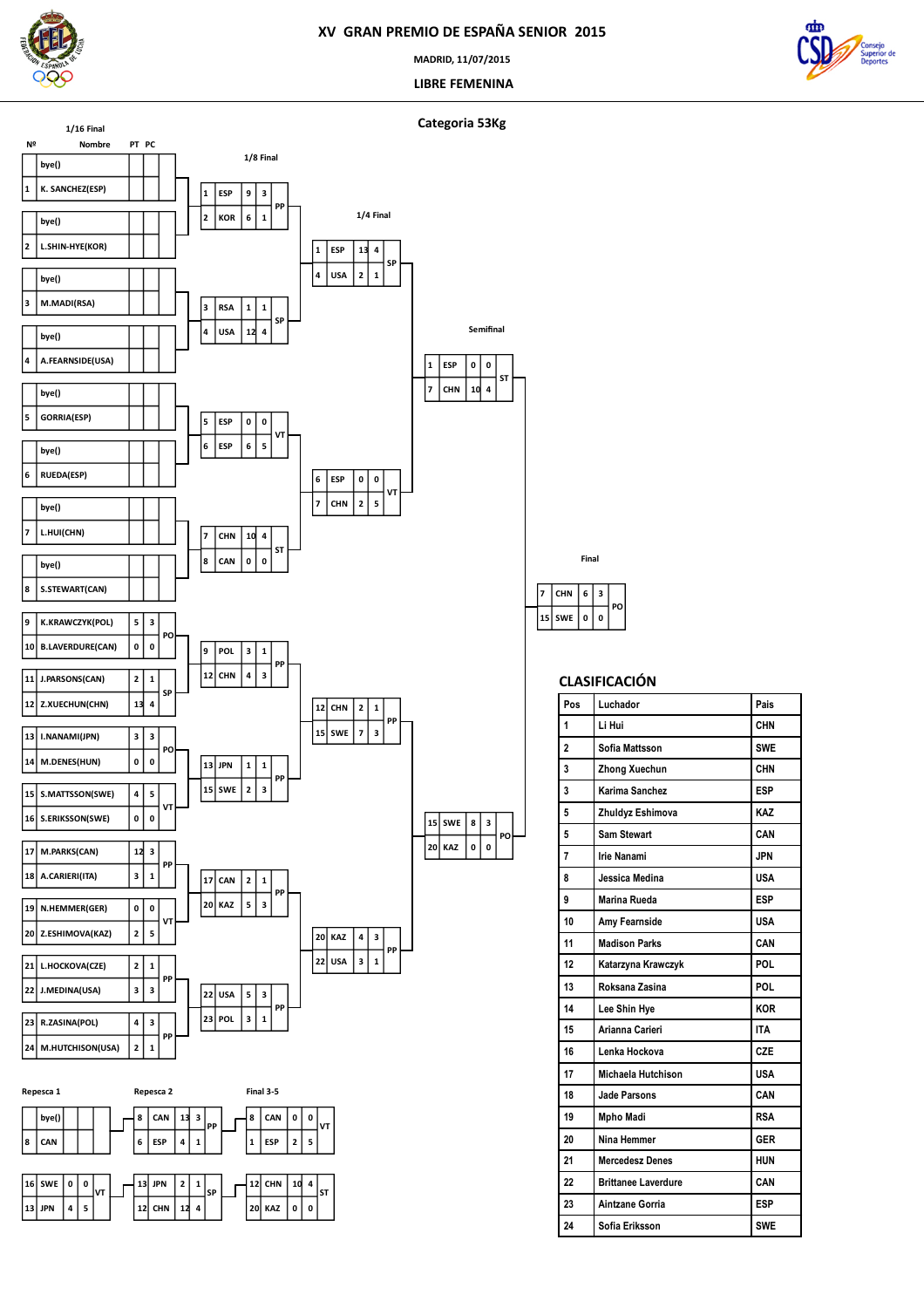# XV GRAN PREMIO DE ESPAÑA SENIOR 2015

MADRID, 11/07/2015

LIBRE FEMENINA

## Categoria 53Kg

### 1/16 Final

| Nº | Nombre | PT | PC |
|---|---|---|---|
| | bye() | | |
| 1 | K. SANCHEZ(ESP) | | |
| | bye() | | |
| 2 | L.SHIN-HYE(KOR) | | |
| | bye() | | |
| 3 | M.MADI(RSA) | | |
| | bye() | | |
| 4 | A.FEARNSIDE(USA) | | |
| | bye() | | |
| 5 | GORRIA(ESP) | | |
| | bye() | | |
| 6 | RUEDA(ESP) | | |
| | bye() | | |
| 7 | L.HUI(CHN) | | |
| | bye() | | |
| 8 | S.STEWART(CAN) | | |
| 9 | K.KRAWCZYK(POL) | 5 | 3 |
| 10 | B.LAVERDURE(CAN) | 0 | 0 |
| 11 | J.PARSONS(CAN) | 2 | 1 |
| 12 | Z.XUECHUN(CHN) | 13 | 4 |
| 13 | I.NANAMI(JPN) | 3 | 3 |
| 14 | M.DENES(HUN) | 0 | 0 |
| 15 | S.MATTSSON(SWE) | 4 | 5 |
| 16 | S.ERIKSSON(SWE) | 0 | 0 |
| 17 | M.PARKS(CAN) | 12 | 3 |
| 18 | A.CARIERI(ITA) | 3 | 1 |
| 19 | N.HEMMER(GER) | 0 | 0 |
| 20 | Z.ESHIMOVA(KAZ) | 2 | 5 |
| 21 | L.HOCKOVA(CZE) | 2 | 1 |
| 22 | J.MEDINA(USA) | 3 | 3 |
| 23 | R.ZASINA(POL) | 4 | 3 |
| 24 | M.HUTCHISON(USA) | 2 | 1 |

Results: 9–10 PO; 11–12 SP; 13–14 PO; 15–16 VT; 17–18 PP; 19–20 VT; 21–22 PP; 23–24 PP

### 1/8 Final

| Nº | País | PT | PC | |
|---|---|---|---|---|
| 1 | ESP | 9 | 3 | PP |
| 2 | KOR | 6 | 1 | |
| 3 | RSA | 1 | 1 | SP |
| 4 | USA | 12 | 4 | |
| 5 | ESP | 0 | 0 | VT |
| 6 | ESP | 6 | 5 | |
| 7 | CHN | 10 | 4 | ST |
| 8 | CAN | 0 | 0 | |
| 9 | POL | 3 | 1 | PP |
| 12 | CHN | 4 | 3 | |
| 13 | JPN | 1 | 1 | PP |
| 15 | SWE | 2 | 3 | |
| 17 | CAN | 2 | 1 | PP |
| 20 | KAZ | 5 | 3 | |
| 22 | USA | 5 | 3 | PP |
| 23 | POL | 3 | 1 | |

### 1/4 Final

| Nº | País | PT | PC | |
|---|---|---|---|---|
| 1 | ESP | 13 | 4 | SP |
| 4 | USA | 2 | 1 | |
| 6 | ESP | 0 | 0 | VT |
| 7 | CHN | 2 | 5 | |
| 12 | CHN | 2 | 1 | PP |
| 15 | SWE | 7 | 3 | |
| 20 | KAZ | 4 | 3 | PP |
| 22 | USA | 3 | 1 | |

### Semifinal

| Nº | País | PT | PC | |
|---|---|---|---|---|
| 1 | ESP | 0 | 0 | ST |
| 7 | CHN | 10 | 4 | |
| 15 | SWE | 8 | 3 | PO |
| 20 | KAZ | 0 | 0 | |

### Final

| Nº | País | PT | PC | |
|---|---|---|---|---|
| 7 | CHN | 6 | 3 | PO |
| 15 | SWE | 0 | 0 | |

### Repesca 1

| Nº | País | PT | PC | |
|---|---|---|---|---|
| | bye() | | | |
| 8 | CAN | | | |
| 16 | SWE | 0 | 0 | VT |
| 13 | JPN | 4 | 5 | |

### Repesca 2

| Nº | País | PT | PC | |
|---|---|---|---|---|
| 8 | CAN | 13 | 3 | PP |
| 6 | ESP | 4 | 1 | |
| 13 | JPN | 2 | 1 | SP |
| 12 | CHN | 12 | 4 | |

### Final 3-5

| Nº | País | PT | PC | |
|---|---|---|---|---|
| 8 | CAN | 0 | 0 | VT |
| 1 | ESP | 2 | 5 | |
| 12 | CHN | 10 | 4 | ST |
| 20 | KAZ | 0 | 0 | |

## CLASIFICACIÓN

| Pos | Luchador | Pais |
|---|---|---|
| 1 | Li Hui | CHN |
| 2 | Sofia Mattsson | SWE |
| 3 | Zhong Xuechun | CHN |
| 3 | Karima Sanchez | ESP |
| 5 | Zhuldyz Eshimova | KAZ |
| 5 | Sam Stewart | CAN |
| 7 | Irie Nanami | JPN |
| 8 | Jessica Medina | USA |
| 9 | Marina Rueda | ESP |
| 10 | Amy Fearnside | USA |
| 11 | Madison Parks | CAN |
| 12 | Katarzyna Krawczyk | POL |
| 13 | Roksana Zasina | POL |
| 14 | Lee Shin Hye | KOR |
| 15 | Arianna Carieri | ITA |
| 16 | Lenka Hockova | CZE |
| 17 | Michaela Hutchison | USA |
| 18 | Jade Parsons | CAN |
| 19 | Mpho Madi | RSA |
| 20 | Nina Hemmer | GER |
| 21 | Mercedesz Denes | HUN |
| 22 | Brittanee Laverdure | CAN |
| 23 | Aintzane Gorria | ESP |
| 24 | Sofia Eriksson | SWE |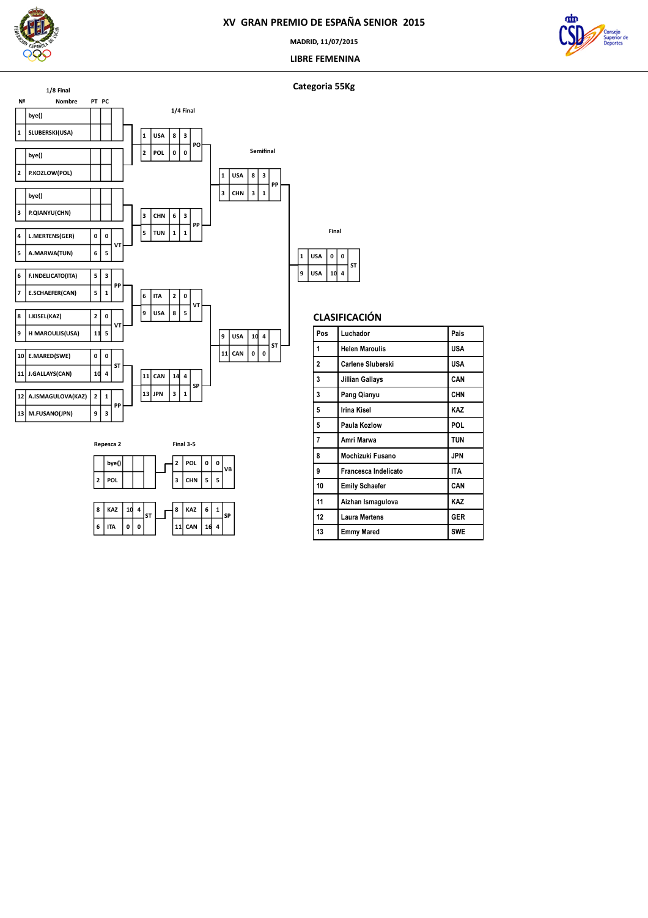# XV GRAN PREMIO DE ESPAÑA SENIOR 2015

MADRID, 11/07/2015

LIBRE FEMENINA

## Categoria 55Kg

### 1/8 Final

| Nº | Nombre | PT | PC | |
|---|---|---|---|---|
| | bye() | | | |
| 1 | SLUBERSKI(USA) | | | |
| | bye() | | | |
| 2 | P.KOZLOW(POL) | | | |
| | bye() | | | |
| 3 | P.QIANYU(CHN) | | | |
| 4 | L.MERTENS(GER) | 0 | 0 | VT |
| 5 | A.MARWA(TUN) | 6 | 5 | |
| 6 | F.INDELICATO(ITA) | 5 | 3 | PP |
| 7 | E.SCHAEFER(CAN) | 5 | 1 | |
| 8 | I.KISEL(KAZ) | 2 | 0 | VT |
| 9 | H MAROULIS(USA) | 11 | 5 | |
| 10 | E.MARED(SWE) | 0 | 0 | ST |
| 11 | J.GALLAYS(CAN) | 10 | 4 | |
| 12 | A.ISMAGULOVA(KAZ) | 2 | 1 | PP |
| 13 | M.FUSANO(JPN) | 9 | 3 | |

### 1/4 Final

| Nº | País | PT | PC | |
|---|---|---|---|---|
| 1 | USA | 8 | 3 | PO |
| 2 | POL | 0 | 0 | |
| 3 | CHN | 6 | 3 | PP |
| 5 | TUN | 1 | 1 | |
| 6 | ITA | 2 | 0 | VT |
| 9 | USA | 8 | 5 | |
| 11 | CAN | 14 | 4 | SP |
| 13 | JPN | 3 | 1 | |

### Semifinal

| Nº | País | PT | PC | |
|---|---|---|---|---|
| 1 | USA | 8 | 3 | PP |
| 3 | CHN | 3 | 1 | |
| 9 | USA | 10 | 4 | ST |
| 11 | CAN | 0 | 0 | |

### Final

| Nº | País | PT | PC | |
|---|---|---|---|---|
| 1 | USA | 0 | 0 | ST |
| 9 | USA | 10 | 4 | |

### Repesca 2

| Nº | País | PT | PC | |
|---|---|---|---|---|
| | bye() | | | |
| 2 | POL | | | |
| 8 | KAZ | 10 | 4 | ST |
| 6 | ITA | 0 | 0 | |

### Final 3-5

| Nº | País | PT | PC | |
|---|---|---|---|---|
| 2 | POL | 0 | 0 | VB |
| 3 | CHN | 5 | 5 | |
| 8 | KAZ | 6 | 1 | SP |
| 11 | CAN | 16 | 4 | |

## CLASIFICACIÓN

| Pos | Luchador | Pais |
|---|---|---|
| 1 | Helen Maroulis | USA |
| 2 | Carlene Sluberski | USA |
| 3 | Jillian Gallays | CAN |
| 3 | Pang Qianyu | CHN |
| 5 | Irina Kisel | KAZ |
| 5 | Paula Kozlow | POL |
| 7 | Amri Marwa | TUN |
| 8 | Mochizuki Fusano | JPN |
| 9 | Francesca Indelicato | ITA |
| 10 | Emily Schaefer | CAN |
| 11 | Aizhan Ismagulova | KAZ |
| 12 | Laura Mertens | GER |
| 13 | Emmy Mared | SWE |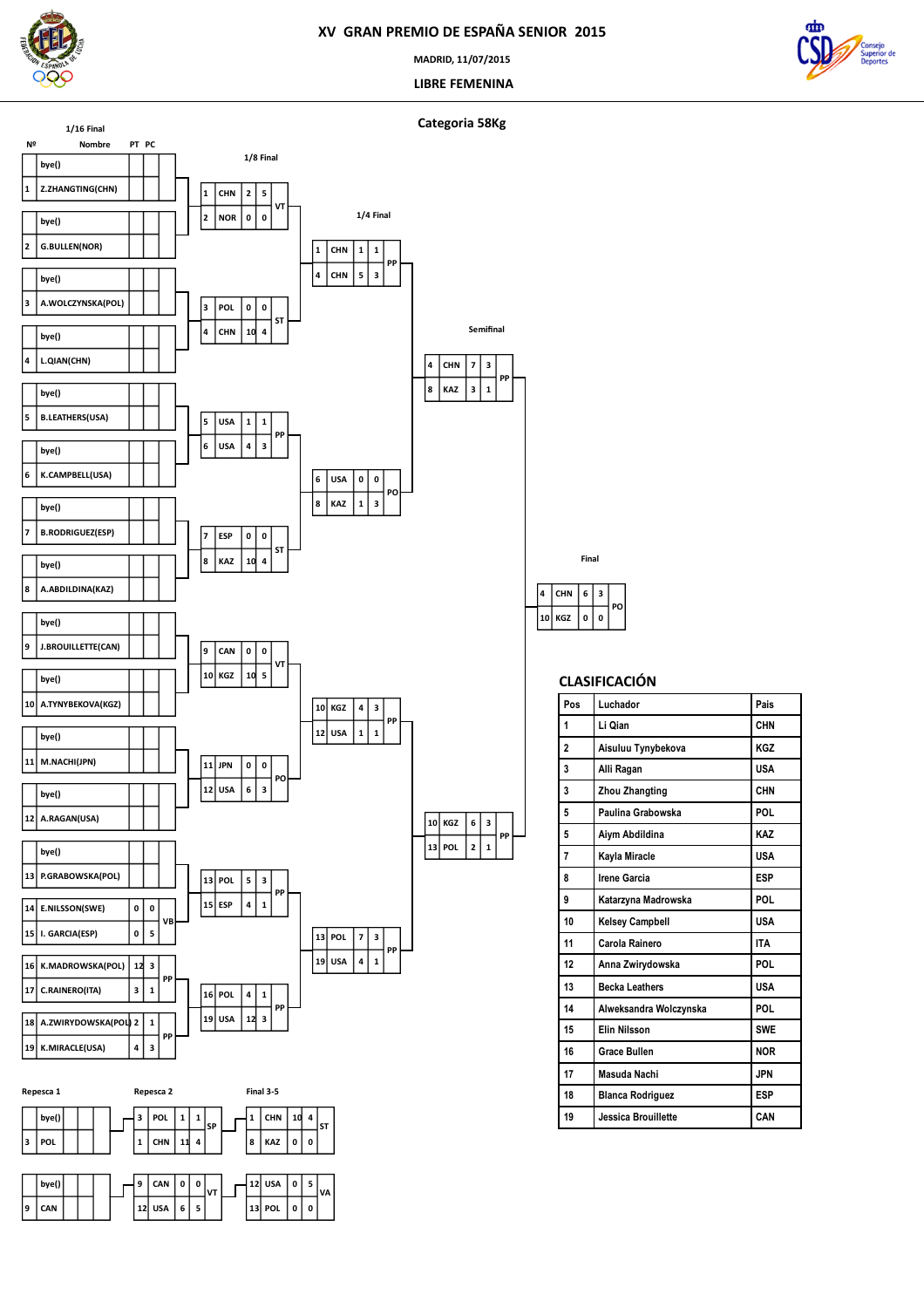# XV GRAN PREMIO DE ESPAÑA SENIOR 2015

MADRID, 11/07/2015

LIBRE FEMENINA

## Categoria 58Kg

### 1/16 Final

| Nº | Nombre | PT | PC |
|---|---|---|---|
| | bye() | | |
| 1 | Z.ZHANGTING(CHN) | | |
| | bye() | | |
| 2 | G.BULLEN(NOR) | | |
| | bye() | | |
| 3 | A.WOLCZYNSKA(POL) | | |
| | bye() | | |
| 4 | L.QIAN(CHN) | | |
| | bye() | | |
| 5 | B.LEATHERS(USA) | | |
| | bye() | | |
| 6 | K.CAMPBELL(USA) | | |
| | bye() | | |
| 7 | B.RODRIGUEZ(ESP) | | |
| | bye() | | |
| 8 | A.ABDILDINA(KAZ) | | |
| | bye() | | |
| 9 | J.BROUILLETTE(CAN) | | |
| | bye() | | |
| 10 | A.TYNYBEKOVA(KGZ) | | |
| | bye() | | |
| 11 | M.NACHI(JPN) | | |
| | bye() | | |
| 12 | A.RAGAN(USA) | | |
| | bye() | | |
| 13 | P.GRABOWSKA(POL) | | |
| 14 | E.NILSSON(SWE) | 0 | 0 |
| 15 | I. GARCIA(ESP) | 0 | 5 |
| 16 | K.MADROWSKA(POL) | 12 | 3 |
| 17 | C.RAINERO(ITA) | 3 | 1 |
| 18 | A.ZWIRYDOWSKA(POL) | 2 | 1 |
| 19 | K.MIRACLE(USA) | 4 | 3 |

Results: 14 vs 15 – VB; 16 vs 17 – PP; 18 vs 19 – PP

### 1/8 Final

| Nº | País | PT | PC | Tipo |
|---|---|---|---|---|
| 1 | CHN | 2 | 5 | VT |
| 2 | NOR | 0 | 0 | |
| 3 | POL | 0 | 0 | ST |
| 4 | CHN | 10 | 4 | |
| 5 | USA | 1 | 1 | PP |
| 6 | USA | 4 | 3 | |
| 7 | ESP | 0 | 0 | ST |
| 8 | KAZ | 10 | 4 | |
| 9 | CAN | 0 | 0 | VT |
| 10 | KGZ | 10 | 5 | |
| 11 | JPN | 0 | 0 | PO |
| 12 | USA | 6 | 3 | |
| 13 | POL | 5 | 3 | PP |
| 15 | ESP | 4 | 1 | |
| 16 | POL | 4 | 1 | PP |
| 19 | USA | 12 | 3 | |

### 1/4 Final

| Nº | País | PT | PC | Tipo |
|---|---|---|---|---|
| 1 | CHN | 1 | 1 | PP |
| 4 | CHN | 5 | 3 | |
| 6 | USA | 0 | 0 | PO |
| 8 | KAZ | 1 | 3 | |
| 10 | KGZ | 4 | 3 | PP |
| 12 | USA | 1 | 1 | |
| 13 | POL | 7 | 3 | PP |
| 19 | USA | 4 | 1 | |

### Semifinal

| Nº | País | PT | PC | Tipo |
|---|---|---|---|---|
| 4 | CHN | 7 | 3 | PP |
| 8 | KAZ | 3 | 1 | |
| 10 | KGZ | 6 | 3 | PP |
| 13 | POL | 2 | 1 | |

### Final

| Nº | País | PT | PC | Tipo |
|---|---|---|---|---|
| 4 | CHN | 6 | 3 | PO |
| 10 | KGZ | 0 | 0 | |

### Repesca 1

| Nº | País | | |
|---|---|---|---|
| | bye() | | |
| 3 | POL | | |
| | bye() | | |
| 9 | CAN | | |

### Repesca 2

| Nº | País | PT | PC | Tipo |
|---|---|---|---|---|
| 3 | POL | 1 | 1 | SP |
| 1 | CHN | 11 | 4 | |
| 9 | CAN | 0 | 0 | VT |
| 12 | USA | 6 | 5 | |

### Final 3-5

| Nº | País | PT | PC | Tipo |
|---|---|---|---|---|
| 1 | CHN | 10 | 4 | ST |
| 8 | KAZ | 0 | 0 | |
| 12 | USA | 0 | 5 | VA |
| 13 | POL | 0 | 0 | |

## CLASIFICACIÓN

| Pos | Luchador | Pais |
|---|---|---|
| 1 | Li Qian | CHN |
| 2 | Aisuluu Tynybekova | KGZ |
| 3 | Alli Ragan | USA |
| 3 | Zhou Zhangting | CHN |
| 5 | Paulina Grabowska | POL |
| 5 | Aiym Abdildina | KAZ |
| 7 | Kayla Miracle | USA |
| 8 | Irene Garcia | ESP |
| 9 | Katarzyna Madrowska | POL |
| 10 | Kelsey Campbell | USA |
| 11 | Carola Rainero | ITA |
| 12 | Anna Zwirydowska | POL |
| 13 | Becka Leathers | USA |
| 14 | Alweksandra Wolczynska | POL |
| 15 | Elin Nilsson | SWE |
| 16 | Grace Bullen | NOR |
| 17 | Masuda Nachi | JPN |
| 18 | Blanca Rodriguez | ESP |
| 19 | Jessica Brouillette | CAN |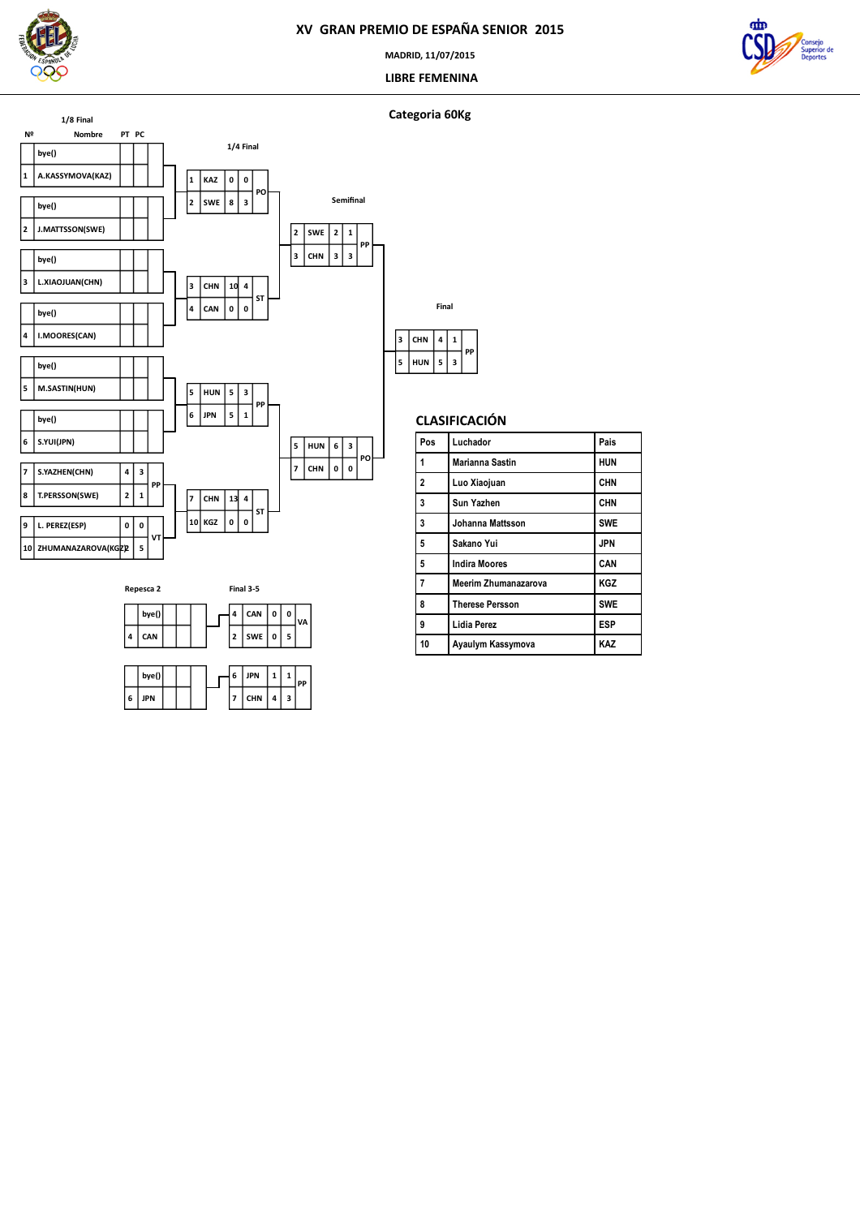# XV GRAN PREMIO DE ESPAÑA SENIOR 2015

MADRID, 11/07/2015

LIBRE FEMENINA

## Categoria 60Kg

### 1/8 Final

| Nº | Nombre | PT | PC |
|---|---|---|---|
| | bye() | | |
| 1 | A.KASSYMOVA(KAZ) | | |
| | bye() | | |
| 2 | J.MATTSSON(SWE) | | |
| | bye() | | |
| 3 | L.XIAOJUAN(CHN) | | |
| | bye() | | |
| 4 | I.MOORES(CAN) | | |
| | bye() | | |
| 5 | M.SASTIN(HUN) | | |
| | bye() | | |
| 6 | S.YUI(JPN) | | |
| 7 | S.YAZHEN(CHN) | 4 | 3 |
| 8 | T.PERSSON(SWE) | 2 | 1 |
| 9 | L. PEREZ(ESP) | 0 | 0 |
| 10 | ZHUMANAZAROVA(KGZ) | 2 | 5 |

7 vs 8: PP
9 vs 10: VT

### 1/4 Final

| Nº | País | PT | PC | |
|---|---|---|---|---|
| 1 | KAZ | 0 | 0 | PO |
| 2 | SWE | 8 | 3 | |
| 3 | CHN | 10 | 4 | ST |
| 4 | CAN | 0 | 0 | |
| 5 | HUN | 5 | 3 | PP |
| 6 | JPN | 5 | 1 | |
| 7 | CHN | 13 | 4 | ST |
| 10 | KGZ | 0 | 0 | |

### Semifinal

| Nº | País | PT | PC | |
|---|---|---|---|---|
| 2 | SWE | 2 | 1 | PP |
| 3 | CHN | 3 | 3 | |
| 5 | HUN | 6 | 3 | PO |
| 7 | CHN | 0 | 0 | |

### Final

| Nº | País | PT | PC | |
|---|---|---|---|---|
| 3 | CHN | 4 | 1 | PP |
| 5 | HUN | 5 | 3 | |

### Repesca 2

| Nº | Nombre | | |
|---|---|---|---|
| | bye() | | |
| 4 | CAN | | |
| | bye() | | |
| 6 | JPN | | |

### Final 3-5

| Nº | País | PT | PC | |
|---|---|---|---|---|
| 4 | CAN | 0 | 0 | VA |
| 2 | SWE | 0 | 5 | |
| 6 | JPN | 1 | 1 | PP |
| 7 | CHN | 4 | 3 | |

## CLASIFICACIÓN

| Pos | Luchador | Pais |
|---|---|---|
| 1 | Marianna Sastin | HUN |
| 2 | Luo Xiaojuan | CHN |
| 3 | Sun Yazhen | CHN |
| 3 | Johanna Mattsson | SWE |
| 5 | Sakano Yui | JPN |
| 5 | Indira Moores | CAN |
| 7 | Meerim Zhumanazarova | KGZ |
| 8 | Therese Persson | SWE |
| 9 | Lidia Perez | ESP |
| 10 | Ayaulym Kassymova | KAZ |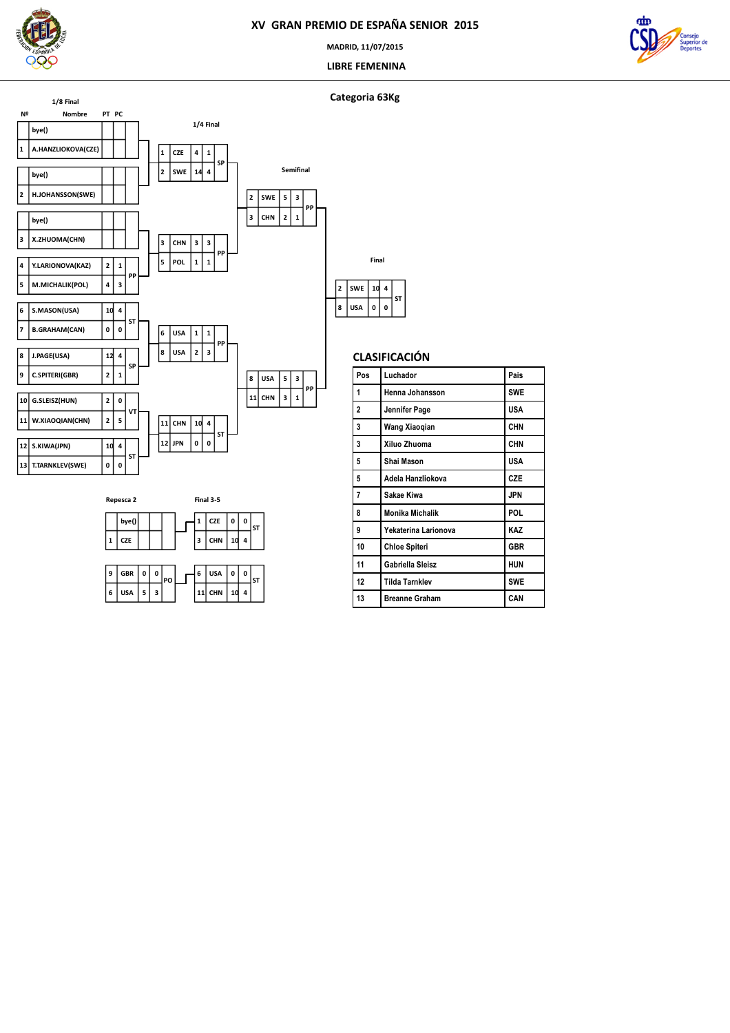# XV GRAN PREMIO DE ESPAÑA SENIOR 2015

MADRID, 11/07/2015

LIBRE FEMENINA

## Categoria 63Kg

### 1/8 Final

| Nº | Nombre | PT | PC | |
|---|---|---|---|---|
| | bye() | | | |
| 1 | A.HANZLIOKOVA(CZE) | | | |
| | bye() | | | |
| 2 | H.JOHANSSON(SWE) | | | |
| | bye() | | | |
| 3 | X.ZHUOMA(CHN) | | | |
| 4 | Y.LARIONOVA(KAZ) | 2 | 1 | PP |
| 5 | M.MICHALIK(POL) | 4 | 3 | |
| 6 | S.MASON(USA) | 10 | 4 | ST |
| 7 | B.GRAHAM(CAN) | 0 | 0 | |
| 8 | J.PAGE(USA) | 12 | 4 | SP |
| 9 | C.SPITERI(GBR) | 2 | 1 | |
| 10 | G.SLEISZ(HUN) | 2 | 0 | VT |
| 11 | W.XIAOQIAN(CHN) | 2 | 5 | |
| 12 | S.KIWA(JPN) | 10 | 4 | ST |
| 13 | T.TARNKLEV(SWE) | 0 | 0 | |

### 1/4 Final

| Nº | País | PT | PC | |
|---|---|---|---|---|
| 1 | CZE | 4 | 1 | SP |
| 2 | SWE | 14 | 4 | |
| 3 | CHN | 3 | 3 | PP |
| 5 | POL | 1 | 1 | |
| 6 | USA | 1 | 1 | PP |
| 8 | USA | 2 | 3 | |
| 11 | CHN | 10 | 4 | ST |
| 12 | JPN | 0 | 0 | |

### Semifinal

| Nº | País | PT | PC | |
|---|---|---|---|---|
| 2 | SWE | 5 | 3 | PP |
| 3 | CHN | 2 | 1 | |
| 8 | USA | 5 | 3 | PP |
| 11 | CHN | 3 | 1 | |

### Final

| Nº | País | PT | PC | |
|---|---|---|---|---|
| 2 | SWE | 10 | 4 | ST |
| 8 | USA | 0 | 0 | |

### Repesca 2

| Nº | País | PT | PC | |
|---|---|---|---|---|
| | bye() | | | |
| 1 | CZE | | | |
| 9 | GBR | 0 | 0 | PO |
| 6 | USA | 5 | 3 | |

### Final 3-5

| Nº | País | PT | PC | |
|---|---|---|---|---|
| 1 | CZE | 0 | 0 | ST |
| 3 | CHN | 10 | 4 | |
| 6 | USA | 0 | 0 | ST |
| 11 | CHN | 10 | 4 | |

## CLASIFICACIÓN

| Pos | Luchador | Pais |
|---|---|---|
| 1 | Henna Johansson | SWE |
| 2 | Jennifer Page | USA |
| 3 | Wang Xiaoqian | CHN |
| 3 | Xiluo Zhuoma | CHN |
| 5 | Shai Mason | USA |
| 5 | Adela Hanzliokova | CZE |
| 7 | Sakae Kiwa | JPN |
| 8 | Monika Michalik | POL |
| 9 | Yekaterina Larionova | KAZ |
| 10 | Chloe Spiteri | GBR |
| 11 | Gabriella Sleisz | HUN |
| 12 | Tilda Tarnklev | SWE |
| 13 | Breanne Graham | CAN |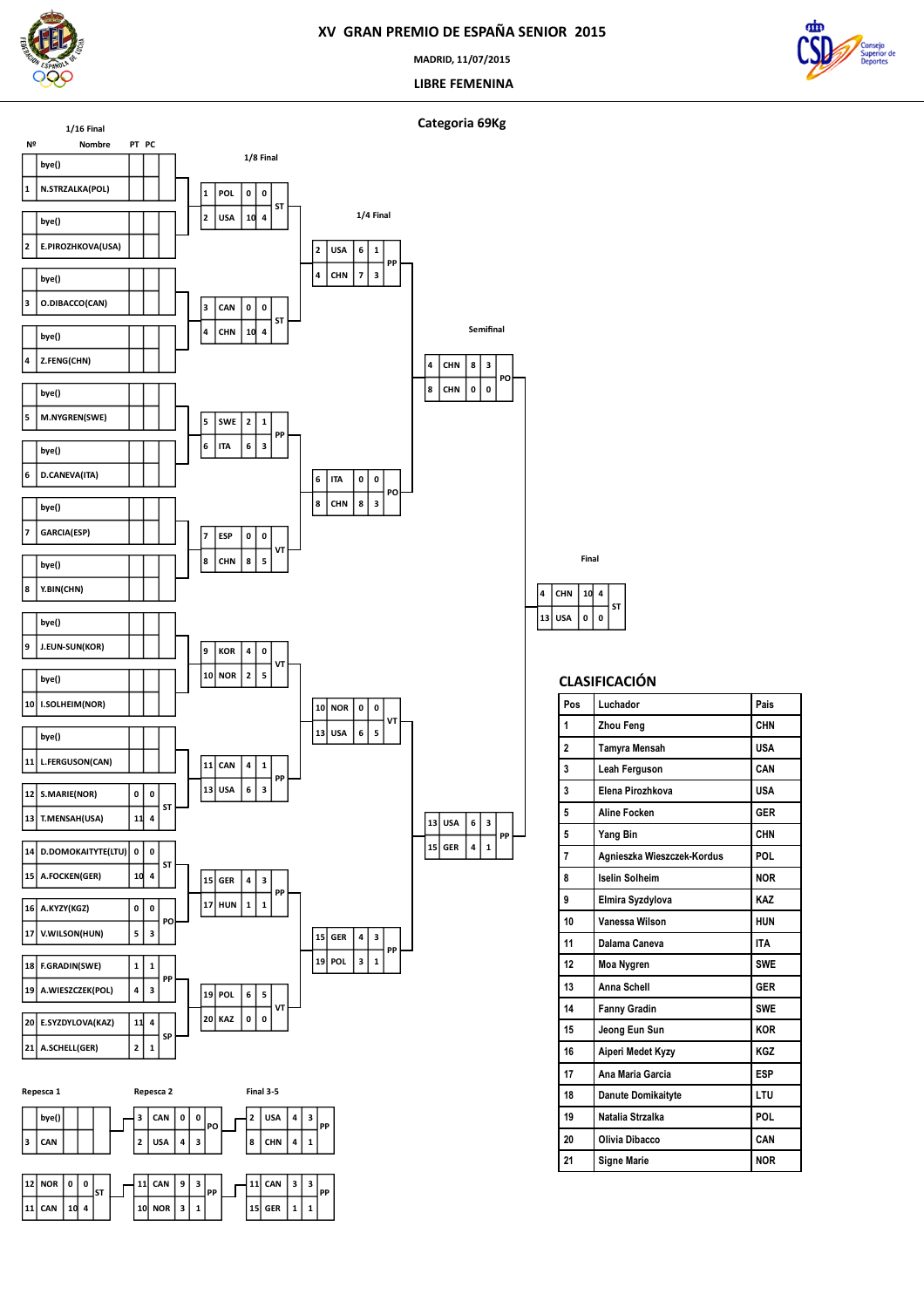# XV GRAN PREMIO DE ESPAÑA SENIOR 2015

MADRID, 11/07/2015

LIBRE FEMENINA

## Categoria 69Kg

### 1/16 Final

| Nº | Nombre | PT | PC |
|---|---|---|---|
| | bye() | | |
| 1 | N.STRZALKA(POL) | | |
| | bye() | | |
| 2 | E.PIROZHKOVA(USA) | | |
| | bye() | | |
| 3 | O.DIBACCO(CAN) | | |
| | bye() | | |
| 4 | Z.FENG(CHN) | | |
| | bye() | | |
| 5 | M.NYGREN(SWE) | | |
| | bye() | | |
| 6 | D.CANEVA(ITA) | | |
| | bye() | | |
| 7 | GARCIA(ESP) | | |
| | bye() | | |
| 8 | Y.BIN(CHN) | | |
| | bye() | | |
| 9 | J.EUN-SUN(KOR) | | |
| | bye() | | |
| 10 | I.SOLHEIM(NOR) | | |
| | bye() | | |
| 11 | L.FERGUSON(CAN) | | |
| 12 | S.MARIE(NOR) | 0 | 0 |
| 13 | T.MENSAH(USA) | 11 | 4 |
| 14 | D.DOMOKAYTYTE(LTU) | 0 | 0 |
| 15 | A.FOCKEN(GER) | 10 | 4 |
| 16 | A.KYZY(KGZ) | 0 | 0 |
| 17 | V.WILSON(HUN) | 5 | 3 |
| 18 | F.GRADIN(SWE) | 1 | 1 |
| 19 | A.WIESZCZEK(POL) | 4 | 3 |
| 20 | E.SYZDYLOVA(KAZ) | 11 | 4 |
| 21 | A.SCHELL(GER) | 2 | 1 |

Results: 12 vs 13: ST; 14 vs 15: ST; 16 vs 17: PO; 18 vs 19: PP; 20 vs 21: SP

### 1/8 Final

| Nº | País | PT | PC | |
|---|---|---|---|---|
| 1 | POL | 0 | 0 | ST |
| 2 | USA | 10 | 4 | |
| 3 | CAN | 0 | 0 | ST |
| 4 | CHN | 10 | 4 | |
| 5 | SWE | 2 | 1 | PP |
| 6 | ITA | 6 | 3 | |
| 7 | ESP | 0 | 0 | VT |
| 8 | CHN | 8 | 5 | |
| 9 | KOR | 4 | 0 | VT |
| 10 | NOR | 2 | 5 | |
| 11 | CAN | 4 | 1 | PP |
| 13 | USA | 6 | 3 | |
| 15 | GER | 4 | 3 | PP |
| 17 | HUN | 1 | 1 | |
| 19 | POL | 6 | 5 | VT |
| 20 | KAZ | 0 | 0 | |

### 1/4 Final

| Nº | País | PT | PC | |
|---|---|---|---|---|
| 2 | USA | 6 | 1 | PP |
| 4 | CHN | 7 | 3 | |
| 6 | ITA | 0 | 0 | PO |
| 8 | CHN | 8 | 3 | |
| 10 | NOR | 0 | 0 | VT |
| 13 | USA | 6 | 5 | |
| 15 | GER | 4 | 3 | PP |
| 19 | POL | 3 | 1 | |

### Semifinal

| Nº | País | PT | PC | |
|---|---|---|---|---|
| 4 | CHN | 8 | 3 | PO |
| 8 | CHN | 0 | 0 | |
| 13 | USA | 6 | 3 | PP |
| 15 | GER | 4 | 1 | |

### Final

| Nº | País | PT | PC | |
|---|---|---|---|---|
| 4 | CHN | 10 | 4 | ST |
| 13 | USA | 0 | 0 | |

### Repesca 1

| Nº | País | PT | PC | |
|---|---|---|---|---|
| | bye() | | | |
| 3 | CAN | | | |
| 12 | NOR | 0 | 0 | ST |
| 11 | CAN | 10 | 4 | |

### Repesca 2

| Nº | País | PT | PC | |
|---|---|---|---|---|
| 3 | CAN | 0 | 0 | PO |
| 2 | USA | 4 | 3 | |
| 11 | CAN | 9 | 3 | PP |
| 10 | NOR | 3 | 1 | |

### Final 3-5

| Nº | País | PT | PC | |
|---|---|---|---|---|
| 2 | USA | 4 | 3 | PP |
| 8 | CHN | 4 | 1 | |
| 11 | CAN | 3 | 3 | PP |
| 15 | GER | 1 | 1 | |

## CLASIFICACIÓN

| Pos | Luchador | Pais |
|---|---|---|
| 1 | Zhou Feng | CHN |
| 2 | Tamyra Mensah | USA |
| 3 | Leah Ferguson | CAN |
| 3 | Elena Pirozhkova | USA |
| 5 | Aline Focken | GER |
| 5 | Yang Bin | CHN |
| 7 | Agnieszka Wieszczek-Kordus | POL |
| 8 | Iselin Solheim | NOR |
| 9 | Elmira Syzdylova | KAZ |
| 10 | Vanessa Wilson | HUN |
| 11 | Dalama Caneva | ITA |
| 12 | Moa Nygren | SWE |
| 13 | Anna Schell | GER |
| 14 | Fanny Gradin | SWE |
| 15 | Jeong Eun Sun | KOR |
| 16 | Aiperi Medet Kyzy | KGZ |
| 17 | Ana Maria Garcia | ESP |
| 18 | Danute Domikaityte | LTU |
| 19 | Natalia Strzalka | POL |
| 20 | Olivia Dibacco | CAN |
| 21 | Signe Marie | NOR |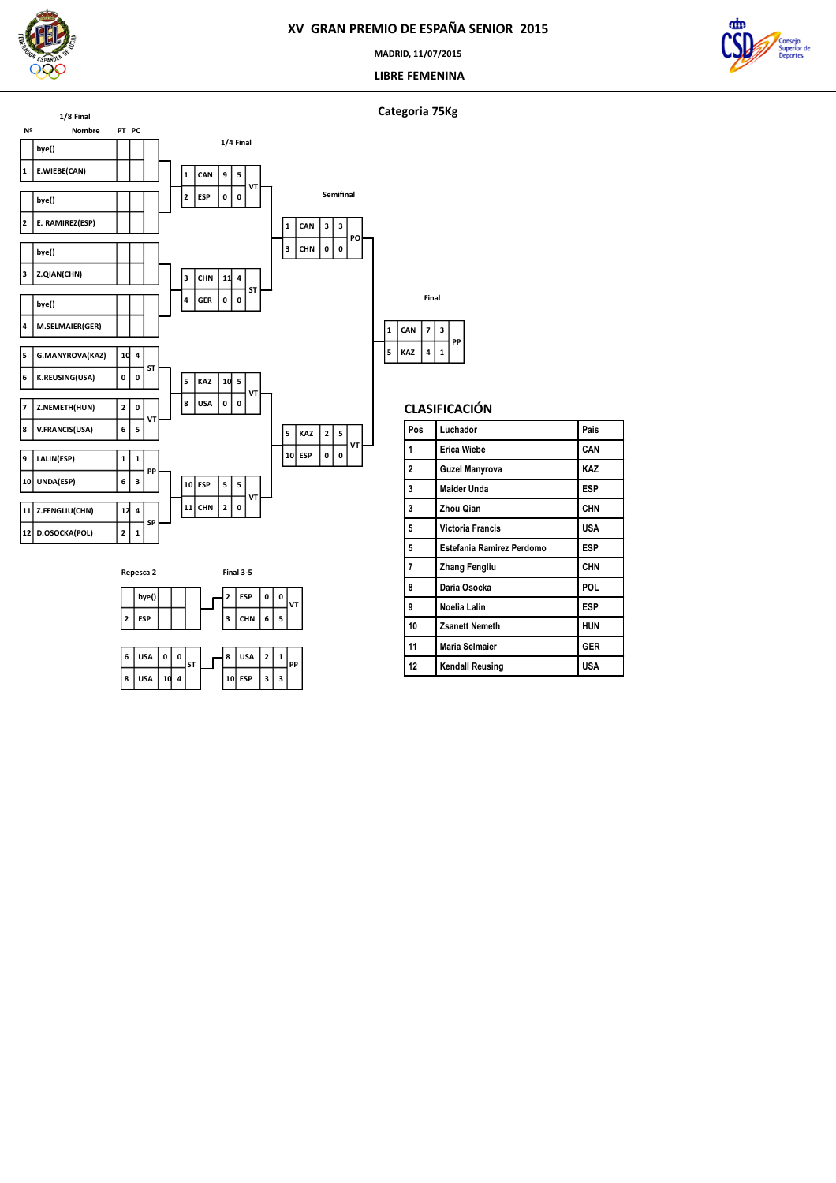# XV GRAN PREMIO DE ESPAÑA SENIOR 2015

MADRID, 11/07/2015

LIBRE FEMENINA

## Categoria 75Kg

### 1/8 Final

| Nº | Nombre | PT | PC | |
|---|---|---|---|---|
| | bye() | | | |
| 1 | E.WIEBE(CAN) | | | |
| | bye() | | | |
| 2 | E. RAMIREZ(ESP) | | | |
| | bye() | | | |
| 3 | Z.QIAN(CHN) | | | |
| | bye() | | | |
| 4 | M.SELMAIER(GER) | | | |
| 5 | G.MANYROVA(KAZ) | 10 | 4 | ST |
| 6 | K.REUSING(USA) | 0 | 0 | |
| 7 | Z.NEMETH(HUN) | 2 | 0 | VT |
| 8 | V.FRANCIS(USA) | 6 | 5 | |
| 9 | LALIN(ESP) | 1 | 1 | PP |
| 10 | UNDA(ESP) | 6 | 3 | |
| 11 | Z.FENGLIU(CHN) | 12 | 4 | SP |
| 12 | D.OSOCKA(POL) | 2 | 1 | |

### 1/4 Final

| | | | | |
|---|---|---|---|---|
| 1 | CAN | 9 | 5 | VT |
| 2 | ESP | 0 | 0 | |
| 3 | CHN | 11 | 4 | ST |
| 4 | GER | 0 | 0 | |
| 5 | KAZ | 10 | 5 | VT |
| 8 | USA | 0 | 0 | |
| 10 | ESP | 5 | 5 | VT |
| 11 | CHN | 2 | 0 | |

### Semifinal

| | | | | |
|---|---|---|---|---|
| 1 | CAN | 3 | 3 | PO |
| 3 | CHN | 0 | 0 | |
| 5 | KAZ | 2 | 5 | VT |
| 10 | ESP | 0 | 0 | |

### Final

| | | | | |
|---|---|---|---|---|
| 1 | CAN | 7 | 3 | PP |
| 5 | KAZ | 4 | 1 | |

### Repesca 2

| | | | | |
|---|---|---|---|---|
| | bye() | | | |
| 2 | ESP | | | |
| 6 | USA | 0 | 0 | ST |
| 8 | USA | 10 | 4 | |

### Final 3-5

| | | | | |
|---|---|---|---|---|
| 2 | ESP | 0 | 0 | VT |
| 3 | CHN | 6 | 5 | |
| 8 | USA | 2 | 1 | PP |
| 10 | ESP | 3 | 3 | |

## CLASIFICACIÓN

| Pos | Luchador | Pais |
|---|---|---|
| 1 | Erica Wiebe | CAN |
| 2 | Guzel Manyrova | KAZ |
| 3 | Maider Unda | ESP |
| 3 | Zhou Qian | CHN |
| 5 | Victoria Francis | USA |
| 5 | Estefania Ramirez Perdomo | ESP |
| 7 | Zhang Fengliu | CHN |
| 8 | Daria Osocka | POL |
| 9 | Noelia Lalin | ESP |
| 10 | Zsanett Nemeth | HUN |
| 11 | Maria Selmaier | GER |
| 12 | Kendall Reusing | USA |